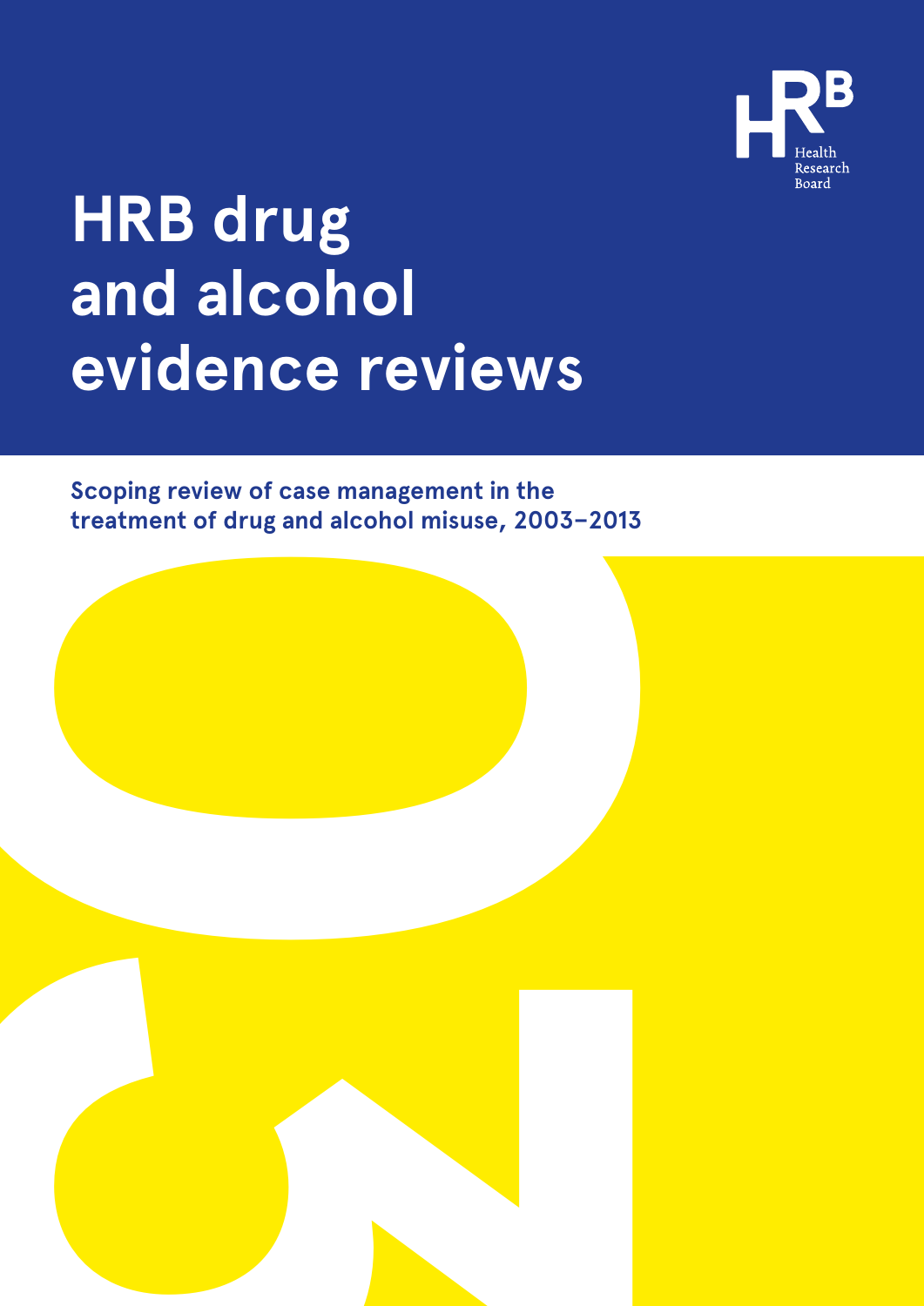Health Research Board

# HRB drug and alcohol evidence reviews

**Scoping review of case management in the treatment of drug and alcohol misuse, 2003–2013**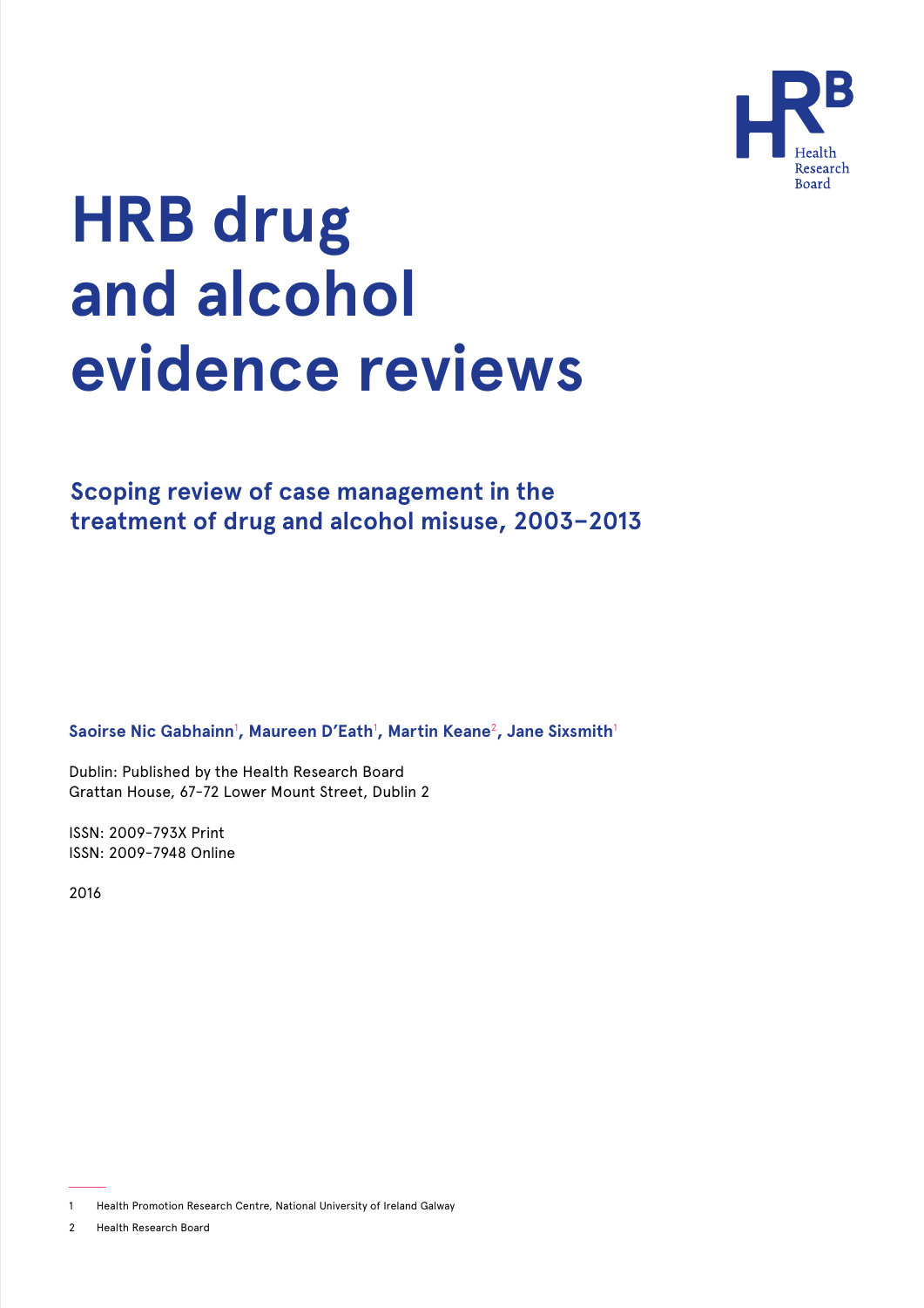# HRB drug and alcohol evidence reviews

## Scoping review of case management in the treatment of drug and alcohol misuse, 2003–2013

**Saoirse Nic Gabhainn[1], Maureen D'Eath[1], Martin Keane[2], Jane Sixsmith[1]**

Dublin: Published by the Health Research Board
Grattan House, 67-72 Lower Mount Street, Dublin 2

ISSN: 2009-793X Print
ISSN: 2009-7948 Online

2016

---

1 Health Promotion Research Centre, National University of Ireland Galway

2 Health Research Board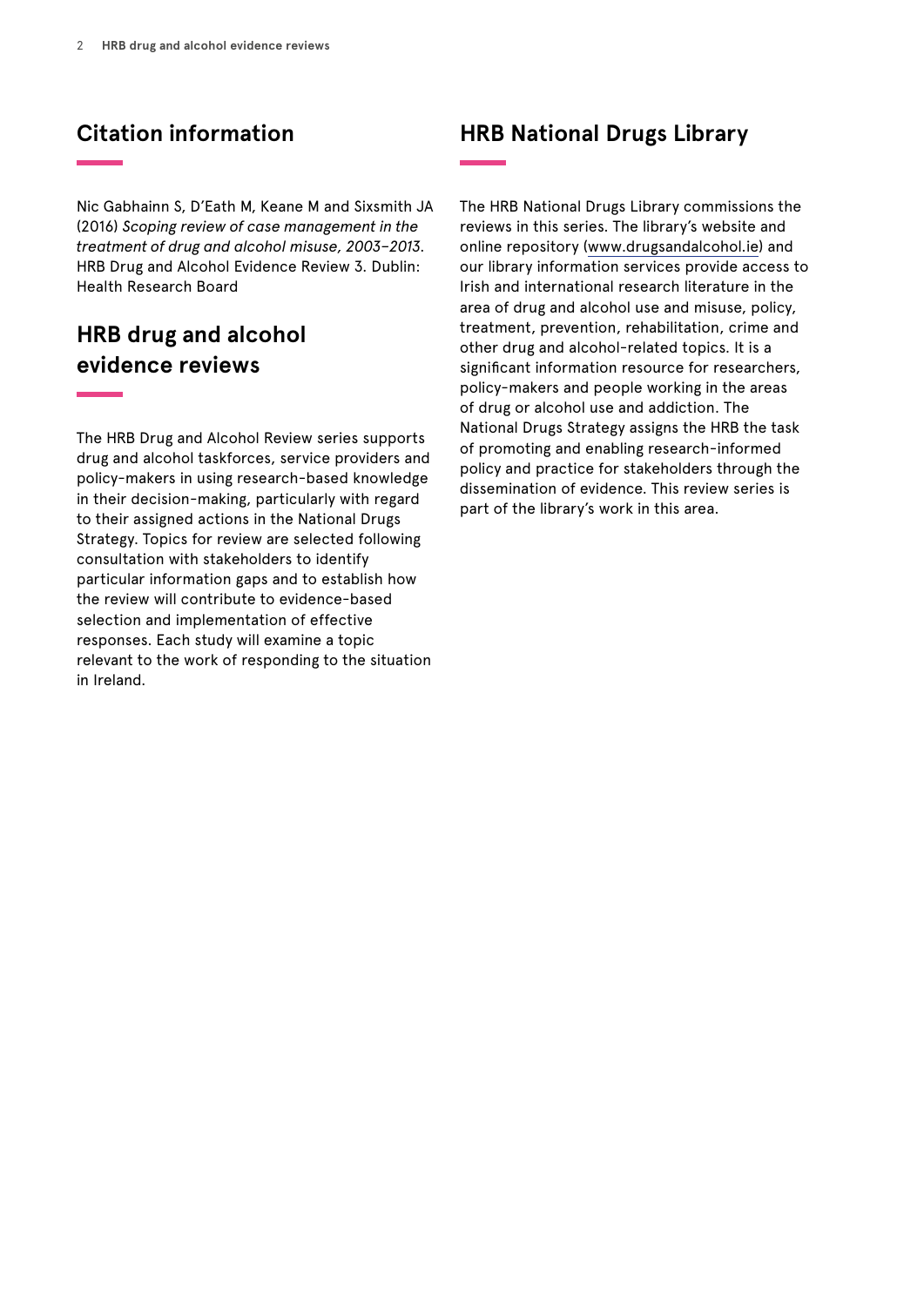## Citation information

Nic Gabhainn S, D'Eath M, Keane M and Sixsmith JA (2016) *Scoping review of case management in the treatment of drug and alcohol misuse, 2003–2013*. HRB Drug and Alcohol Evidence Review 3. Dublin: Health Research Board

## HRB drug and alcohol evidence reviews

The HRB Drug and Alcohol Review series supports drug and alcohol taskforces, service providers and policy-makers in using research-based knowledge in their decision-making, particularly with regard to their assigned actions in the National Drugs Strategy. Topics for review are selected following consultation with stakeholders to identify particular information gaps and to establish how the review will contribute to evidence-based selection and implementation of effective responses. Each study will examine a topic relevant to the work of responding to the situation in Ireland.

## HRB National Drugs Library

The HRB National Drugs Library commissions the reviews in this series. The library's website and online repository (www.drugsandalcohol.ie) and our library information services provide access to Irish and international research literature in the area of drug and alcohol use and misuse, policy, treatment, prevention, rehabilitation, crime and other drug and alcohol-related topics. It is a significant information resource for researchers, policy-makers and people working in the areas of drug or alcohol use and addiction. The National Drugs Strategy assigns the HRB the task of promoting and enabling research-informed policy and practice for stakeholders through the dissemination of evidence. This review series is part of the library's work in this area.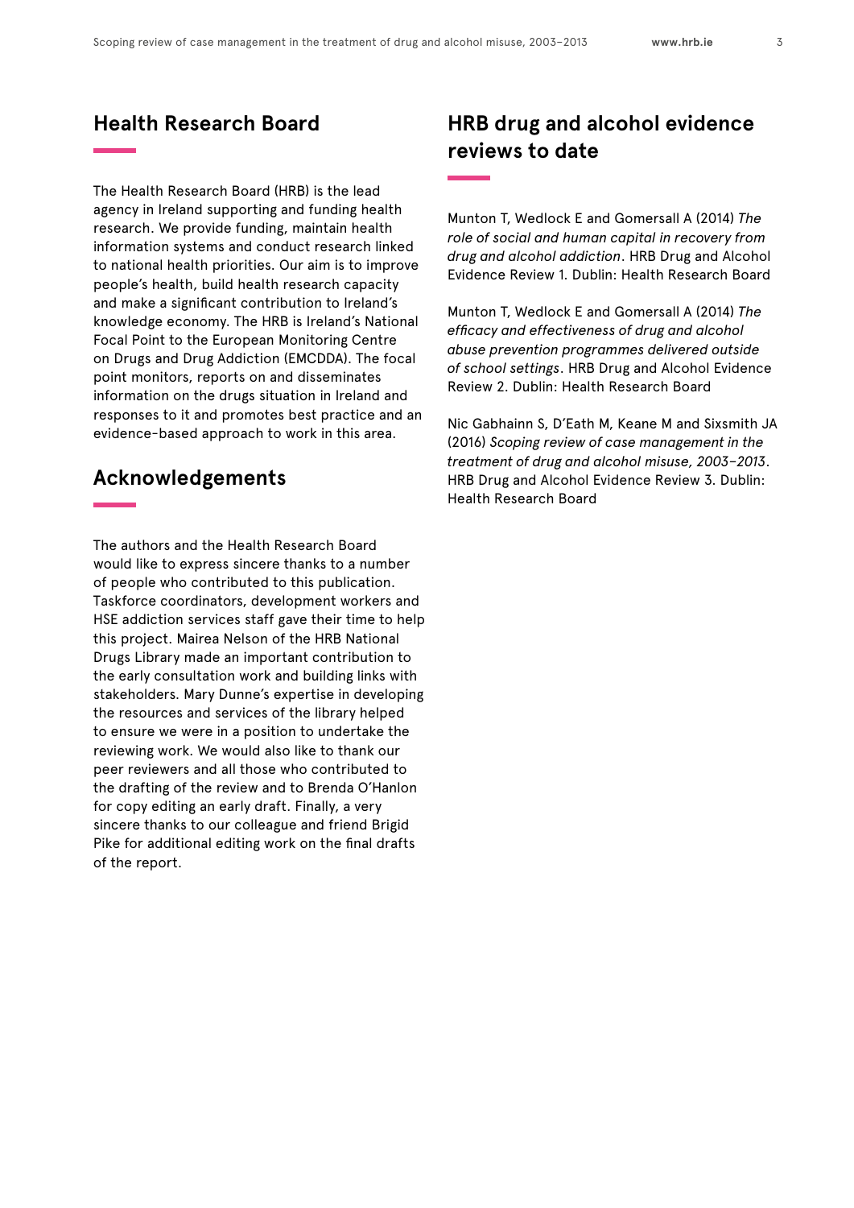## Health Research Board

The Health Research Board (HRB) is the lead agency in Ireland supporting and funding health research. We provide funding, maintain health information systems and conduct research linked to national health priorities. Our aim is to improve people's health, build health research capacity and make a significant contribution to Ireland's knowledge economy. The HRB is Ireland's National Focal Point to the European Monitoring Centre on Drugs and Drug Addiction (EMCDDA). The focal point monitors, reports on and disseminates information on the drugs situation in Ireland and responses to it and promotes best practice and an evidence-based approach to work in this area.

## Acknowledgements

The authors and the Health Research Board would like to express sincere thanks to a number of people who contributed to this publication. Taskforce coordinators, development workers and HSE addiction services staff gave their time to help this project. Mairea Nelson of the HRB National Drugs Library made an important contribution to the early consultation work and building links with stakeholders. Mary Dunne's expertise in developing the resources and services of the library helped to ensure we were in a position to undertake the reviewing work. We would also like to thank our peer reviewers and all those who contributed to the drafting of the review and to Brenda O'Hanlon for copy editing an early draft. Finally, a very sincere thanks to our colleague and friend Brigid Pike for additional editing work on the final drafts of the report.

## HRB drug and alcohol evidence reviews to date

Munton T, Wedlock E and Gomersall A (2014) *The role of social and human capital in recovery from drug and alcohol addiction*. HRB Drug and Alcohol Evidence Review 1. Dublin: Health Research Board

Munton T, Wedlock E and Gomersall A (2014) *The efficacy and effectiveness of drug and alcohol abuse prevention programmes delivered outside of school settings*. HRB Drug and Alcohol Evidence Review 2. Dublin: Health Research Board

Nic Gabhainn S, D'Eath M, Keane M and Sixsmith JA (2016) *Scoping review of case management in the treatment of drug and alcohol misuse, 2003–2013*. HRB Drug and Alcohol Evidence Review 3. Dublin: Health Research Board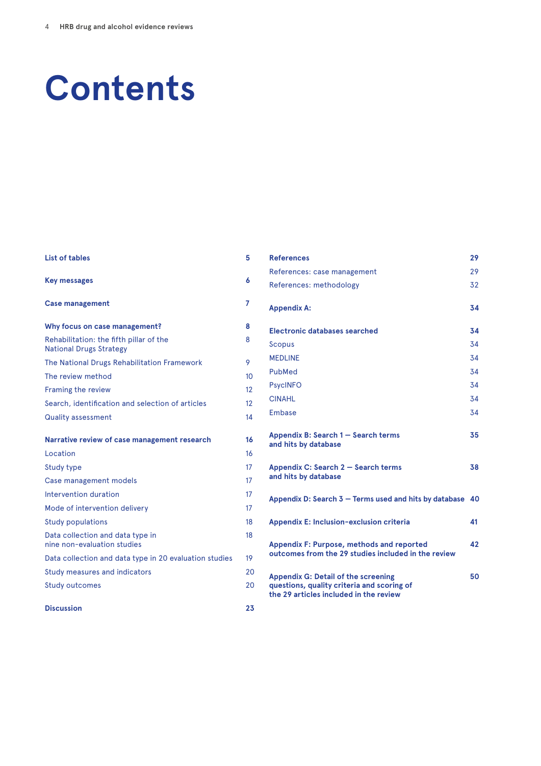# Contents

| | |
|---|---|
| **List of tables** | **5** |
| **Key messages** | **6** |
| **Case management** | **7** |
| **Why focus on case management?** | **8** |
| Rehabilitation: the fifth pillar of the National Drugs Strategy | 8 |
| The National Drugs Rehabilitation Framework | 9 |
| The review method | 10 |
| Framing the review | 12 |
| Search, identification and selection of articles | 12 |
| Quality assessment | 14 |
| **Narrative review of case management research** | **16** |
| Location | 16 |
| Study type | 17 |
| Case management models | 17 |
| Intervention duration | 17 |
| Mode of intervention delivery | 17 |
| Study populations | 18 |
| Data collection and data type in nine non-evaluation studies | 18 |
| Data collection and data type in 20 evaluation studies | 19 |
| Study measures and indicators | 20 |
| Study outcomes | 20 |
| **Discussion** | **23** |
| **References** | **29** |
| References: case management | 29 |
| References: methodology | 32 |
| **Appendix A:** | **34** |
| **Electronic databases searched** | **34** |
| Scopus | 34 |
| MEDLINE | 34 |
| PubMed | 34 |
| PsycINFO | 34 |
| CINAHL | 34 |
| Embase | 34 |
| **Appendix B: Search 1 — Search terms and hits by database** | **35** |
| **Appendix C: Search 2 — Search terms and hits by database** | **38** |
| **Appendix D: Search 3 — Terms used and hits by database** | **40** |
| **Appendix E: Inclusion-exclusion criteria** | **41** |
| **Appendix F: Purpose, methods and reported outcomes from the 29 studies included in the review** | **42** |
| **Appendix G: Detail of the screening questions, quality criteria and scoring of the 29 articles included in the review** | **50** |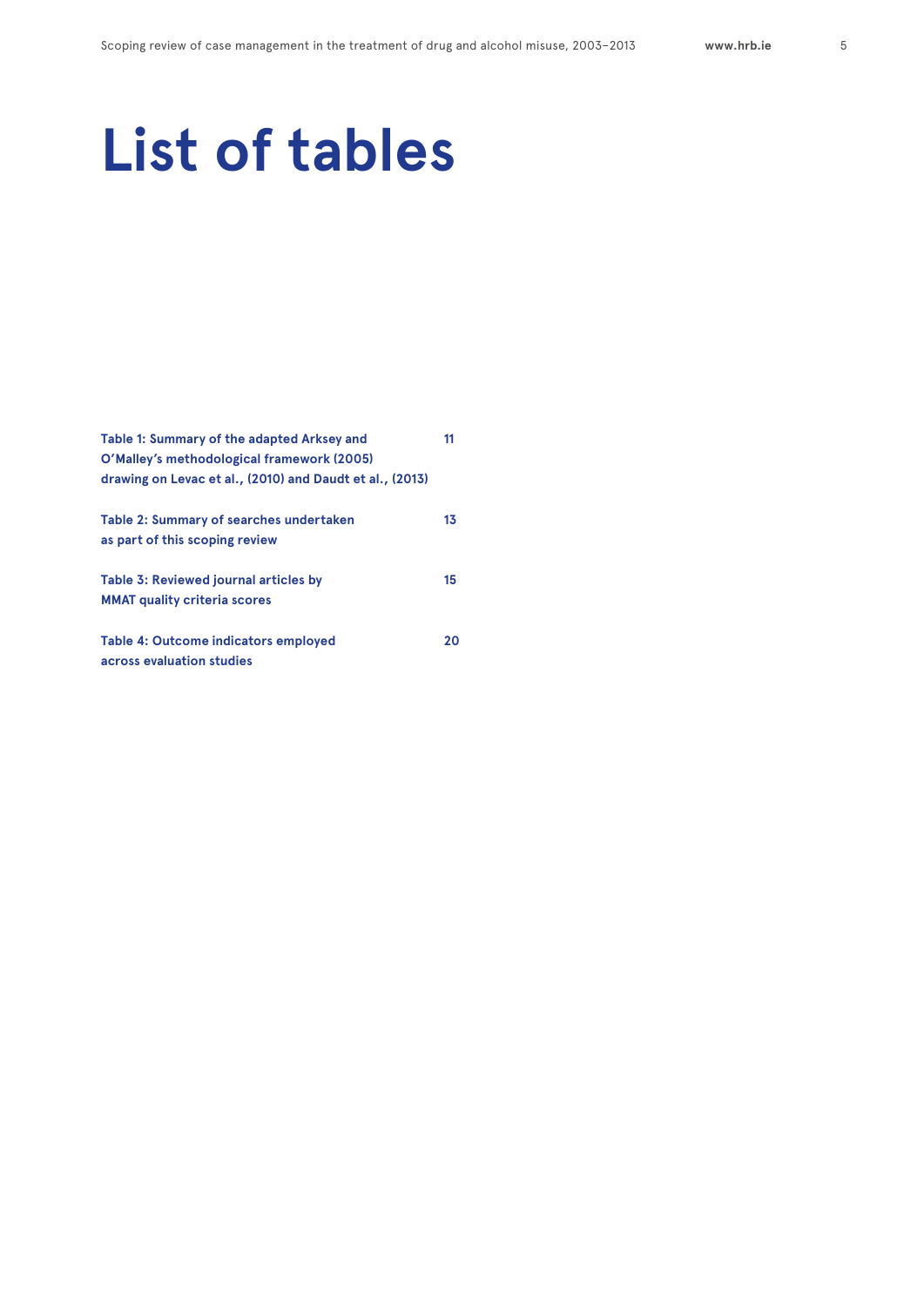# List of tables

| | |
|---|---|
| **Table 1: Summary of the adapted Arksey and O'Malley's methodological framework (2005) drawing on Levac et al., (2010) and Daudt et al., (2013)** | **11** |
| **Table 2: Summary of searches undertaken as part of this scoping review** | **13** |
| **Table 3: Reviewed journal articles by MMAT quality criteria scores** | **15** |
| **Table 4: Outcome indicators employed across evaluation studies** | **20** |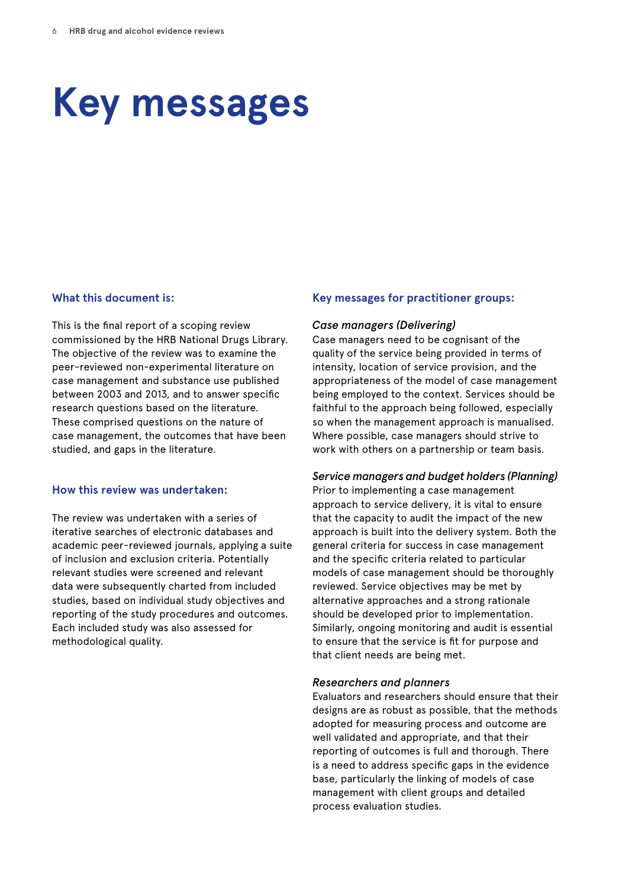# Key messages

### What this document is:

This is the final report of a scoping review commissioned by the HRB National Drugs Library. The objective of the review was to examine the peer-reviewed non-experimental literature on case management and substance use published between 2003 and 2013, and to answer specific research questions based on the literature. These comprised questions on the nature of case management, the outcomes that have been studied, and gaps in the literature.

### How this review was undertaken:

The review was undertaken with a series of iterative searches of electronic databases and academic peer-reviewed journals, applying a suite of inclusion and exclusion criteria. Potentially relevant studies were screened and relevant data were subsequently charted from included studies, based on individual study objectives and reporting of the study procedures and outcomes. Each included study was also assessed for methodological quality.

### Key messages for practitioner groups:

*Case managers (Delivering)*
Case managers need to be cognisant of the quality of the service being provided in terms of intensity, location of service provision, and the appropriateness of the model of case management being employed to the context. Services should be faithful to the approach being followed, especially so when the management approach is manualised. Where possible, case managers should strive to work with others on a partnership or team basis.

*Service managers and budget holders (Planning)*
Prior to implementing a case management approach to service delivery, it is vital to ensure that the capacity to audit the impact of the new approach is built into the delivery system. Both the general criteria for success in case management and the specific criteria related to particular models of case management should be thoroughly reviewed. Service objectives may be met by alternative approaches and a strong rationale should be developed prior to implementation. Similarly, ongoing monitoring and audit is essential to ensure that the service is fit for purpose and that client needs are being met.

*Researchers and planners*
Evaluators and researchers should ensure that their designs are as robust as possible, that the methods adopted for measuring process and outcome are well validated and appropriate, and that their reporting of outcomes is full and thorough. There is a need to address specific gaps in the evidence base, particularly the linking of models of case management with client groups and detailed process evaluation studies.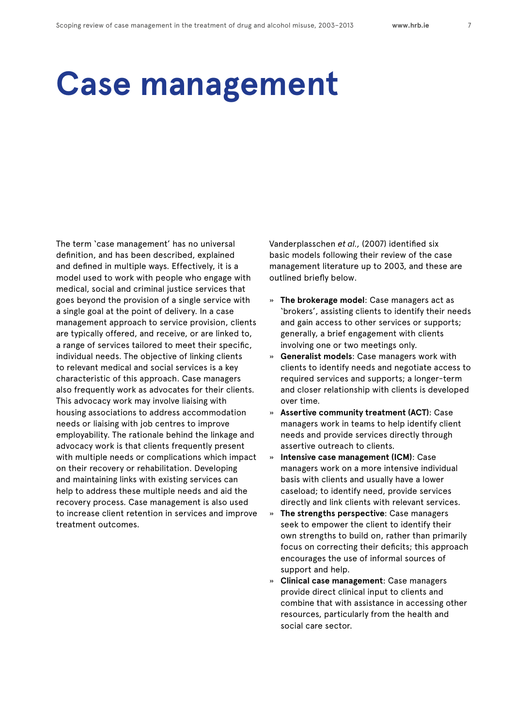# Case management

The term 'case management' has no universal definition, and has been described, explained and defined in multiple ways. Effectively, it is a model used to work with people who engage with medical, social and criminal justice services that goes beyond the provision of a single service with a single goal at the point of delivery. In a case management approach to service provision, clients are typically offered, and receive, or are linked to, a range of services tailored to meet their specific, individual needs. The objective of linking clients to relevant medical and social services is a key characteristic of this approach. Case managers also frequently work as advocates for their clients. This advocacy work may involve liaising with housing associations to address accommodation needs or liaising with job centres to improve employability. The rationale behind the linkage and advocacy work is that clients frequently present with multiple needs or complications which impact on their recovery or rehabilitation. Developing and maintaining links with existing services can help to address these multiple needs and aid the recovery process. Case management is also used to increase client retention in services and improve treatment outcomes.

Vanderplasschen *et al.,* (2007) identified six basic models following their review of the case management literature up to 2003, and these are outlined briefly below.

- **The brokerage model**: Case managers act as 'brokers', assisting clients to identify their needs and gain access to other services or supports; generally, a brief engagement with clients involving one or two meetings only.
- **Generalist models**: Case managers work with clients to identify needs and negotiate access to required services and supports; a longer-term and closer relationship with clients is developed over time.
- **Assertive community treatment (ACT)**: Case managers work in teams to help identify client needs and provide services directly through assertive outreach to clients.
- **Intensive case management (ICM)**: Case managers work on a more intensive individual basis with clients and usually have a lower caseload; to identify need, provide services directly and link clients with relevant services.
- **The strengths perspective**: Case managers seek to empower the client to identify their own strengths to build on, rather than primarily focus on correcting their deficits; this approach encourages the use of informal sources of support and help.
- **Clinical case management**: Case managers provide direct clinical input to clients and combine that with assistance in accessing other resources, particularly from the health and social care sector.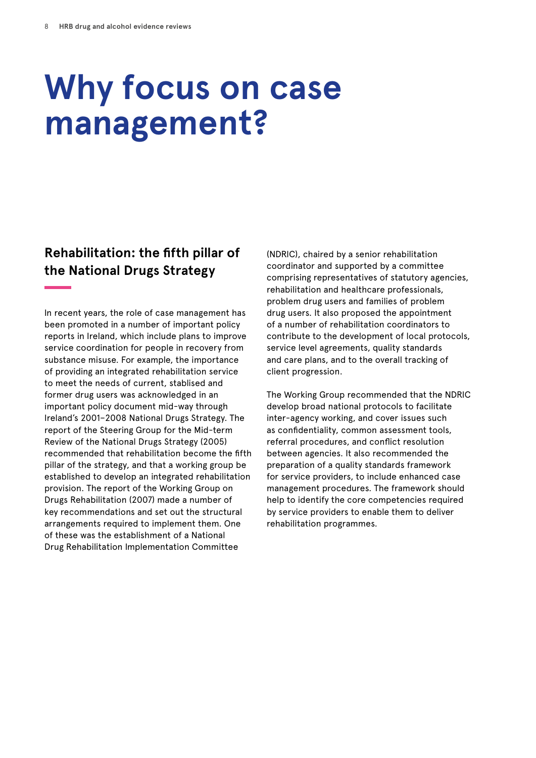# Why focus on case management?

## Rehabilitation: the fifth pillar of the National Drugs Strategy

In recent years, the role of case management has been promoted in a number of important policy reports in Ireland, which include plans to improve service coordination for people in recovery from substance misuse. For example, the importance of providing an integrated rehabilitation service to meet the needs of current, stablised and former drug users was acknowledged in an important policy document mid-way through Ireland's 2001–2008 National Drugs Strategy. The report of the Steering Group for the Mid-term Review of the National Drugs Strategy (2005) recommended that rehabilitation become the fifth pillar of the strategy, and that a working group be established to develop an integrated rehabilitation provision. The report of the Working Group on Drugs Rehabilitation (2007) made a number of key recommendations and set out the structural arrangements required to implement them. One of these was the establishment of a National Drug Rehabilitation Implementation Committee (NDRIC), chaired by a senior rehabilitation coordinator and supported by a committee comprising representatives of statutory agencies, rehabilitation and healthcare professionals, problem drug users and families of problem drug users. It also proposed the appointment of a number of rehabilitation coordinators to contribute to the development of local protocols, service level agreements, quality standards and care plans, and to the overall tracking of client progression.

The Working Group recommended that the NDRIC develop broad national protocols to facilitate inter-agency working, and cover issues such as confidentiality, common assessment tools, referral procedures, and conflict resolution between agencies. It also recommended the preparation of a quality standards framework for service providers, to include enhanced case management procedures. The framework should help to identify the core competencies required by service providers to enable them to deliver rehabilitation programmes.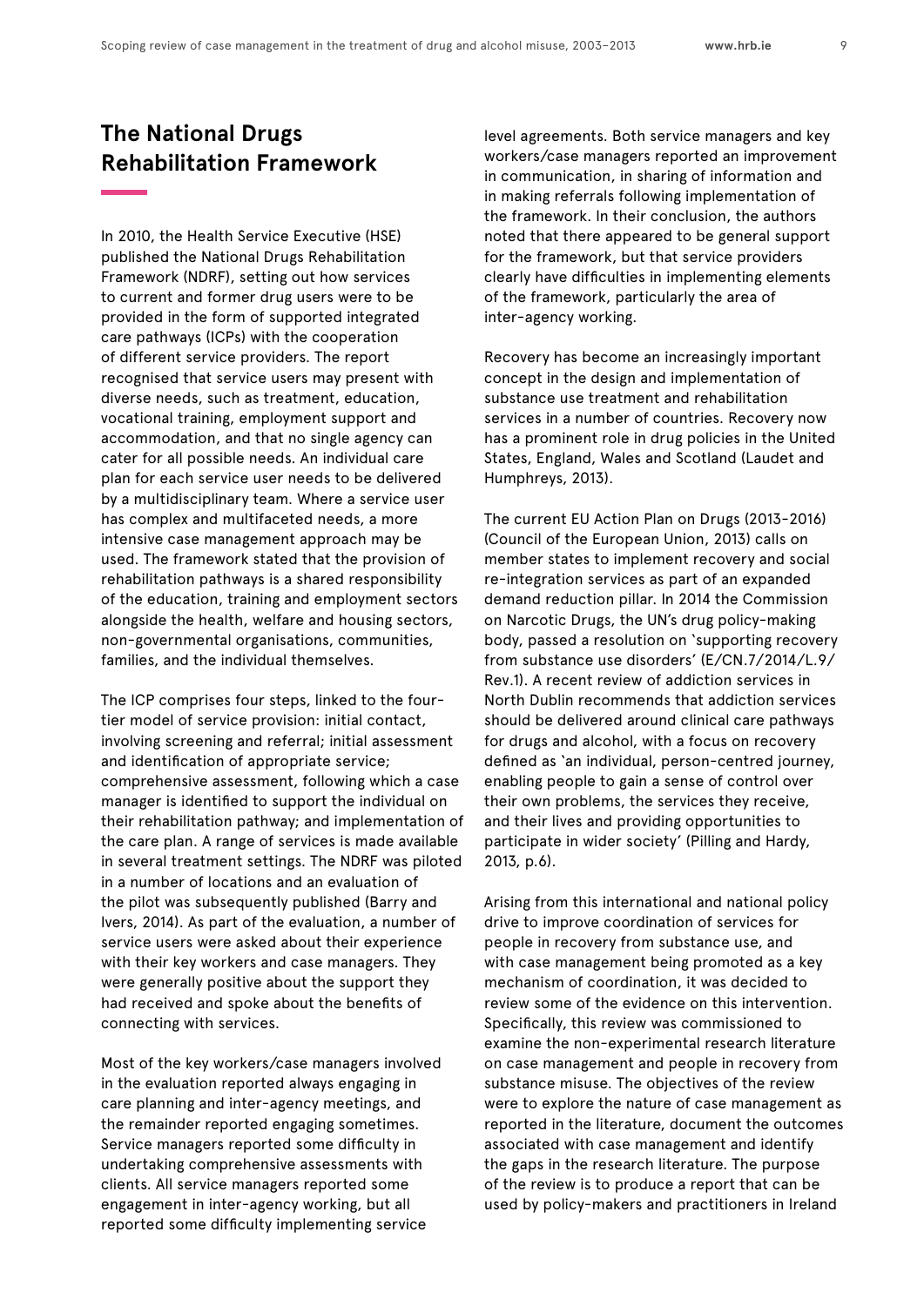## The National Drugs Rehabilitation Framework

In 2010, the Health Service Executive (HSE) published the National Drugs Rehabilitation Framework (NDRF), setting out how services to current and former drug users were to be provided in the form of supported integrated care pathways (ICPs) with the cooperation of different service providers. The report recognised that service users may present with diverse needs, such as treatment, education, vocational training, employment support and accommodation, and that no single agency can cater for all possible needs. An individual care plan for each service user needs to be delivered by a multidisciplinary team. Where a service user has complex and multifaceted needs, a more intensive case management approach may be used. The framework stated that the provision of rehabilitation pathways is a shared responsibility of the education, training and employment sectors alongside the health, welfare and housing sectors, non-governmental organisations, communities, families, and the individual themselves.

The ICP comprises four steps, linked to the four-tier model of service provision: initial contact, involving screening and referral; initial assessment and identification of appropriate service; comprehensive assessment, following which a case manager is identified to support the individual on their rehabilitation pathway; and implementation of the care plan. A range of services is made available in several treatment settings. The NDRF was piloted in a number of locations and an evaluation of the pilot was subsequently published (Barry and Ivers, 2014). As part of the evaluation, a number of service users were asked about their experience with their key workers and case managers. They were generally positive about the support they had received and spoke about the benefits of connecting with services.

Most of the key workers/case managers involved in the evaluation reported always engaging in care planning and inter-agency meetings, and the remainder reported engaging sometimes. Service managers reported some difficulty in undertaking comprehensive assessments with clients. All service managers reported some engagement in inter-agency working, but all reported some difficulty implementing service level agreements. Both service managers and key workers/case managers reported an improvement in communication, in sharing of information and in making referrals following implementation of the framework. In their conclusion, the authors noted that there appeared to be general support for the framework, but that service providers clearly have difficulties in implementing elements of the framework, particularly the area of inter-agency working.

Recovery has become an increasingly important concept in the design and implementation of substance use treatment and rehabilitation services in a number of countries. Recovery now has a prominent role in drug policies in the United States, England, Wales and Scotland (Laudet and Humphreys, 2013).

The current EU Action Plan on Drugs (2013-2016) (Council of the European Union, 2013) calls on member states to implement recovery and social re-integration services as part of an expanded demand reduction pillar. In 2014 the Commission on Narcotic Drugs, the UN's drug policy-making body, passed a resolution on 'supporting recovery from substance use disorders' (E/CN.7/2014/L.9/Rev.1). A recent review of addiction services in North Dublin recommends that addiction services should be delivered around clinical care pathways for drugs and alcohol, with a focus on recovery defined as 'an individual, person-centred journey, enabling people to gain a sense of control over their own problems, the services they receive, and their lives and providing opportunities to participate in wider society' (Pilling and Hardy, 2013, p.6).

Arising from this international and national policy drive to improve coordination of services for people in recovery from substance use, and with case management being promoted as a key mechanism of coordination, it was decided to review some of the evidence on this intervention. Specifically, this review was commissioned to examine the non-experimental research literature on case management and people in recovery from substance misuse. The objectives of the review were to explore the nature of case management as reported in the literature, document the outcomes associated with case management and identify the gaps in the research literature. The purpose of the review is to produce a report that can be used by policy-makers and practitioners in Ireland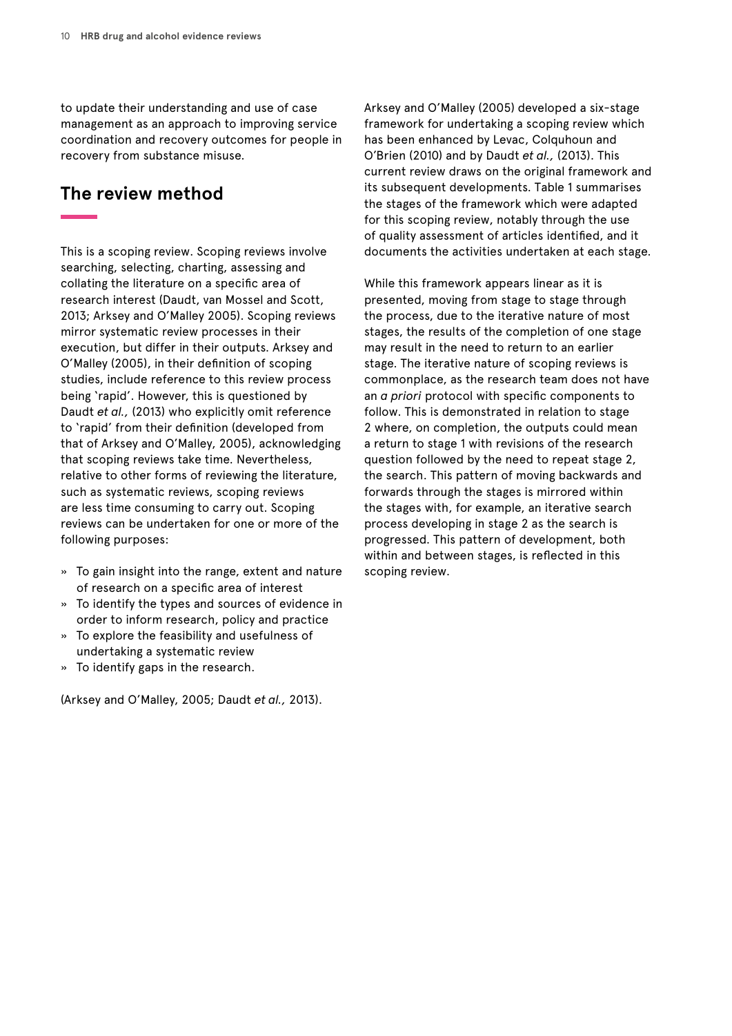to update their understanding and use of case management as an approach to improving service coordination and recovery outcomes for people in recovery from substance misuse.

## The review method

This is a scoping review. Scoping reviews involve searching, selecting, charting, assessing and collating the literature on a specific area of research interest (Daudt, van Mossel and Scott, 2013; Arksey and O'Malley 2005). Scoping reviews mirror systematic review processes in their execution, but differ in their outputs. Arksey and O'Malley (2005), in their definition of scoping studies, include reference to this review process being 'rapid'. However, this is questioned by Daudt *et al.,* (2013) who explicitly omit reference to 'rapid' from their definition (developed from that of Arksey and O'Malley, 2005), acknowledging that scoping reviews take time. Nevertheless, relative to other forms of reviewing the literature, such as systematic reviews, scoping reviews are less time consuming to carry out. Scoping reviews can be undertaken for one or more of the following purposes:

- To gain insight into the range, extent and nature of research on a specific area of interest
- To identify the types and sources of evidence in order to inform research, policy and practice
- To explore the feasibility and usefulness of undertaking a systematic review
- To identify gaps in the research.

(Arksey and O'Malley, 2005; Daudt *et al.,* 2013).

Arksey and O'Malley (2005) developed a six-stage framework for undertaking a scoping review which has been enhanced by Levac, Colquhoun and O'Brien (2010) and by Daudt *et al.,* (2013). This current review draws on the original framework and its subsequent developments. Table 1 summarises the stages of the framework which were adapted for this scoping review, notably through the use of quality assessment of articles identified, and it documents the activities undertaken at each stage.

While this framework appears linear as it is presented, moving from stage to stage through the process, due to the iterative nature of most stages, the results of the completion of one stage may result in the need to return to an earlier stage. The iterative nature of scoping reviews is commonplace, as the research team does not have an *a priori* protocol with specific components to follow. This is demonstrated in relation to stage 2 where, on completion, the outputs could mean a return to stage 1 with revisions of the research question followed by the need to repeat stage 2, the search. This pattern of moving backwards and forwards through the stages is mirrored within the stages with, for example, an iterative search process developing in stage 2 as the search is progressed. This pattern of development, both within and between stages, is reflected in this scoping review.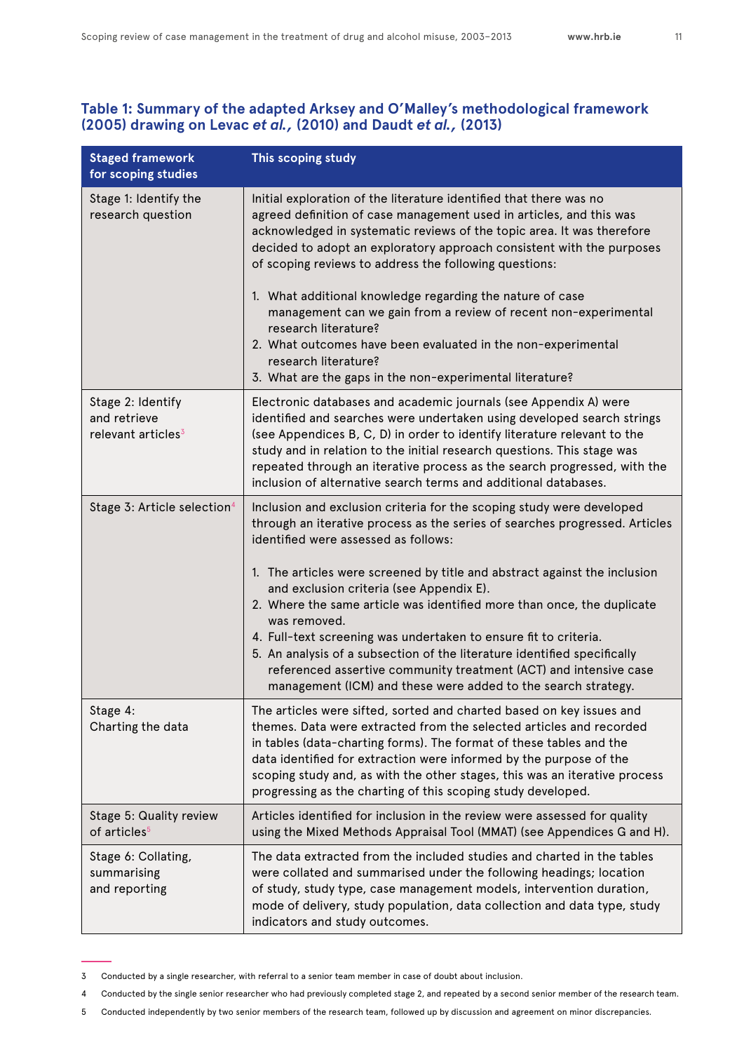**Table 1: Summary of the adapted Arksey and O'Malley's methodological framework (2005) drawing on Levac *et al.,* (2010) and Daudt *et al.,* (2013)**

| Staged framework for scoping studies | This scoping study |
|---|---|
| Stage 1: Identify the research question | Initial exploration of the literature identified that there was no agreed definition of case management used in articles, and this was acknowledged in systematic reviews of the topic area. It was therefore decided to adopt an exploratory approach consistent with the purposes of scoping reviews to address the following questions:<br><br>1. What additional knowledge regarding the nature of case management can we gain from a review of recent non-experimental research literature?<br>2. What outcomes have been evaluated in the non-experimental research literature?<br>3. What are the gaps in the non-experimental literature? |
| Stage 2: Identify and retrieve relevant articles[3] | Electronic databases and academic journals (see Appendix A) were identified and searches were undertaken using developed search strings (see Appendices B, C, D) in order to identify literature relevant to the study and in relation to the initial research questions. This stage was repeated through an iterative process as the search progressed, with the inclusion of alternative search terms and additional databases. |
| Stage 3: Article selection[4] | Inclusion and exclusion criteria for the scoping study were developed through an iterative process as the series of searches progressed. Articles identified were assessed as follows:<br><br>1. The articles were screened by title and abstract against the inclusion and exclusion criteria (see Appendix E).<br>2. Where the same article was identified more than once, the duplicate was removed.<br>4. Full-text screening was undertaken to ensure fit to criteria.<br>5. An analysis of a subsection of the literature identified specifically referenced assertive community treatment (ACT) and intensive case management (ICM) and these were added to the search strategy. |
| Stage 4: Charting the data | The articles were sifted, sorted and charted based on key issues and themes. Data were extracted from the selected articles and recorded in tables (data-charting forms). The format of these tables and the data identified for extraction were informed by the purpose of the scoping study and, as with the other stages, this was an iterative process progressing as the charting of this scoping study developed. |
| Stage 5: Quality review of articles[5] | Articles identified for inclusion in the review were assessed for quality using the Mixed Methods Appraisal Tool (MMAT) (see Appendices G and H). |
| Stage 6: Collating, summarising and reporting | The data extracted from the included studies and charted in the tables were collated and summarised under the following headings; location of study, study type, case management models, intervention duration, mode of delivery, study population, data collection and data type, study indicators and study outcomes. |

3 Conducted by a single researcher, with referral to a senior team member in case of doubt about inclusion.

4 Conducted by the single senior researcher who had previously completed stage 2, and repeated by a second senior member of the research team.

5 Conducted independently by two senior members of the research team, followed up by discussion and agreement on minor discrepancies.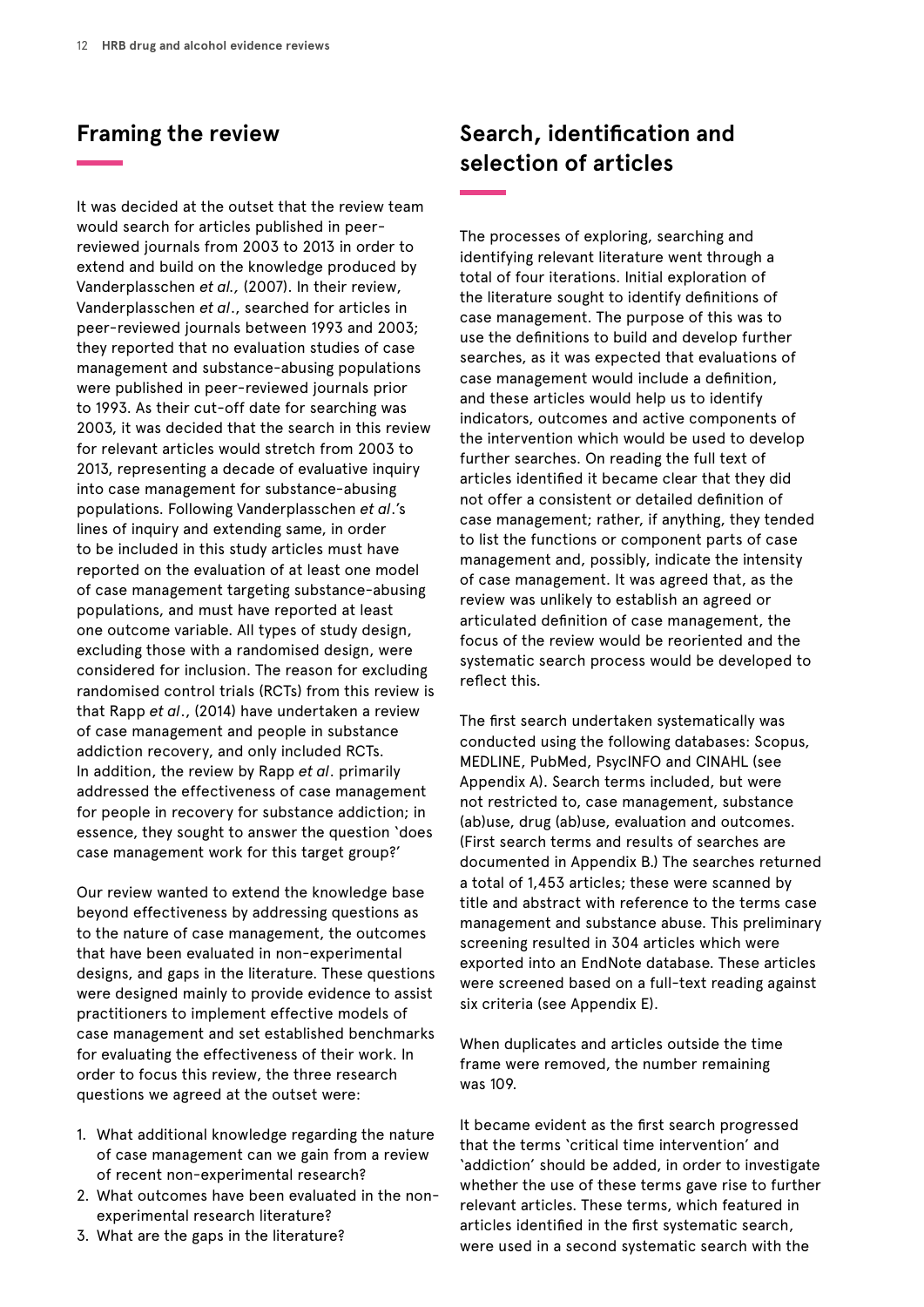## Framing the review

It was decided at the outset that the review team would search for articles published in peer-reviewed journals from 2003 to 2013 in order to extend and build on the knowledge produced by Vanderplasschen *et al.,* (2007). In their review, Vanderplasschen *et al*., searched for articles in peer-reviewed journals between 1993 and 2003; they reported that no evaluation studies of case management and substance-abusing populations were published in peer-reviewed journals prior to 1993. As their cut-off date for searching was 2003, it was decided that the search in this review for relevant articles would stretch from 2003 to 2013, representing a decade of evaluative inquiry into case management for substance-abusing populations. Following Vanderplasschen *et al*.'s lines of inquiry and extending same, in order to be included in this study articles must have reported on the evaluation of at least one model of case management targeting substance-abusing populations, and must have reported at least one outcome variable. All types of study design, excluding those with a randomised design, were considered for inclusion. The reason for excluding randomised control trials (RCTs) from this review is that Rapp *et al*., (2014) have undertaken a review of case management and people in substance addiction recovery, and only included RCTs. In addition, the review by Rapp *et al*. primarily addressed the effectiveness of case management for people in recovery for substance addiction; in essence, they sought to answer the question 'does case management work for this target group?'

Our review wanted to extend the knowledge base beyond effectiveness by addressing questions as to the nature of case management, the outcomes that have been evaluated in non-experimental designs, and gaps in the literature. These questions were designed mainly to provide evidence to assist practitioners to implement effective models of case management and set established benchmarks for evaluating the effectiveness of their work. In order to focus this review, the three research questions we agreed at the outset were:

1. What additional knowledge regarding the nature of case management can we gain from a review of recent non-experimental research?
2. What outcomes have been evaluated in the non-experimental research literature?
3. What are the gaps in the literature?

## Search, identification and selection of articles

The processes of exploring, searching and identifying relevant literature went through a total of four iterations. Initial exploration of the literature sought to identify definitions of case management. The purpose of this was to use the definitions to build and develop further searches, as it was expected that evaluations of case management would include a definition, and these articles would help us to identify indicators, outcomes and active components of the intervention which would be used to develop further searches. On reading the full text of articles identified it became clear that they did not offer a consistent or detailed definition of case management; rather, if anything, they tended to list the functions or component parts of case management and, possibly, indicate the intensity of case management. It was agreed that, as the review was unlikely to establish an agreed or articulated definition of case management, the focus of the review would be reoriented and the systematic search process would be developed to reflect this.

The first search undertaken systematically was conducted using the following databases: Scopus, MEDLINE, PubMed, PsycINFO and CINAHL (see Appendix A). Search terms included, but were not restricted to, case management, substance (ab)use, drug (ab)use, evaluation and outcomes. (First search terms and results of searches are documented in Appendix B.) The searches returned a total of 1,453 articles; these were scanned by title and abstract with reference to the terms case management and substance abuse. This preliminary screening resulted in 304 articles which were exported into an EndNote database. These articles were screened based on a full-text reading against six criteria (see Appendix E).

When duplicates and articles outside the time frame were removed, the number remaining was 109.

It became evident as the first search progressed that the terms 'critical time intervention' and 'addiction' should be added, in order to investigate whether the use of these terms gave rise to further relevant articles. These terms, which featured in articles identified in the first systematic search, were used in a second systematic search with the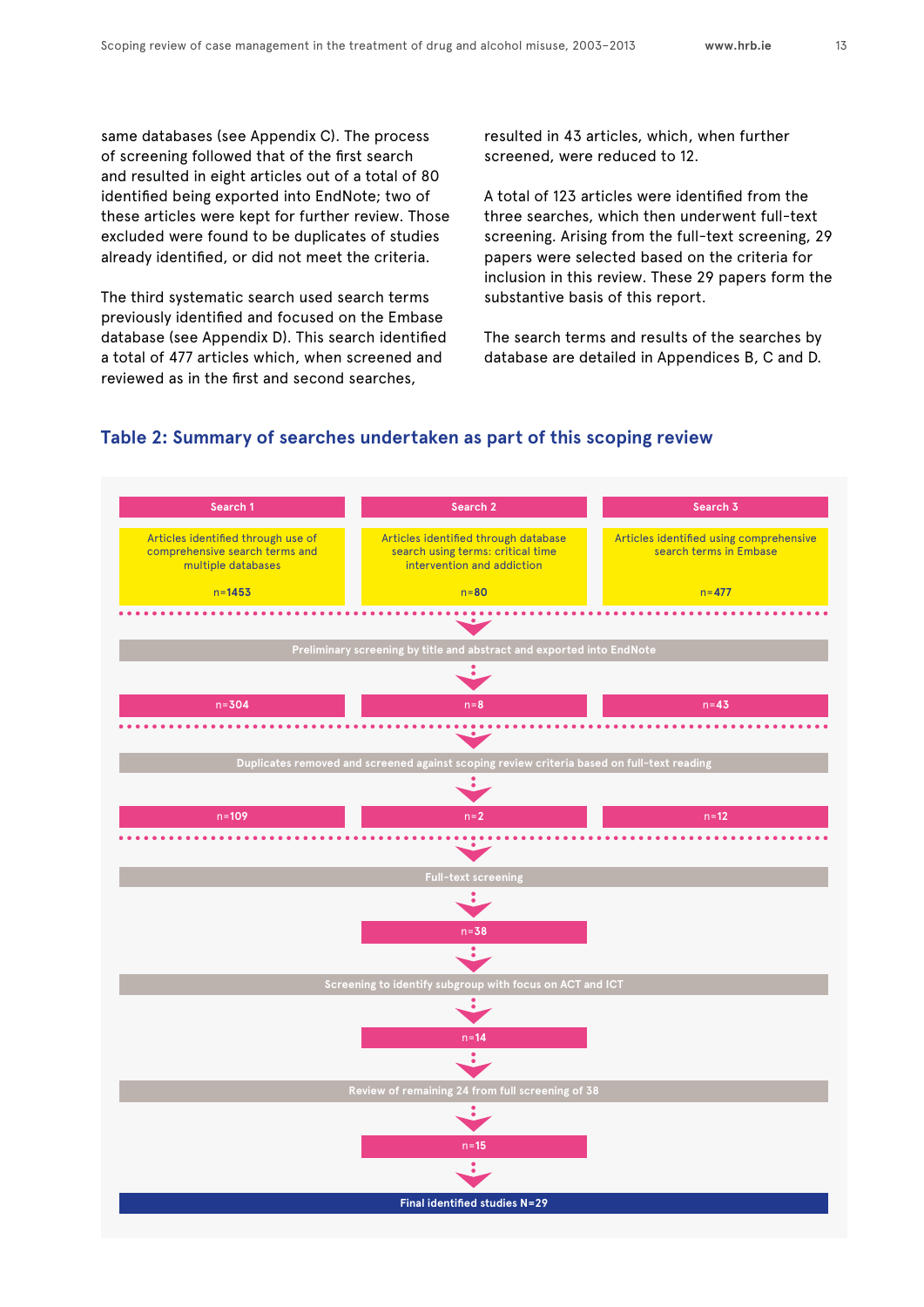same databases (see Appendix C). The process of screening followed that of the first search and resulted in eight articles out of a total of 80 identified being exported into EndNote; two of these articles were kept for further review. Those excluded were found to be duplicates of studies already identified, or did not meet the criteria.

The third systematic search used search terms previously identified and focused on the Embase database (see Appendix D). This search identified a total of 477 articles which, when screened and reviewed as in the first and second searches, resulted in 43 articles, which, when further screened, were reduced to 12.

A total of 123 articles were identified from the three searches, which then underwent full-text screening. Arising from the full-text screening, 29 papers were selected based on the criteria for inclusion in this review. These 29 papers form the substantive basis of this report.

The search terms and results of the searches by database are detailed in Appendices B, C and D.

## Table 2: Summary of searches undertaken as part of this scoping review

| Search 1 | Search 2 | Search 3 |
|---|---|---|
| Articles identified through use of comprehensive search terms and multiple databases<br>n=1453 | Articles identified through database search using terms: critical time intervention and addiction<br>n=80 | Articles identified using comprehensive search terms in Embase<br>n=477 |
| **Preliminary screening by title and abstract and exported into EndNote** | | |
| n=304 | n=8 | n=43 |
| **Duplicates removed and screened against scoping review criteria based on full-text reading** | | |
| n=109 | n=2 | n=12 |
| **Full-text screening** | | |
| | n=38 | |
| **Screening to identify subgroup with focus on ACT and ICT** | | |
| | n=14 | |
| **Review of remaining 24 from full screening of 38** | | |
| | n=15 | |
| **Final identified studies N=29** | | |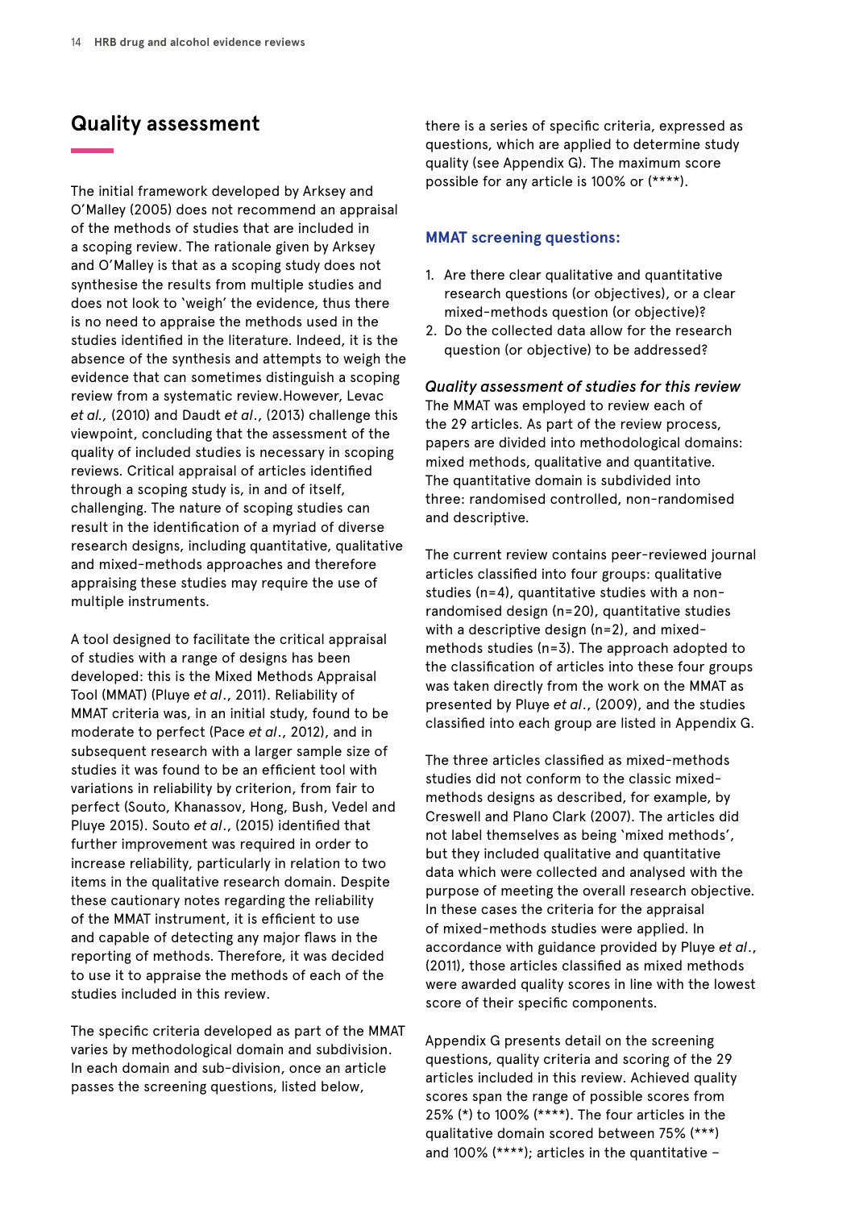## Quality assessment

The initial framework developed by Arksey and O'Malley (2005) does not recommend an appraisal of the methods of studies that are included in a scoping review. The rationale given by Arksey and O'Malley is that as a scoping study does not synthesise the results from multiple studies and does not look to 'weigh' the evidence, thus there is no need to appraise the methods used in the studies identified in the literature. Indeed, it is the absence of the synthesis and attempts to weigh the evidence that can sometimes distinguish a scoping review from a systematic review.However, Levac *et al.,* (2010) and Daudt *et al*., (2013) challenge this viewpoint, concluding that the assessment of the quality of included studies is necessary in scoping reviews. Critical appraisal of articles identified through a scoping study is, in and of itself, challenging. The nature of scoping studies can result in the identification of a myriad of diverse research designs, including quantitative, qualitative and mixed-methods approaches and therefore appraising these studies may require the use of multiple instruments.

A tool designed to facilitate the critical appraisal of studies with a range of designs has been developed: this is the Mixed Methods Appraisal Tool (MMAT) (Pluye *et al*., 2011). Reliability of MMAT criteria was, in an initial study, found to be moderate to perfect (Pace *et al*., 2012), and in subsequent research with a larger sample size of studies it was found to be an efficient tool with variations in reliability by criterion, from fair to perfect (Souto, Khanassov, Hong, Bush, Vedel and Pluye 2015). Souto *et al*., (2015) identified that further improvement was required in order to increase reliability, particularly in relation to two items in the qualitative research domain. Despite these cautionary notes regarding the reliability of the MMAT instrument, it is efficient to use and capable of detecting any major flaws in the reporting of methods. Therefore, it was decided to use it to appraise the methods of each of the studies included in this review.

The specific criteria developed as part of the MMAT varies by methodological domain and subdivision. In each domain and sub-division, once an article passes the screening questions, listed below, there is a series of specific criteria, expressed as questions, which are applied to determine study quality (see Appendix G). The maximum score possible for any article is 100% or (****).

### MMAT screening questions:

1. Are there clear qualitative and quantitative research questions (or objectives), or a clear mixed-methods question (or objective)?
2. Do the collected data allow for the research question (or objective) to be addressed?

#### *Quality assessment of studies for this review*

The MMAT was employed to review each of the 29 articles. As part of the review process, papers are divided into methodological domains: mixed methods, qualitative and quantitative. The quantitative domain is subdivided into three: randomised controlled, non-randomised and descriptive.

The current review contains peer-reviewed journal articles classified into four groups: qualitative studies (n=4), quantitative studies with a non-randomised design (n=20), quantitative studies with a descriptive design (n=2), and mixed-methods studies (n=3). The approach adopted to the classification of articles into these four groups was taken directly from the work on the MMAT as presented by Pluye *et al*., (2009), and the studies classified into each group are listed in Appendix G.

The three articles classified as mixed-methods studies did not conform to the classic mixed-methods designs as described, for example, by Creswell and Plano Clark (2007). The articles did not label themselves as being 'mixed methods', but they included qualitative and quantitative data which were collected and analysed with the purpose of meeting the overall research objective. In these cases the criteria for the appraisal of mixed-methods studies were applied. In accordance with guidance provided by Pluye *et al*., (2011), those articles classified as mixed methods were awarded quality scores in line with the lowest score of their specific components.

Appendix G presents detail on the screening questions, quality criteria and scoring of the 29 articles included in this review. Achieved quality scores span the range of possible scores from 25% (*) to 100% (****). The four articles in the qualitative domain scored between 75% (***) and 100% (****); articles in the quantitative –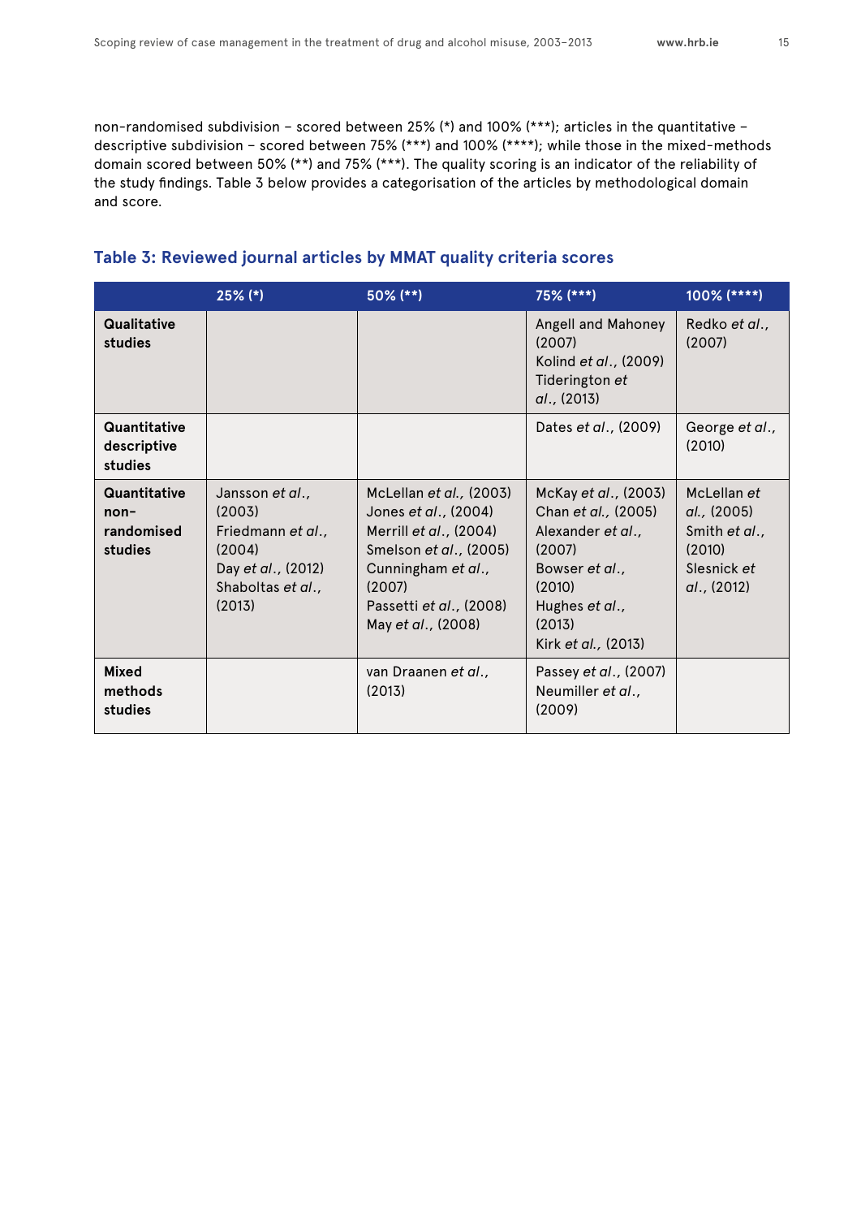non-randomised subdivision – scored between 25% (*) and 100% (***); articles in the quantitative – descriptive subdivision – scored between 75% (***) and 100% (****); while those in the mixed-methods domain scored between 50% (**) and 75% (***). The quality scoring is an indicator of the reliability of the study findings. Table 3 below provides a categorisation of the articles by methodological domain and score.

### Table 3: Reviewed journal articles by MMAT quality criteria scores

| | 25% (*) | 50% (**) | 75% (***) | 100% (****) |
|---|---|---|---|---|
| **Qualitative studies** | | | Angell and Mahoney (2007)<br>Kolind *et al.*, (2009)<br>Tiderington *et al.*, (2013) | Redko *et al.*, (2007) |
| **Quantitative descriptive studies** | | | Dates *et al.*, (2009) | George *et al.*, (2010) |
| **Quantitative non-randomised studies** | Jansson *et al.*, (2003)<br>Friedmann *et al.*, (2004)<br>Day *et al.*, (2012)<br>Shaboltas *et al.*, (2013) | McLellan *et al.*, (2003)<br>Jones *et al.*, (2004)<br>Merrill *et al.*, (2004)<br>Smelson *et al.*, (2005)<br>Cunningham *et al.*, (2007)<br>Passetti *et al.*, (2008)<br>May *et al.*, (2008) | McKay *et al.*, (2003)<br>Chan *et al.*, (2005)<br>Alexander *et al.*, (2007)<br>Bowser *et al.*, (2010)<br>Hughes *et al.*, (2013)<br>Kirk *et al.*, (2013) | McLellan *et al.*, (2005)<br>Smith *et al.*, (2010)<br>Slesnick *et al.*, (2012) |
| **Mixed methods studies** | | van Draanen *et al.*, (2013) | Passey *et al.*, (2007)<br>Neumiller *et al.*, (2009) | |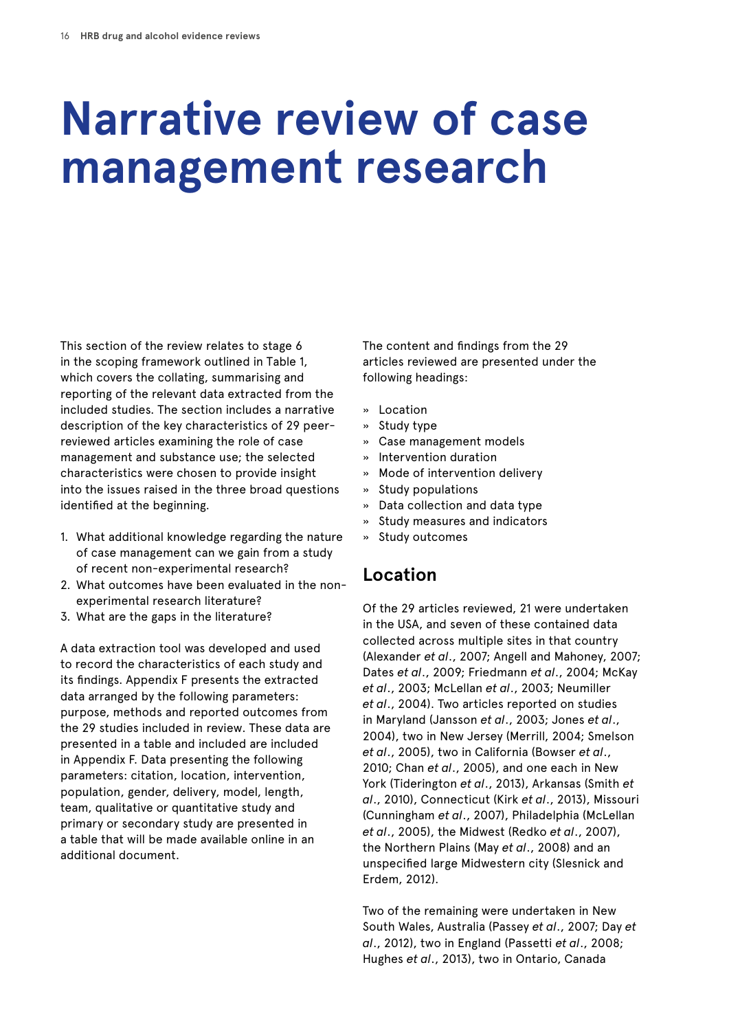# Narrative review of case management research

This section of the review relates to stage 6 in the scoping framework outlined in Table 1, which covers the collating, summarising and reporting of the relevant data extracted from the included studies. The section includes a narrative description of the key characteristics of 29 peer-reviewed articles examining the role of case management and substance use; the selected characteristics were chosen to provide insight into the issues raised in the three broad questions identified at the beginning.

1. What additional knowledge regarding the nature of case management can we gain from a study of recent non-experimental research?
2. What outcomes have been evaluated in the non-experimental research literature?
3. What are the gaps in the literature?

A data extraction tool was developed and used to record the characteristics of each study and its findings. Appendix F presents the extracted data arranged by the following parameters: purpose, methods and reported outcomes from the 29 studies included in review. These data are presented in a table and included are included in Appendix F. Data presenting the following parameters: citation, location, intervention, population, gender, delivery, model, length, team, qualitative or quantitative study and primary or secondary study are presented in a table that will be made available online in an additional document.

The content and findings from the 29 articles reviewed are presented under the following headings:

- Location
- Study type
- Case management models
- Intervention duration
- Mode of intervention delivery
- Study populations
- Data collection and data type
- Study measures and indicators
- Study outcomes

## Location

Of the 29 articles reviewed, 21 were undertaken in the USA, and seven of these contained data collected across multiple sites in that country (Alexander *et al*., 2007; Angell and Mahoney, 2007; Dates *et al*., 2009; Friedmann *et al*., 2004; McKay *et al*., 2003; McLellan *et al*., 2003; Neumiller *et al*., 2004). Two articles reported on studies in Maryland (Jansson *et al*., 2003; Jones *et al*., 2004), two in New Jersey (Merrill, 2004; Smelson *et al*., 2005), two in California (Bowser *et al*., 2010; Chan *et al*., 2005), and one each in New York (Tiderington *et al*., 2013), Arkansas (Smith *et al*., 2010), Connecticut (Kirk *et al*., 2013), Missouri (Cunningham *et al*., 2007), Philadelphia (McLellan *et al*., 2005), the Midwest (Redko *et al*., 2007), the Northern Plains (May *et al*., 2008) and an unspecified large Midwestern city (Slesnick and Erdem, 2012).

Two of the remaining were undertaken in New South Wales, Australia (Passey *et al*., 2007; Day *et al*., 2012), two in England (Passetti *et al*., 2008; Hughes *et al*., 2013), two in Ontario, Canada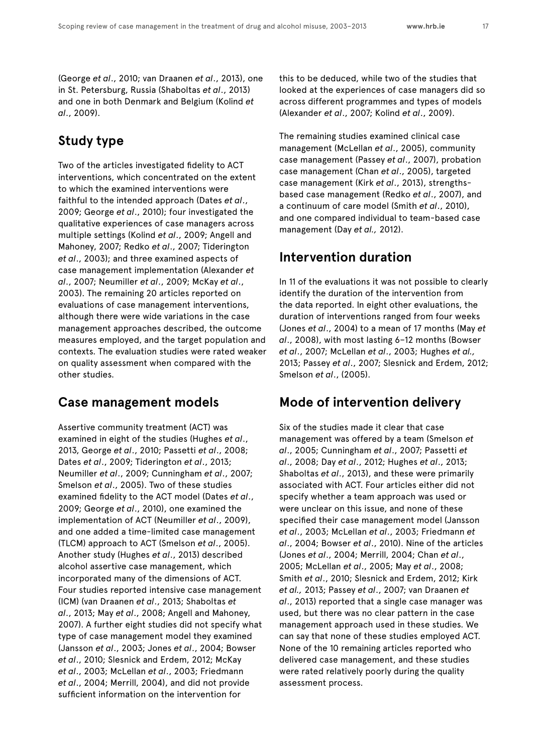(George *et al*., 2010; van Draanen *et al*., 2013), one in St. Petersburg, Russia (Shaboltas *et al*., 2013) and one in both Denmark and Belgium (Kolind *et al*., 2009).

## Study type

Two of the articles investigated fidelity to ACT interventions, which concentrated on the extent to which the examined interventions were faithful to the intended approach (Dates *et al*., 2009; George *et al*., 2010); four investigated the qualitative experiences of case managers across multiple settings (Kolind *et al*., 2009; Angell and Mahoney, 2007; Redko *et al*., 2007; Tiderington *et al*., 2003); and three examined aspects of case management implementation (Alexander *et al*., 2007; Neumiller *et al*., 2009; McKay *et al*., 2003). The remaining 20 articles reported on evaluations of case management interventions, although there were wide variations in the case management approaches described, the outcome measures employed, and the target population and contexts. The evaluation studies were rated weaker on quality assessment when compared with the other studies.

## Case management models

Assertive community treatment (ACT) was examined in eight of the studies (Hughes *et al*., 2013, George *et al*., 2010; Passetti *et al*., 2008; Dates *et al*., 2009; Tiderington *et al*., 2013; Neumiller *et al*., 2009; Cunningham *et al*., 2007; Smelson *et al*., 2005). Two of these studies examined fidelity to the ACT model (Dates *et al*., 2009; George *et al*., 2010), one examined the implementation of ACT (Neumiller *et al*., 2009), and one added a time-limited case management (TLCM) approach to ACT (Smelson *et al*., 2005). Another study (Hughes *et al*., 2013) described alcohol assertive case management, which incorporated many of the dimensions of ACT. Four studies reported intensive case management (ICM) (van Draanen *et al*., 2013; Shaboltas *et al*., 2013; May *et al*., 2008; Angell and Mahoney, 2007). A further eight studies did not specify what type of case management model they examined (Jansson *et al*., 2003; Jones *et al*., 2004; Bowser *et al*., 2010; Slesnick and Erdem, 2012; McKay *et al*., 2003; McLellan *et al*., 2003; Friedmann *et al*., 2004; Merrill, 2004), and did not provide sufficient information on the intervention for this to be deduced, while two of the studies that looked at the experiences of case managers did so across different programmes and types of models (Alexander *et al*., 2007; Kolind *et al*., 2009).

The remaining studies examined clinical case management (McLellan *et al*., 2005), community case management (Passey *et al*., 2007), probation case management (Chan *et al*., 2005), targeted case management (Kirk *et al*., 2013), strengths-based case management (Redko *et al*., 2007), and a continuum of care model (Smith *et al*., 2010), and one compared individual to team-based case management (Day *et al.,* 2012).

## Intervention duration

In 11 of the evaluations it was not possible to clearly identify the duration of the intervention from the data reported. In eight other evaluations, the duration of interventions ranged from four weeks (Jones *et al*., 2004) to a mean of 17 months (May *et al*., 2008), with most lasting 6–12 months (Bowser *et al*., 2007; McLellan *et al*., 2003; Hughes *et al.,* 2013; Passey *et al*., 2007; Slesnick and Erdem, 2012; Smelson *et al*., (2005).

## Mode of intervention delivery

Six of the studies made it clear that case management was offered by a team (Smelson *et al*., 2005; Cunningham *et al*., 2007; Passetti *et al*., 2008; Day *et al*., 2012; Hughes *et al*., 2013; Shaboltas *et al*., 2013), and these were primarily associated with ACT. Four articles either did not specify whether a team approach was used or were unclear on this issue, and none of these specified their case management model (Jansson *et al*., 2003; McLellan *et al*., 2003; Friedmann *et al*., 2004; Bowser *et al*., 2010). Nine of the articles (Jones *et al*., 2004; Merrill, 2004; Chan *et al*., 2005; McLellan *et al*., 2005; May *et al*., 2008; Smith *et al*., 2010; Slesnick and Erdem, 2012; Kirk *et al.,* 2013; Passey *et al*., 2007; van Draanen *et al*., 2013) reported that a single case manager was used, but there was no clear pattern in the case management approach used in these studies. We can say that none of these studies employed ACT. None of the 10 remaining articles reported who delivered case management, and these studies were rated relatively poorly during the quality assessment process.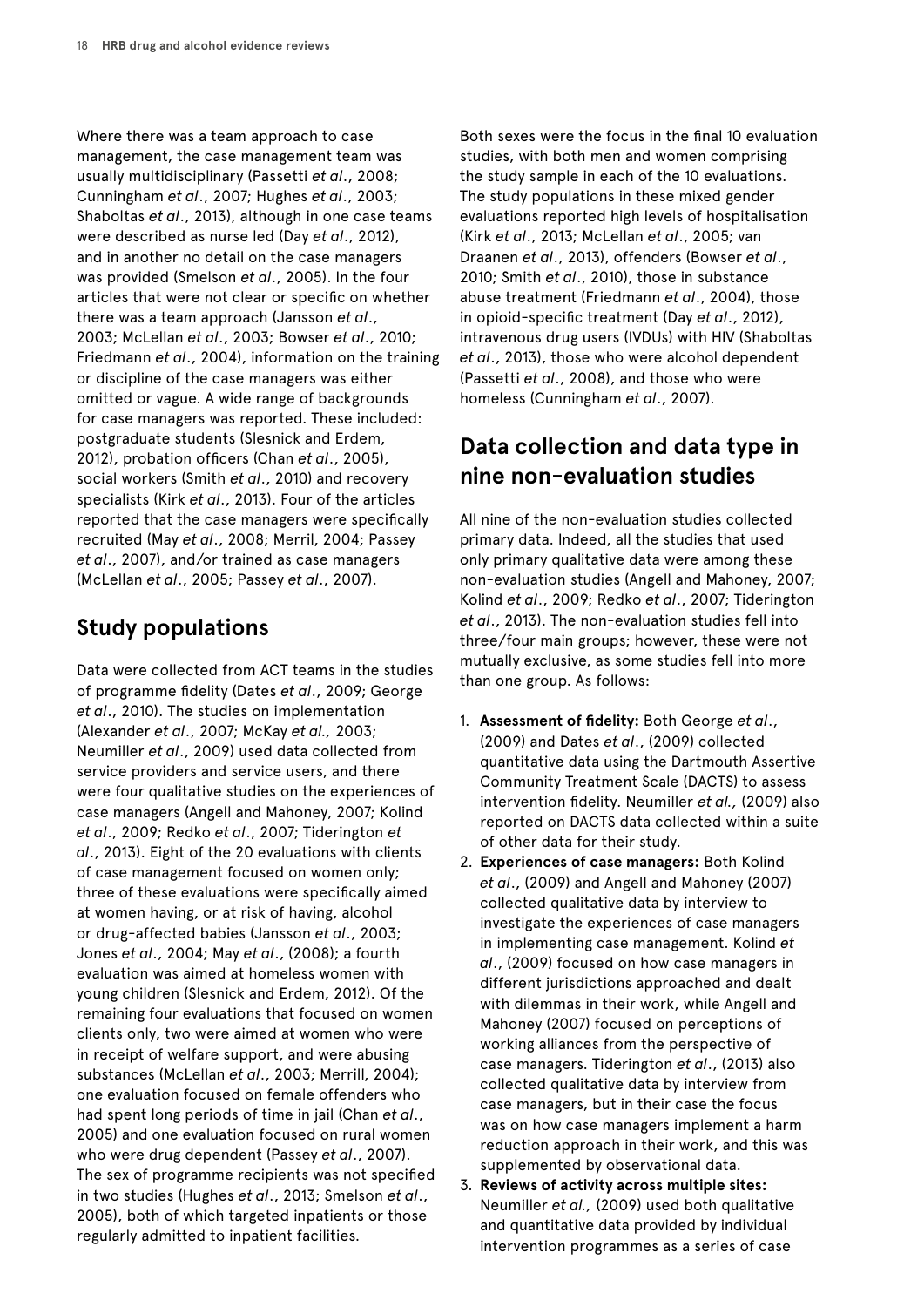Where there was a team approach to case management, the case management team was usually multidisciplinary (Passetti *et al*., 2008; Cunningham *et al*., 2007; Hughes *et al*., 2003; Shaboltas *et al*., 2013), although in one case teams were described as nurse led (Day *et al*., 2012), and in another no detail on the case managers was provided (Smelson *et al*., 2005). In the four articles that were not clear or specific on whether there was a team approach (Jansson *et al*., 2003; McLellan *et al*., 2003; Bowser *et al*., 2010; Friedmann *et al*., 2004), information on the training or discipline of the case managers was either omitted or vague. A wide range of backgrounds for case managers was reported. These included: postgraduate students (Slesnick and Erdem, 2012), probation officers (Chan *et al*., 2005), social workers (Smith *et al*., 2010) and recovery specialists (Kirk *et al*., 2013). Four of the articles reported that the case managers were specifically recruited (May *et al*., 2008; Merril, 2004; Passey *et al*., 2007), and/or trained as case managers (McLellan *et al*., 2005; Passey *et al*., 2007).

## Study populations

Data were collected from ACT teams in the studies of programme fidelity (Dates *et al*., 2009; George *et al*., 2010). The studies on implementation (Alexander *et al*., 2007; McKay *et al.,* 2003; Neumiller *et al*., 2009) used data collected from service providers and service users, and there were four qualitative studies on the experiences of case managers (Angell and Mahoney, 2007; Kolind *et al*., 2009; Redko *et al*., 2007; Tiderington *et al*., 2013). Eight of the 20 evaluations with clients of case management focused on women only; three of these evaluations were specifically aimed at women having, or at risk of having, alcohol or drug-affected babies (Jansson *et al*., 2003; Jones *et al*., 2004; May *et al*., (2008); a fourth evaluation was aimed at homeless women with young children (Slesnick and Erdem, 2012). Of the remaining four evaluations that focused on women clients only, two were aimed at women who were in receipt of welfare support, and were abusing substances (McLellan *et al*., 2003; Merrill, 2004); one evaluation focused on female offenders who had spent long periods of time in jail (Chan *et al*., 2005) and one evaluation focused on rural women who were drug dependent (Passey *et al*., 2007). The sex of programme recipients was not specified in two studies (Hughes *et al*., 2013; Smelson *et al*., 2005), both of which targeted inpatients or those regularly admitted to inpatient facilities.

Both sexes were the focus in the final 10 evaluation studies, with both men and women comprising the study sample in each of the 10 evaluations. The study populations in these mixed gender evaluations reported high levels of hospitalisation (Kirk *et al*., 2013; McLellan *et al*., 2005; van Draanen *et al*., 2013), offenders (Bowser *et al*., 2010; Smith *et al*., 2010), those in substance abuse treatment (Friedmann *et al*., 2004), those in opioid-specific treatment (Day *et al*., 2012), intravenous drug users (IVDUs) with HIV (Shaboltas *et al*., 2013), those who were alcohol dependent (Passetti *et al*., 2008), and those who were homeless (Cunningham *et al*., 2007).

## Data collection and data type in nine non-evaluation studies

All nine of the non-evaluation studies collected primary data. Indeed, all the studies that used only primary qualitative data were among these non-evaluation studies (Angell and Mahoney, 2007; Kolind *et al*., 2009; Redko *et al*., 2007; Tiderington *et al*., 2013). The non-evaluation studies fell into three/four main groups; however, these were not mutually exclusive, as some studies fell into more than one group. As follows:

1. **Assessment of fidelity:** Both George *et al*., (2009) and Dates *et al*., (2009) collected quantitative data using the Dartmouth Assertive Community Treatment Scale (DACTS) to assess intervention fidelity. Neumiller *et al.,* (2009) also reported on DACTS data collected within a suite of other data for their study.
2. **Experiences of case managers:** Both Kolind *et al*., (2009) and Angell and Mahoney (2007) collected qualitative data by interview to investigate the experiences of case managers in implementing case management. Kolind *et al*., (2009) focused on how case managers in different jurisdictions approached and dealt with dilemmas in their work, while Angell and Mahoney (2007) focused on perceptions of working alliances from the perspective of case managers. Tiderington *et al*., (2013) also collected qualitative data by interview from case managers, but in their case the focus was on how case managers implement a harm reduction approach in their work, and this was supplemented by observational data.
3. **Reviews of activity across multiple sites:** Neumiller *et al.,* (2009) used both qualitative and quantitative data provided by individual intervention programmes as a series of case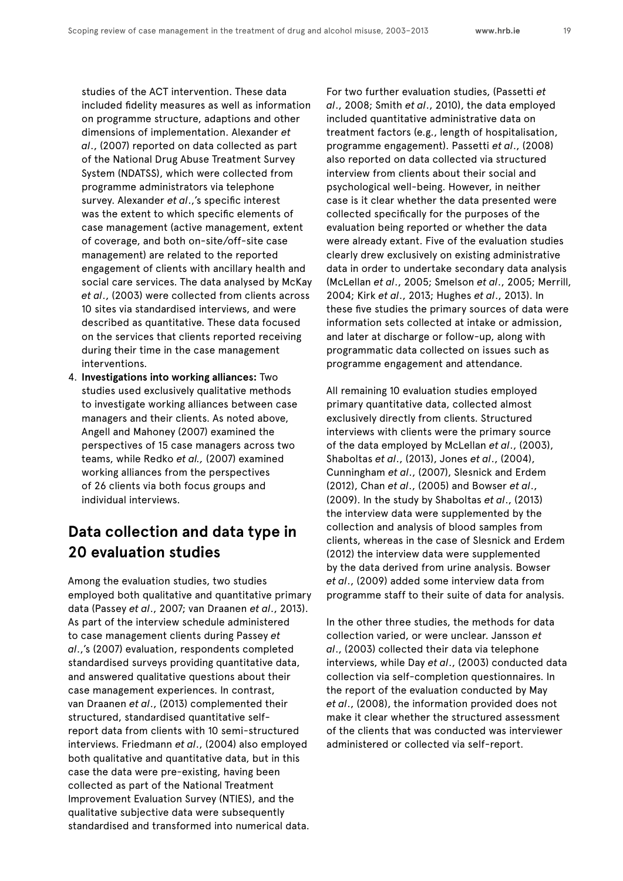studies of the ACT intervention. These data included fidelity measures as well as information on programme structure, adaptions and other dimensions of implementation. Alexander *et al*., (2007) reported on data collected as part of the National Drug Abuse Treatment Survey System (NDATSS), which were collected from programme administrators via telephone survey. Alexander *et al*.,'s specific interest was the extent to which specific elements of case management (active management, extent of coverage, and both on-site/off-site case management) are related to the reported engagement of clients with ancillary health and social care services. The data analysed by McKay *et al*., (2003) were collected from clients across 10 sites via standardised interviews, and were described as quantitative. These data focused on the services that clients reported receiving during their time in the case management interventions.

4. **Investigations into working alliances:** Two studies used exclusively qualitative methods to investigate working alliances between case managers and their clients. As noted above, Angell and Mahoney (2007) examined the perspectives of 15 case managers across two teams, while Redko *et al.,* (2007) examined working alliances from the perspectives of 26 clients via both focus groups and individual interviews.

## Data collection and data type in 20 evaluation studies

Among the evaluation studies, two studies employed both qualitative and quantitative primary data (Passey *et al*., 2007; van Draanen *et al*., 2013). As part of the interview schedule administered to case management clients during Passey *et al*.,'s (2007) evaluation, respondents completed standardised surveys providing quantitative data, and answered qualitative questions about their case management experiences. In contrast, van Draanen *et al*., (2013) complemented their structured, standardised quantitative self-report data from clients with 10 semi-structured interviews. Friedmann *et al*., (2004) also employed both qualitative and quantitative data, but in this case the data were pre-existing, having been collected as part of the National Treatment Improvement Evaluation Survey (NTIES), and the qualitative subjective data were subsequently standardised and transformed into numerical data.

For two further evaluation studies, (Passetti *et al*., 2008; Smith *et al*., 2010), the data employed included quantitative administrative data on treatment factors (e.g., length of hospitalisation, programme engagement). Passetti *et al*., (2008) also reported on data collected via structured interview from clients about their social and psychological well-being. However, in neither case is it clear whether the data presented were collected specifically for the purposes of the evaluation being reported or whether the data were already extant. Five of the evaluation studies clearly drew exclusively on existing administrative data in order to undertake secondary data analysis (McLellan *et al*., 2005; Smelson *et al*., 2005; Merrill, 2004; Kirk *et al*., 2013; Hughes *et al*., 2013). In these five studies the primary sources of data were information sets collected at intake or admission, and later at discharge or follow-up, along with programmatic data collected on issues such as programme engagement and attendance.

All remaining 10 evaluation studies employed primary quantitative data, collected almost exclusively directly from clients. Structured interviews with clients were the primary source of the data employed by McLellan *et al*., (2003), Shaboltas *et al*., (2013), Jones *et al*., (2004), Cunningham *et al*., (2007), Slesnick and Erdem (2012), Chan *et al*., (2005) and Bowser *et al*., (2009). In the study by Shaboltas *et al*., (2013) the interview data were supplemented by the collection and analysis of blood samples from clients, whereas in the case of Slesnick and Erdem (2012) the interview data were supplemented by the data derived from urine analysis. Bowser *et al*., (2009) added some interview data from programme staff to their suite of data for analysis.

In the other three studies, the methods for data collection varied, or were unclear. Jansson *et al*., (2003) collected their data via telephone interviews, while Day *et al*., (2003) conducted data collection via self-completion questionnaires. In the report of the evaluation conducted by May *et al*., (2008), the information provided does not make it clear whether the structured assessment of the clients that was conducted was interviewer administered or collected via self-report.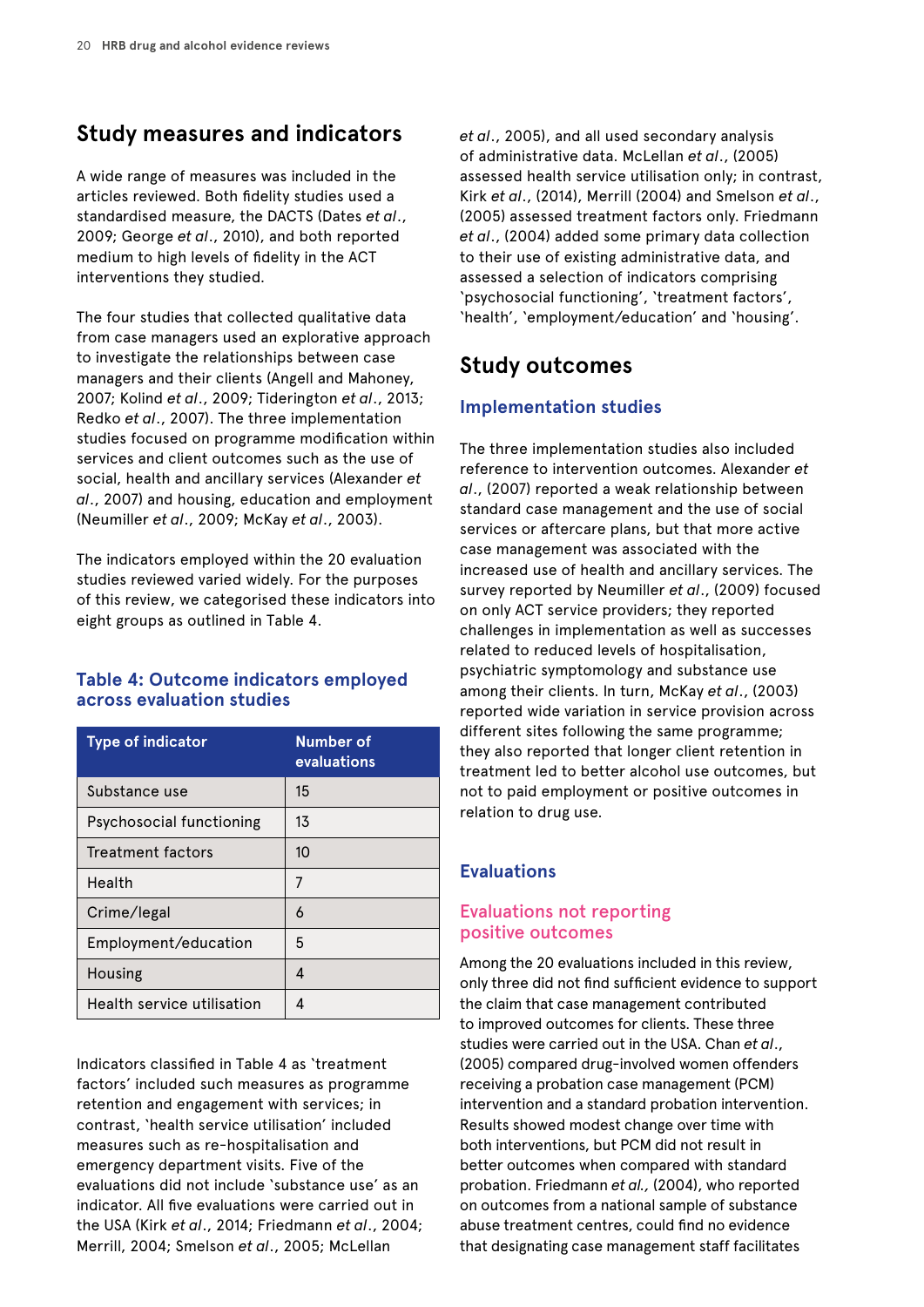## Study measures and indicators

A wide range of measures was included in the articles reviewed. Both fidelity studies used a standardised measure, the DACTS (Dates *et al*., 2009; George *et al*., 2010), and both reported medium to high levels of fidelity in the ACT interventions they studied.

The four studies that collected qualitative data from case managers used an explorative approach to investigate the relationships between case managers and their clients (Angell and Mahoney, 2007; Kolind *et al*., 2009; Tiderington *et al*., 2013; Redko *et al*., 2007). The three implementation studies focused on programme modification within services and client outcomes such as the use of social, health and ancillary services (Alexander *et al*., 2007) and housing, education and employment (Neumiller *et al*., 2009; McKay *et al*., 2003).

The indicators employed within the 20 evaluation studies reviewed varied widely. For the purposes of this review, we categorised these indicators into eight groups as outlined in Table 4.

### Table 4: Outcome indicators employed across evaluation studies

| Type of indicator | Number of evaluations |
|---|---|
| Substance use | 15 |
| Psychosocial functioning | 13 |
| Treatment factors | 10 |
| Health | 7 |
| Crime/legal | 6 |
| Employment/education | 5 |
| Housing | 4 |
| Health service utilisation | 4 |

Indicators classified in Table 4 as 'treatment factors' included such measures as programme retention and engagement with services; in contrast, 'health service utilisation' included measures such as re-hospitalisation and emergency department visits. Five of the evaluations did not include 'substance use' as an indicator. All five evaluations were carried out in the USA (Kirk *et al*., 2014; Friedmann *et al*., 2004; Merrill, 2004; Smelson *et al*., 2005; McLellan *et al*., 2005), and all used secondary analysis of administrative data. McLellan *et al*., (2005) assessed health service utilisation only; in contrast, Kirk *et al*., (2014), Merrill (2004) and Smelson *et al*., (2005) assessed treatment factors only. Friedmann *et al*., (2004) added some primary data collection to their use of existing administrative data, and assessed a selection of indicators comprising 'psychosocial functioning', 'treatment factors', 'health', 'employment/education' and 'housing'.

## Study outcomes

### Implementation studies

The three implementation studies also included reference to intervention outcomes. Alexander *et al*., (2007) reported a weak relationship between standard case management and the use of social services or aftercare plans, but that more active case management was associated with the increased use of health and ancillary services. The survey reported by Neumiller *et al*., (2009) focused on only ACT service providers; they reported challenges in implementation as well as successes related to reduced levels of hospitalisation, psychiatric symptomatology and substance use among their clients. In turn, McKay *et al*., (2003) reported wide variation in service provision across different sites following the same programme; they also reported that longer client retention in treatment led to better alcohol use outcomes, but not to paid employment or positive outcomes in relation to drug use.

### Evaluations

#### Evaluations not reporting positive outcomes

Among the 20 evaluations included in this review, only three did not find sufficient evidence to support the claim that case management contributed to improved outcomes for clients. These three studies were carried out in the USA. Chan *et al*., (2005) compared drug-involved women offenders receiving a probation case management (PCM) intervention and a standard probation intervention. Results showed modest change over time with both interventions, but PCM did not result in better outcomes when compared with standard probation. Friedmann *et al.*, (2004), who reported on outcomes from a national sample of substance abuse treatment centres, could find no evidence that designating case management staff facilitates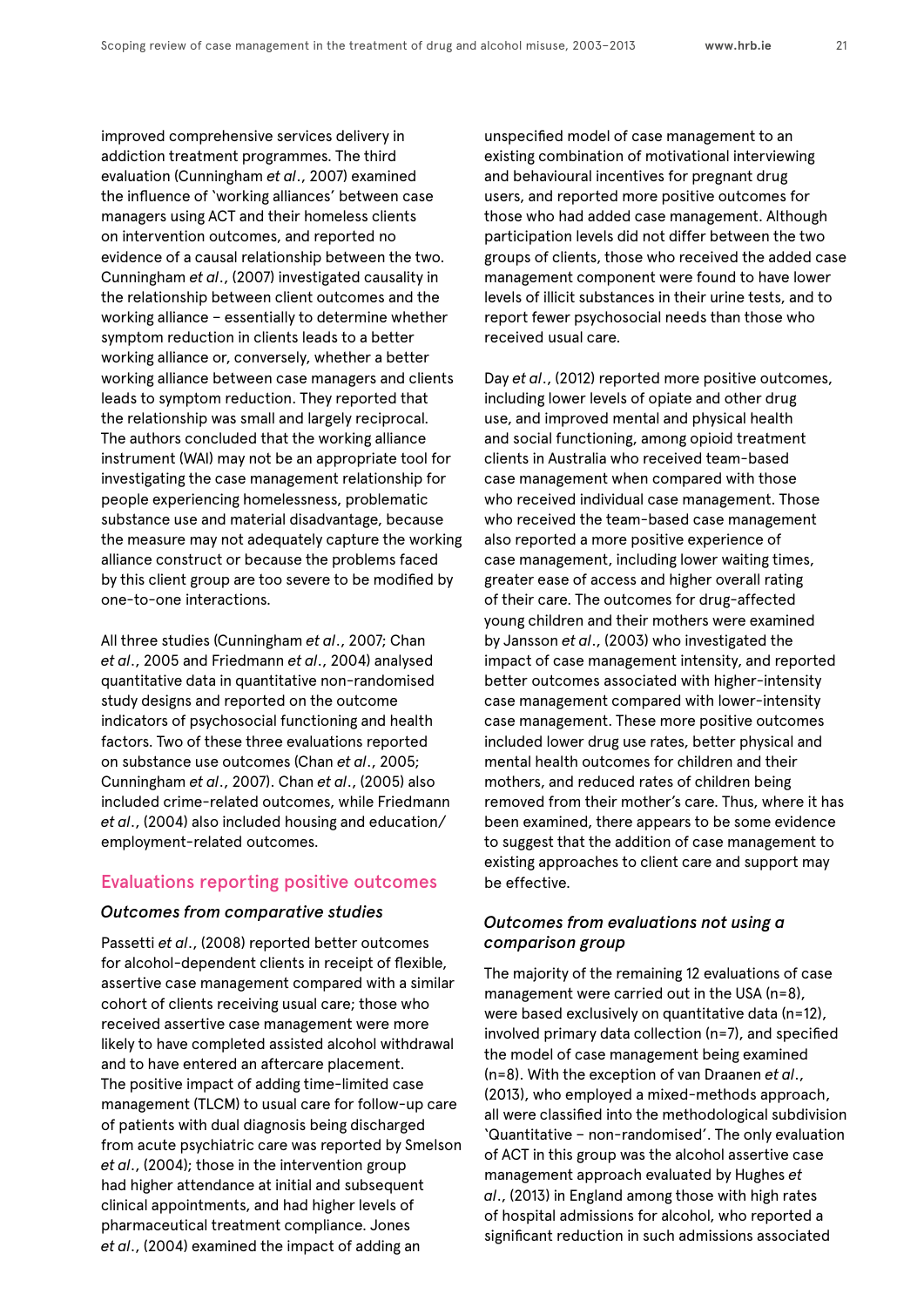improved comprehensive services delivery in addiction treatment programmes. The third evaluation (Cunningham *et al*., 2007) examined the influence of 'working alliances' between case managers using ACT and their homeless clients on intervention outcomes, and reported no evidence of a causal relationship between the two. Cunningham *et al*., (2007) investigated causality in the relationship between client outcomes and the working alliance – essentially to determine whether symptom reduction in clients leads to a better working alliance or, conversely, whether a better working alliance between case managers and clients leads to symptom reduction. They reported that the relationship was small and largely reciprocal. The authors concluded that the working alliance instrument (WAI) may not be an appropriate tool for investigating the case management relationship for people experiencing homelessness, problematic substance use and material disadvantage, because the measure may not adequately capture the working alliance construct or because the problems faced by this client group are too severe to be modified by one-to-one interactions.

All three studies (Cunningham *et al*., 2007; Chan *et al*., 2005 and Friedmann *et al*., 2004) analysed quantitative data in quantitative non-randomised study designs and reported on the outcome indicators of psychosocial functioning and health factors. Two of these three evaluations reported on substance use outcomes (Chan *et al*., 2005; Cunningham *et al*., 2007). Chan *et al*., (2005) also included crime-related outcomes, while Friedmann *et al*., (2004) also included housing and education/employment-related outcomes.

## Evaluations reporting positive outcomes

### *Outcomes from comparative studies*

Passetti *et al*., (2008) reported better outcomes for alcohol-dependent clients in receipt of flexible, assertive case management compared with a similar cohort of clients receiving usual care; those who received assertive case management were more likely to have completed assisted alcohol withdrawal and to have entered an aftercare placement. The positive impact of adding time-limited case management (TLCM) to usual care for follow-up care of patients with dual diagnosis being discharged from acute psychiatric care was reported by Smelson *et al*., (2004); those in the intervention group had higher attendance at initial and subsequent clinical appointments, and had higher levels of pharmaceutical treatment compliance. Jones *et al*., (2004) examined the impact of adding an unspecified model of case management to an existing combination of motivational interviewing and behavioural incentives for pregnant drug users, and reported more positive outcomes for those who had added case management. Although participation levels did not differ between the two groups of clients, those who received the added case management component were found to have lower levels of illicit substances in their urine tests, and to report fewer psychosocial needs than those who received usual care.

Day *et al*., (2012) reported more positive outcomes, including lower levels of opiate and other drug use, and improved mental and physical health and social functioning, among opioid treatment clients in Australia who received team-based case management when compared with those who received individual case management. Those who received the team-based case management also reported a more positive experience of case management, including lower waiting times, greater ease of access and higher overall rating of their care. The outcomes for drug-affected young children and their mothers were examined by Jansson *et al*., (2003) who investigated the impact of case management intensity, and reported better outcomes associated with higher-intensity case management compared with lower-intensity case management. These more positive outcomes included lower drug use rates, better physical and mental health outcomes for children and their mothers, and reduced rates of children being removed from their mother's care. Thus, where it has been examined, there appears to be some evidence to suggest that the addition of case management to existing approaches to client care and support may be effective.

### *Outcomes from evaluations not using a comparison group*

The majority of the remaining 12 evaluations of case management were carried out in the USA (n=8), were based exclusively on quantitative data (n=12), involved primary data collection (n=7), and specified the model of case management being examined (n=8). With the exception of van Draanen *et al*., (2013), who employed a mixed-methods approach, all were classified into the methodological subdivision 'Quantitative – non-randomised'. The only evaluation of ACT in this group was the alcohol assertive case management approach evaluated by Hughes *et al*., (2013) in England among those with high rates of hospital admissions for alcohol, who reported a significant reduction in such admissions associated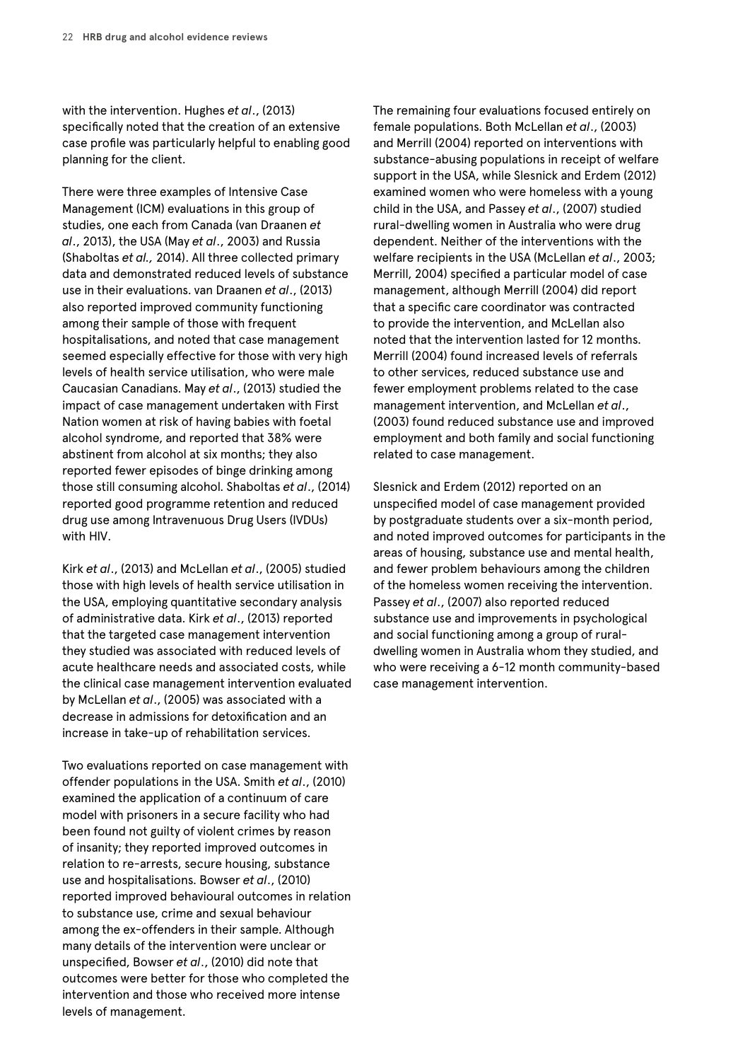with the intervention. Hughes *et al*., (2013) specifically noted that the creation of an extensive case profile was particularly helpful to enabling good planning for the client.

There were three examples of Intensive Case Management (ICM) evaluations in this group of studies, one each from Canada (van Draanen *et al*., 2013), the USA (May *et al*., 2003) and Russia (Shaboltas *et al.,* 2014). All three collected primary data and demonstrated reduced levels of substance use in their evaluations. van Draanen *et al*., (2013) also reported improved community functioning among their sample of those with frequent hospitalisations, and noted that case management seemed especially effective for those with very high levels of health service utilisation, who were male Caucasian Canadians. May *et al*., (2013) studied the impact of case management undertaken with First Nation women at risk of having babies with foetal alcohol syndrome, and reported that 38% were abstinent from alcohol at six months; they also reported fewer episodes of binge drinking among those still consuming alcohol. Shaboltas *et al*., (2014) reported good programme retention and reduced drug use among Intravenuous Drug Users (IVDUs) with HIV.

Kirk *et al*., (2013) and McLellan *et al*., (2005) studied those with high levels of health service utilisation in the USA, employing quantitative secondary analysis of administrative data. Kirk *et al*., (2013) reported that the targeted case management intervention they studied was associated with reduced levels of acute healthcare needs and associated costs, while the clinical case management intervention evaluated by McLellan *et al*., (2005) was associated with a decrease in admissions for detoxification and an increase in take-up of rehabilitation services.

Two evaluations reported on case management with offender populations in the USA. Smith *et al*., (2010) examined the application of a continuum of care model with prisoners in a secure facility who had been found not guilty of violent crimes by reason of insanity; they reported improved outcomes in relation to re-arrests, secure housing, substance use and hospitalisations. Bowser *et al*., (2010) reported improved behavioural outcomes in relation to substance use, crime and sexual behaviour among the ex-offenders in their sample. Although many details of the intervention were unclear or unspecified, Bowser *et al*., (2010) did note that outcomes were better for those who completed the intervention and those who received more intense levels of management.

The remaining four evaluations focused entirely on female populations. Both McLellan *et al*., (2003) and Merrill (2004) reported on interventions with substance-abusing populations in receipt of welfare support in the USA, while Slesnick and Erdem (2012) examined women who were homeless with a young child in the USA, and Passey *et al*., (2007) studied rural-dwelling women in Australia who were drug dependent. Neither of the interventions with the welfare recipients in the USA (McLellan *et al*., 2003; Merrill, 2004) specified a particular model of case management, although Merrill (2004) did report that a specific care coordinator was contracted to provide the intervention, and McLellan also noted that the intervention lasted for 12 months. Merrill (2004) found increased levels of referrals to other services, reduced substance use and fewer employment problems related to the case management intervention, and McLellan *et al*., (2003) found reduced substance use and improved employment and both family and social functioning related to case management.

Slesnick and Erdem (2012) reported on an unspecified model of case management provided by postgraduate students over a six-month period, and noted improved outcomes for participants in the areas of housing, substance use and mental health, and fewer problem behaviours among the children of the homeless women receiving the intervention. Passey *et al*., (2007) also reported reduced substance use and improvements in psychological and social functioning among a group of rural-dwelling women in Australia whom they studied, and who were receiving a 6-12 month community-based case management intervention.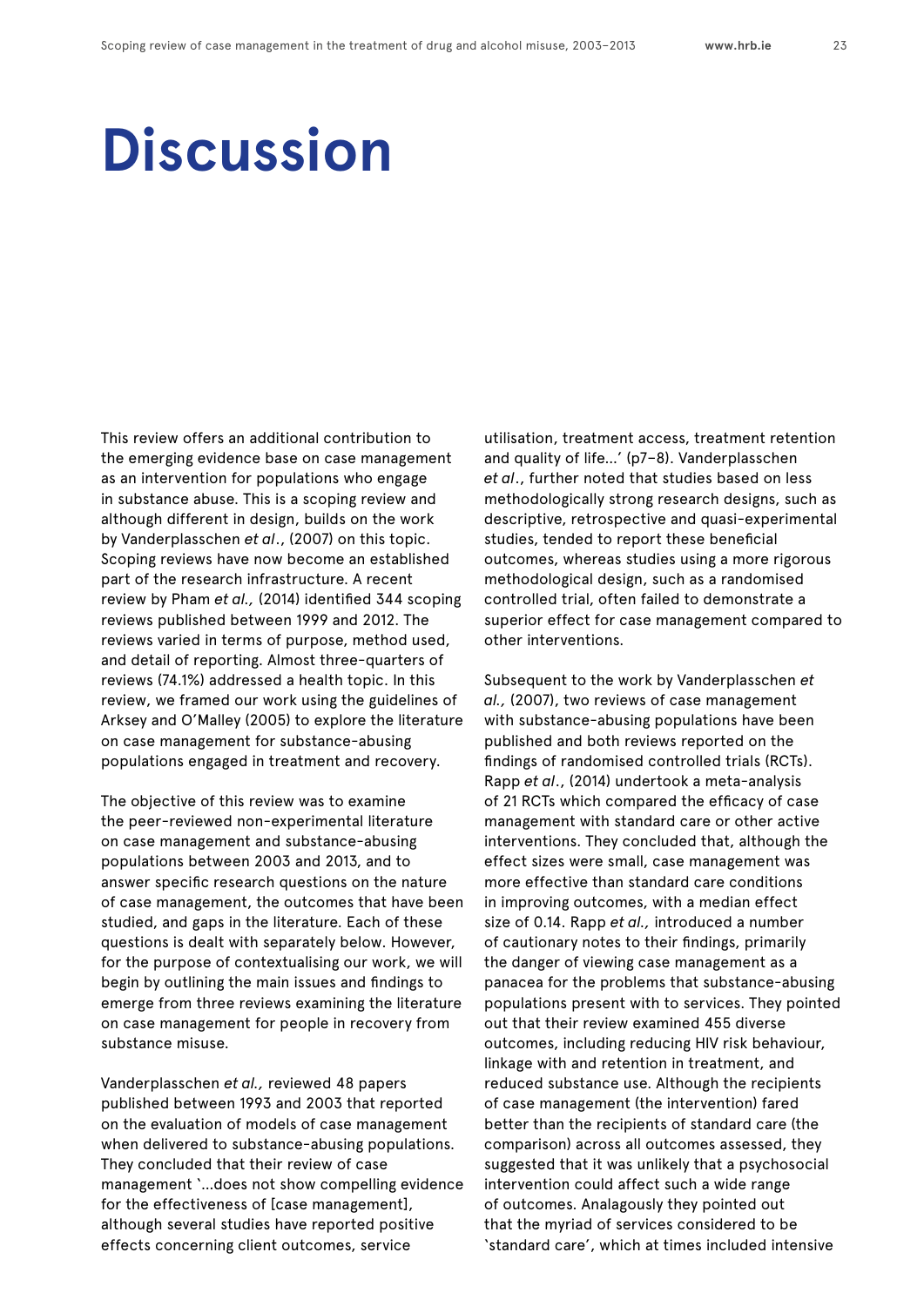# Discussion

This review offers an additional contribution to the emerging evidence base on case management as an intervention for populations who engage in substance abuse. This is a scoping review and although different in design, builds on the work by Vanderplasschen *et al*., (2007) on this topic. Scoping reviews have now become an established part of the research infrastructure. A recent review by Pham *et al.,* (2014) identified 344 scoping reviews published between 1999 and 2012. The reviews varied in terms of purpose, method used, and detail of reporting. Almost three-quarters of reviews (74.1%) addressed a health topic. In this review, we framed our work using the guidelines of Arksey and O'Malley (2005) to explore the literature on case management for substance-abusing populations engaged in treatment and recovery.

The objective of this review was to examine the peer-reviewed non-experimental literature on case management and substance-abusing populations between 2003 and 2013, and to answer specific research questions on the nature of case management, the outcomes that have been studied, and gaps in the literature. Each of these questions is dealt with separately below. However, for the purpose of contextualising our work, we will begin by outlining the main issues and findings to emerge from three reviews examining the literature on case management for people in recovery from substance misuse.

Vanderplasschen *et al.,* reviewed 48 papers published between 1993 and 2003 that reported on the evaluation of models of case management when delivered to substance-abusing populations. They concluded that their review of case management '...does not show compelling evidence for the effectiveness of [case management], although several studies have reported positive effects concerning client outcomes, service utilisation, treatment access, treatment retention and quality of life...' (p7–8). Vanderplasschen *et al*., further noted that studies based on less methodologically strong research designs, such as descriptive, retrospective and quasi-experimental studies, tended to report these beneficial outcomes, whereas studies using a more rigorous methodological design, such as a randomised controlled trial, often failed to demonstrate a superior effect for case management compared to other interventions.

Subsequent to the work by Vanderplasschen *et al.,* (2007), two reviews of case management with substance-abusing populations have been published and both reviews reported on the findings of randomised controlled trials (RCTs). Rapp *et al*., (2014) undertook a meta-analysis of 21 RCTs which compared the efficacy of case management with standard care or other active interventions. They concluded that, although the effect sizes were small, case management was more effective than standard care conditions in improving outcomes, with a median effect size of 0.14. Rapp *et al.,* introduced a number of cautionary notes to their findings, primarily the danger of viewing case management as a panacea for the problems that substance-abusing populations present with to services. They pointed out that their review examined 455 diverse outcomes, including reducing HIV risk behaviour, linkage with and retention in treatment, and reduced substance use. Although the recipients of case management (the intervention) fared better than the recipients of standard care (the comparison) across all outcomes assessed, they suggested that it was unlikely that a psychosocial intervention could affect such a wide range of outcomes. Analagously they pointed out that the myriad of services considered to be 'standard care', which at times included intensive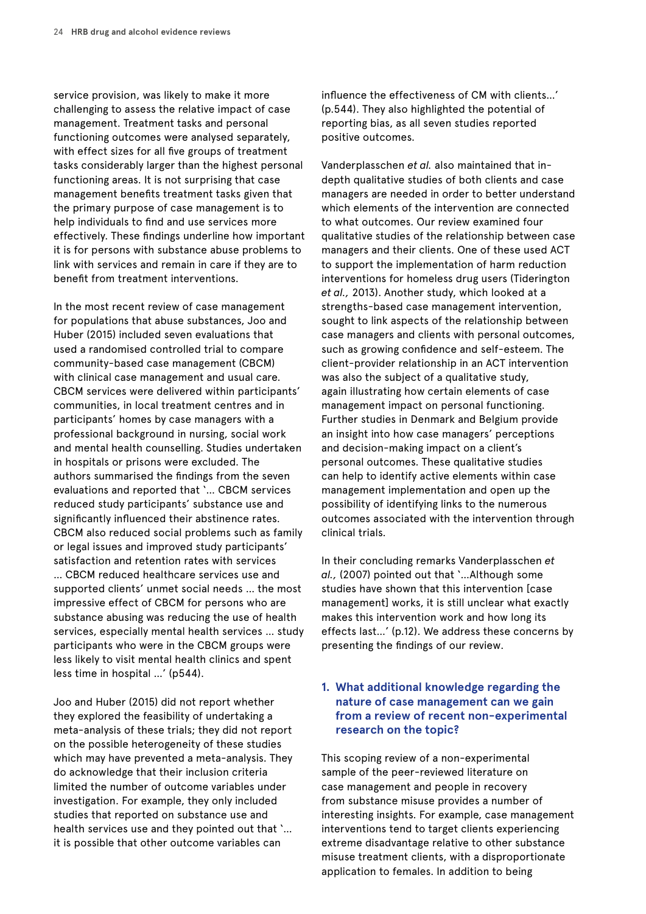service provision, was likely to make it more challenging to assess the relative impact of case management. Treatment tasks and personal functioning outcomes were analysed separately, with effect sizes for all five groups of treatment tasks considerably larger than the highest personal functioning areas. It is not surprising that case management benefits treatment tasks given that the primary purpose of case management is to help individuals to find and use services more effectively. These findings underline how important it is for persons with substance abuse problems to link with services and remain in care if they are to benefit from treatment interventions.

In the most recent review of case management for populations that abuse substances, Joo and Huber (2015) included seven evaluations that used a randomised controlled trial to compare community-based case management (CBCM) with clinical case management and usual care. CBCM services were delivered within participants' communities, in local treatment centres and in participants' homes by case managers with a professional background in nursing, social work and mental health counselling. Studies undertaken in hospitals or prisons were excluded. The authors summarised the findings from the seven evaluations and reported that '... CBCM services reduced study participants' substance use and significantly influenced their abstinence rates. CBCM also reduced social problems such as family or legal issues and improved study participants' satisfaction and retention rates with services ... CBCM reduced healthcare services use and supported clients' unmet social needs ... the most impressive effect of CBCM for persons who are substance abusing was reducing the use of health services, especially mental health services ... study participants who were in the CBCM groups were less likely to visit mental health clinics and spent less time in hospital ...' (p544).

Joo and Huber (2015) did not report whether they explored the feasibility of undertaking a meta-analysis of these trials; they did not report on the possible heterogeneity of these studies which may have prevented a meta-analysis. They do acknowledge that their inclusion criteria limited the number of outcome variables under investigation. For example, they only included studies that reported on substance use and health services use and they pointed out that '... it is possible that other outcome variables can influence the effectiveness of CM with clients...' (p.544). They also highlighted the potential of reporting bias, as all seven studies reported positive outcomes.

Vanderplasschen *et al.* also maintained that in-depth qualitative studies of both clients and case managers are needed in order to better understand which elements of the intervention are connected to what outcomes. Our review examined four qualitative studies of the relationship between case managers and their clients. One of these used ACT to support the implementation of harm reduction interventions for homeless drug users (Tiderington *et al.,* 2013). Another study, which looked at a strengths-based case management intervention, sought to link aspects of the relationship between case managers and clients with personal outcomes, such as growing confidence and self-esteem. The client-provider relationship in an ACT intervention was also the subject of a qualitative study, again illustrating how certain elements of case management impact on personal functioning. Further studies in Denmark and Belgium provide an insight into how case managers' perceptions and decision-making impact on a client's personal outcomes. These qualitative studies can help to identify active elements within case management implementation and open up the possibility of identifying links to the numerous outcomes associated with the intervention through clinical trials.

In their concluding remarks Vanderplasschen *et al.,* (2007) pointed out that '...Although some studies have shown that this intervention [case management] works, it is still unclear what exactly makes this intervention work and how long its effects last...' (p.12). We address these concerns by presenting the findings of our review.

### 1. What additional knowledge regarding the nature of case management can we gain from a review of recent non-experimental research on the topic?

This scoping review of a non-experimental sample of the peer-reviewed literature on case management and people in recovery from substance misuse provides a number of interesting insights. For example, case management interventions tend to target clients experiencing extreme disadvantage relative to other substance misuse treatment clients, with a disproportionate application to females. In addition to being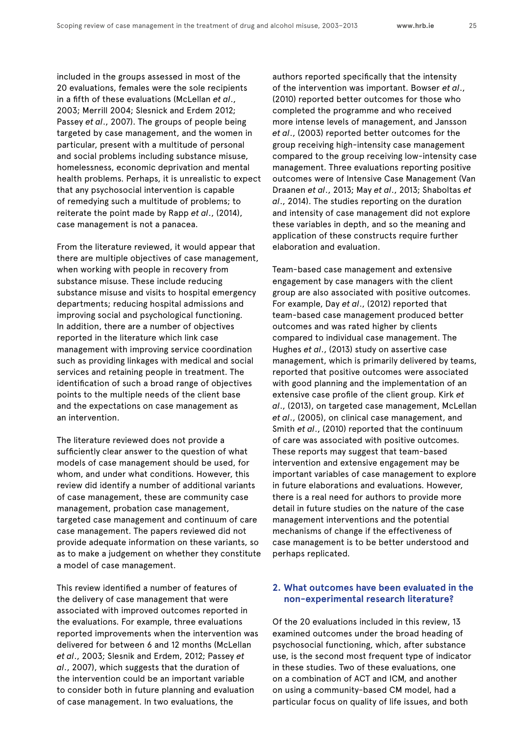included in the groups assessed in most of the 20 evaluations, females were the sole recipients in a fifth of these evaluations (McLellan *et al*., 2003; Merrill 2004; Slesnick and Erdem 2012; Passey *et al*., 2007). The groups of people being targeted by case management, and the women in particular, present with a multitude of personal and social problems including substance misuse, homelessness, economic deprivation and mental health problems. Perhaps, it is unrealistic to expect that any psychosocial intervention is capable of remedying such a multitude of problems; to reiterate the point made by Rapp *et al*., (2014), case management is not a panacea.

From the literature reviewed, it would appear that there are multiple objectives of case management, when working with people in recovery from substance misuse. These include reducing substance misuse and visits to hospital emergency departments; reducing hospital admissions and improving social and psychological functioning. In addition, there are a number of objectives reported in the literature which link case management with improving service coordination such as providing linkages with medical and social services and retaining people in treatment. The identification of such a broad range of objectives points to the multiple needs of the client base and the expectations on case management as an intervention.

The literature reviewed does not provide a sufficiently clear answer to the question of what models of case management should be used, for whom, and under what conditions. However, this review did identify a number of additional variants of case management, these are community case management, probation case management, targeted case management and continuum of care case management. The papers reviewed did not provide adequate information on these variants, so as to make a judgement on whether they constitute a model of case management.

This review identified a number of features of the delivery of case management that were associated with improved outcomes reported in the evaluations. For example, three evaluations reported improvements when the intervention was delivered for between 6 and 12 months (McLellan *et al*., 2003; Slesnik and Erdem, 2012; Passey *et al*., 2007), which suggests that the duration of the intervention could be an important variable to consider both in future planning and evaluation of case management. In two evaluations, the authors reported specifically that the intensity of the intervention was important. Bowser *et al*., (2010) reported better outcomes for those who completed the programme and who received more intense levels of management, and Jansson *et al*., (2003) reported better outcomes for the group receiving high-intensity case management compared to the group receiving low-intensity case management. Three evaluations reporting positive outcomes were of Intensive Case Management (Van Draanen *et al*., 2013; May *et al*., 2013; Shaboltas *et al*., 2014). The studies reporting on the duration and intensity of case management did not explore these variables in depth, and so the meaning and application of these constructs require further elaboration and evaluation.

Team-based case management and extensive engagement by case managers with the client group are also associated with positive outcomes. For example, Day *et al*., (2012) reported that team-based case management produced better outcomes and was rated higher by clients compared to individual case management. The Hughes *et al*., (2013) study on assertive case management, which is primarily delivered by teams, reported that positive outcomes were associated with good planning and the implementation of an extensive case profile of the client group. Kirk *et al*., (2013), on targeted case management, McLellan *et al*., (2005), on clinical case management, and Smith *et al*., (2010) reported that the continuum of care was associated with positive outcomes. These reports may suggest that team-based intervention and extensive engagement may be important variables of case management to explore in future elaborations and evaluations. However, there is a real need for authors to provide more detail in future studies on the nature of the case management interventions and the potential mechanisms of change if the effectiveness of case management is to be better understood and perhaps replicated.

### 2. What outcomes have been evaluated in the non-experimental research literature?

Of the 20 evaluations included in this review, 13 examined outcomes under the broad heading of psychosocial functioning, which, after substance use, is the second most frequent type of indicator in these studies. Two of these evaluations, one on a combination of ACT and ICM, and another on using a community-based CM model, had a particular focus on quality of life issues, and both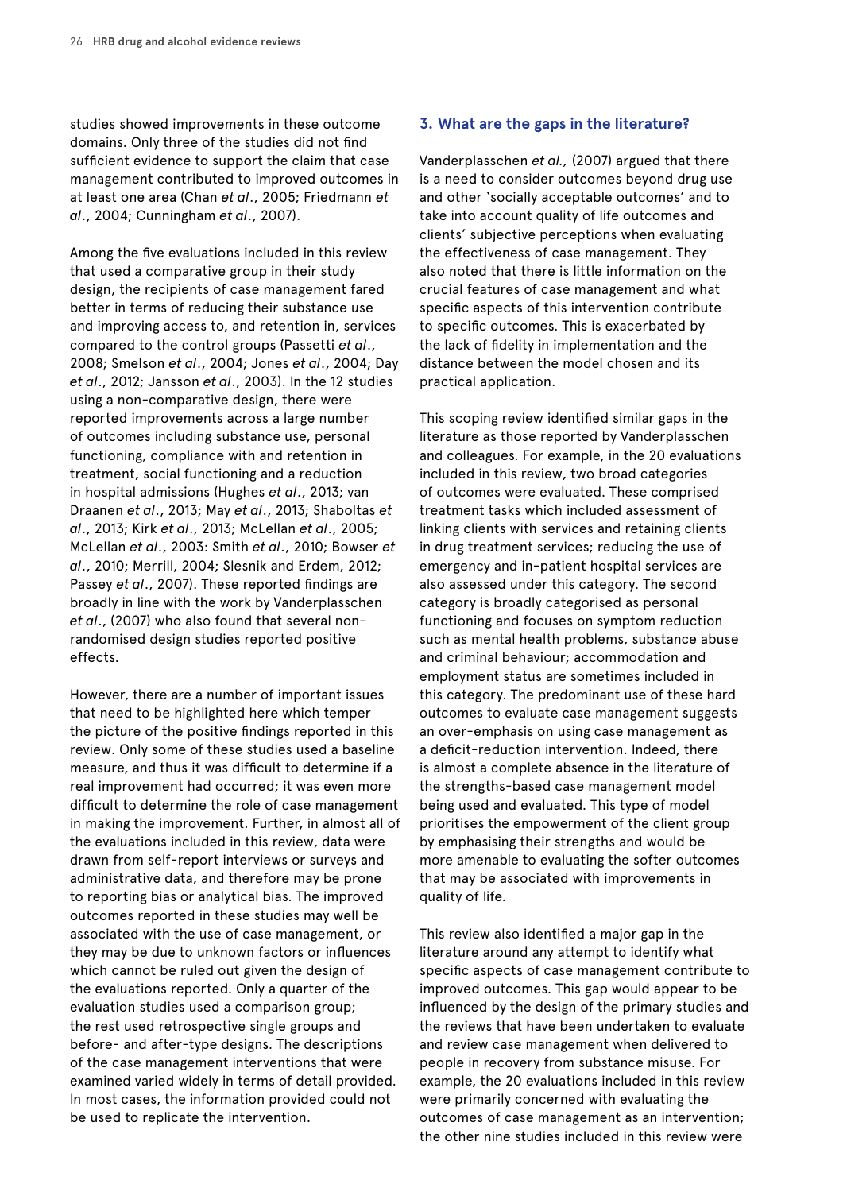studies showed improvements in these outcome domains. Only three of the studies did not find sufficient evidence to support the claim that case management contributed to improved outcomes in at least one area (Chan *et al*., 2005; Friedmann *et al*., 2004; Cunningham *et al*., 2007).

Among the five evaluations included in this review that used a comparative group in their study design, the recipients of case management fared better in terms of reducing their substance use and improving access to, and retention in, services compared to the control groups (Passetti *et al*., 2008; Smelson *et al*., 2004; Jones *et al*., 2004; Day *et al*., 2012; Jansson *et al*., 2003). In the 12 studies using a non-comparative design, there were reported improvements across a large number of outcomes including substance use, personal functioning, compliance with and retention in treatment, social functioning and a reduction in hospital admissions (Hughes *et al*., 2013; van Draanen *et al*., 2013; May *et al*., 2013; Shaboltas *et al*., 2013; Kirk *et al*., 2013; McLellan *et al*., 2005; McLellan *et al*., 2003: Smith *et al*., 2010; Bowser *et al*., 2010; Merrill, 2004; Slesnik and Erdem, 2012; Passey *et al*., 2007). These reported findings are broadly in line with the work by Vanderplasschen *et al*., (2007) who also found that several non-randomised design studies reported positive effects.

However, there are a number of important issues that need to be highlighted here which temper the picture of the positive findings reported in this review. Only some of these studies used a baseline measure, and thus it was difficult to determine if a real improvement had occurred; it was even more difficult to determine the role of case management in making the improvement. Further, in almost all of the evaluations included in this review, data were drawn from self-report interviews or surveys and administrative data, and therefore may be prone to reporting bias or analytical bias. The improved outcomes reported in these studies may well be associated with the use of case management, or they may be due to unknown factors or influences which cannot be ruled out given the design of the evaluations reported. Only a quarter of the evaluation studies used a comparison group; the rest used retrospective single groups and before- and after-type designs. The descriptions of the case management interventions that were examined varied widely in terms of detail provided. In most cases, the information provided could not be used to replicate the intervention.

### 3. What are the gaps in the literature?

Vanderplasschen *et al.,* (2007) argued that there is a need to consider outcomes beyond drug use and other 'socially acceptable outcomes' and to take into account quality of life outcomes and clients' subjective perceptions when evaluating the effectiveness of case management. They also noted that there is little information on the crucial features of case management and what specific aspects of this intervention contribute to specific outcomes. This is exacerbated by the lack of fidelity in implementation and the distance between the model chosen and its practical application.

This scoping review identified similar gaps in the literature as those reported by Vanderplasschen and colleagues. For example, in the 20 evaluations included in this review, two broad categories of outcomes were evaluated. These comprised treatment tasks which included assessment of linking clients with services and retaining clients in drug treatment services; reducing the use of emergency and in-patient hospital services are also assessed under this category. The second category is broadly categorised as personal functioning and focuses on symptom reduction such as mental health problems, substance abuse and criminal behaviour; accommodation and employment status are sometimes included in this category. The predominant use of these hard outcomes to evaluate case management suggests an over-emphasis on using case management as a deficit-reduction intervention. Indeed, there is almost a complete absence in the literature of the strengths-based case management model being used and evaluated. This type of model prioritises the empowerment of the client group by emphasising their strengths and would be more amenable to evaluating the softer outcomes that may be associated with improvements in quality of life.

This review also identified a major gap in the literature around any attempt to identify what specific aspects of case management contribute to improved outcomes. This gap would appear to be influenced by the design of the primary studies and the reviews that have been undertaken to evaluate and review case management when delivered to people in recovery from substance misuse. For example, the 20 evaluations included in this review were primarily concerned with evaluating the outcomes of case management as an intervention; the other nine studies included in this review were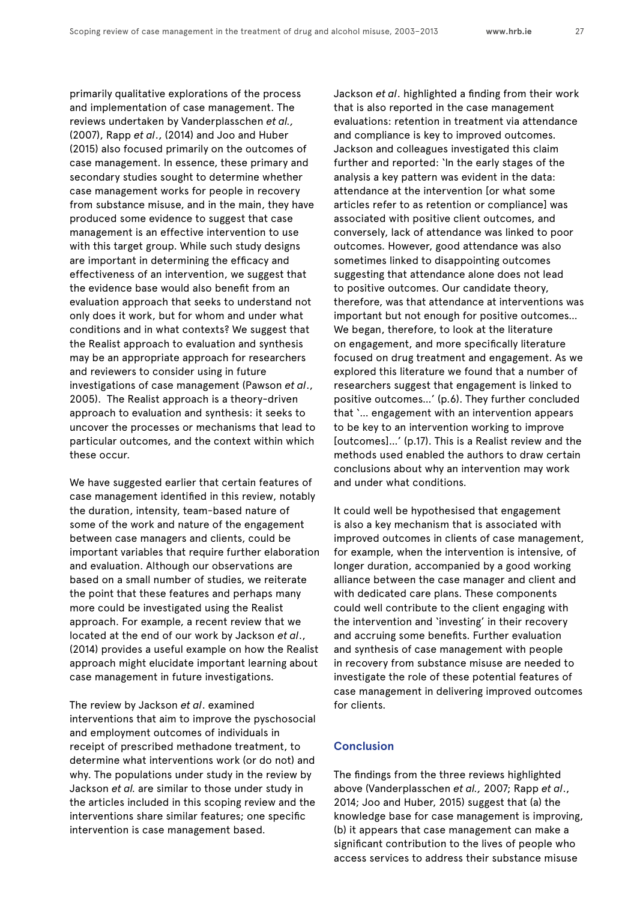primarily qualitative explorations of the process and implementation of case management. The reviews undertaken by Vanderplasschen *et al.,* (2007), Rapp *et al*., (2014) and Joo and Huber (2015) also focused primarily on the outcomes of case management. In essence, these primary and secondary studies sought to determine whether case management works for people in recovery from substance misuse, and in the main, they have produced some evidence to suggest that case management is an effective intervention to use with this target group. While such study designs are important in determining the efficacy and effectiveness of an intervention, we suggest that the evidence base would also benefit from an evaluation approach that seeks to understand not only does it work, but for whom and under what conditions and in what contexts? We suggest that the Realist approach to evaluation and synthesis may be an appropriate approach for researchers and reviewers to consider using in future investigations of case management (Pawson *et al*., 2005). The Realist approach is a theory-driven approach to evaluation and synthesis: it seeks to uncover the processes or mechanisms that lead to particular outcomes, and the context within which these occur.

We have suggested earlier that certain features of case management identified in this review, notably the duration, intensity, team-based nature of some of the work and nature of the engagement between case managers and clients, could be important variables that require further elaboration and evaluation. Although our observations are based on a small number of studies, we reiterate the point that these features and perhaps many more could be investigated using the Realist approach. For example, a recent review that we located at the end of our work by Jackson *et al*., (2014) provides a useful example on how the Realist approach might elucidate important learning about case management in future investigations.

The review by Jackson *et al*. examined interventions that aim to improve the pyschosocial and employment outcomes of individuals in receipt of prescribed methadone treatment, to determine what interventions work (or do not) and why. The populations under study in the review by Jackson *et al.* are similar to those under study in the articles included in this scoping review and the interventions share similar features; one specific intervention is case management based.

Jackson *et al*. highlighted a finding from their work that is also reported in the case management evaluations: retention in treatment via attendance and compliance is key to improved outcomes. Jackson and colleagues investigated this claim further and reported: 'In the early stages of the analysis a key pattern was evident in the data: attendance at the intervention [or what some articles refer to as retention or compliance] was associated with positive client outcomes, and conversely, lack of attendance was linked to poor outcomes. However, good attendance was also sometimes linked to disappointing outcomes suggesting that attendance alone does not lead to positive outcomes. Our candidate theory, therefore, was that attendance at interventions was important but not enough for positive outcomes… We began, therefore, to look at the literature on engagement, and more specifically literature focused on drug treatment and engagement. As we explored this literature we found that a number of researchers suggest that engagement is linked to positive outcomes…' (p.6). They further concluded that '… engagement with an intervention appears to be key to an intervention working to improve [outcomes]…' (p.17). This is a Realist review and the methods used enabled the authors to draw certain conclusions about why an intervention may work and under what conditions.

It could well be hypothesised that engagement is also a key mechanism that is associated with improved outcomes in clients of case management, for example, when the intervention is intensive, of longer duration, accompanied by a good working alliance between the case manager and client and with dedicated care plans. These components could well contribute to the client engaging with the intervention and 'investing' in their recovery and accruing some benefits. Further evaluation and synthesis of case management with people in recovery from substance misuse are needed to investigate the role of these potential features of case management in delivering improved outcomes for clients.

## Conclusion

The findings from the three reviews highlighted above (Vanderplasschen *et al.,* 2007; Rapp *et al*., 2014; Joo and Huber, 2015) suggest that (a) the knowledge base for case management is improving, (b) it appears that case management can make a significant contribution to the lives of people who access services to address their substance misuse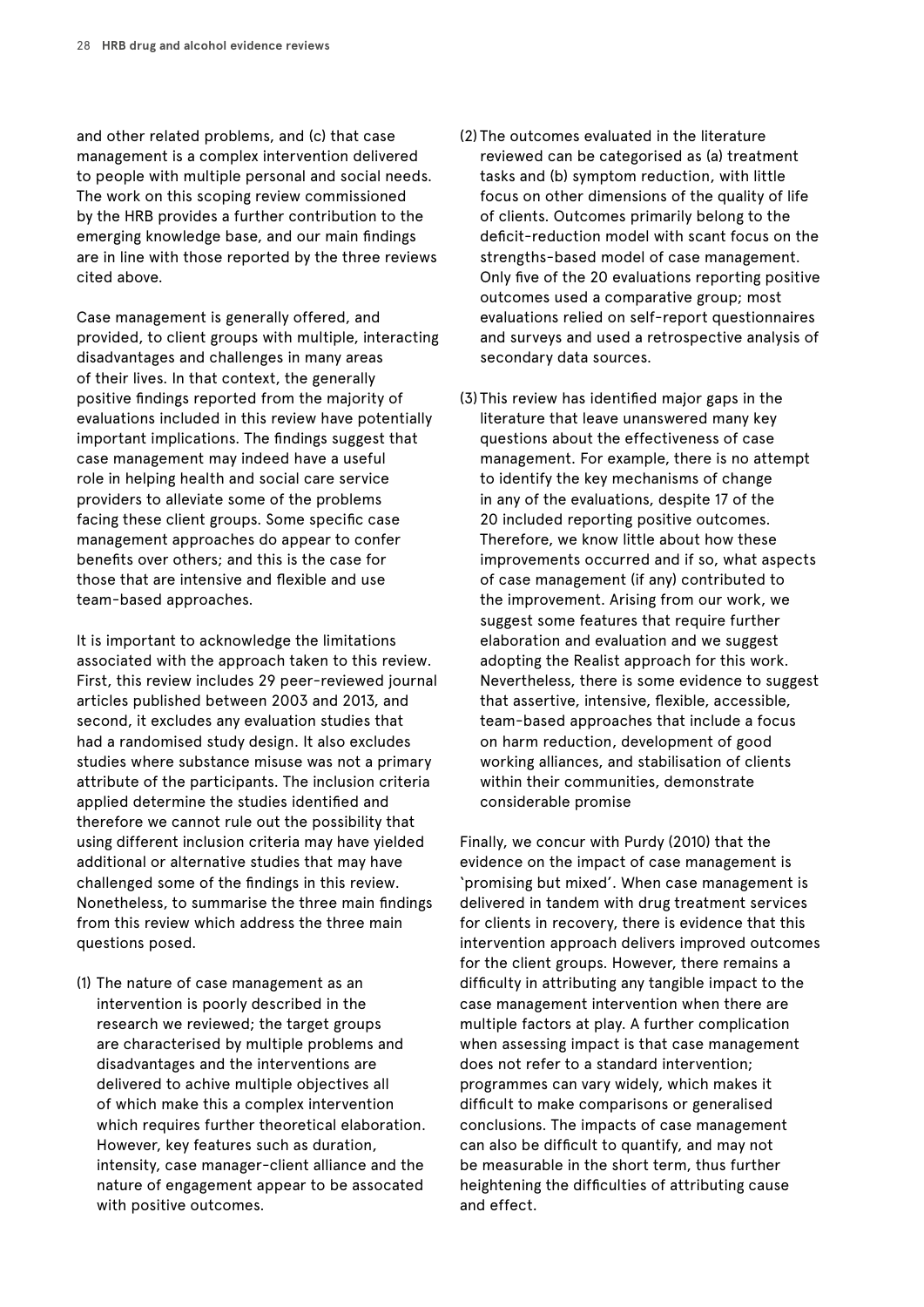and other related problems, and (c) that case management is a complex intervention delivered to people with multiple personal and social needs. The work on this scoping review commissioned by the HRB provides a further contribution to the emerging knowledge base, and our main findings are in line with those reported by the three reviews cited above.

Case management is generally offered, and provided, to client groups with multiple, interacting disadvantages and challenges in many areas of their lives. In that context, the generally positive findings reported from the majority of evaluations included in this review have potentially important implications. The findings suggest that case management may indeed have a useful role in helping health and social care service providers to alleviate some of the problems facing these client groups. Some specific case management approaches do appear to confer benefits over others; and this is the case for those that are intensive and flexible and use team-based approaches.

It is important to acknowledge the limitations associated with the approach taken to this review. First, this review includes 29 peer-reviewed journal articles published between 2003 and 2013, and second, it excludes any evaluation studies that had a randomised study design. It also excludes studies where substance misuse was not a primary attribute of the participants. The inclusion criteria applied determine the studies identified and therefore we cannot rule out the possibility that using different inclusion criteria may have yielded additional or alternative studies that may have challenged some of the findings in this review. Nonetheless, to summarise the three main findings from this review which address the three main questions posed.

(1) The nature of case management as an intervention is poorly described in the research we reviewed; the target groups are characterised by multiple problems and disadvantages and the interventions are delivered to achive multiple objectives all of which make this a complex intervention which requires further theoretical elaboration. However, key features such as duration, intensity, case manager-client alliance and the nature of engagement appear to be assocated with positive outcomes.

(2) The outcomes evaluated in the literature reviewed can be categorised as (a) treatment tasks and (b) symptom reduction, with little focus on other dimensions of the quality of life of clients. Outcomes primarily belong to the deficit-reduction model with scant focus on the strengths-based model of case management. Only five of the 20 evaluations reporting positive outcomes used a comparative group; most evaluations relied on self-report questionnaires and surveys and used a retrospective analysis of secondary data sources.

(3) This review has identified major gaps in the literature that leave unanswered many key questions about the effectiveness of case management. For example, there is no attempt to identify the key mechanisms of change in any of the evaluations, despite 17 of the 20 included reporting positive outcomes. Therefore, we know little about how these improvements occurred and if so, what aspects of case management (if any) contributed to the improvement. Arising from our work, we suggest some features that require further elaboration and evaluation and we suggest adopting the Realist approach for this work. Nevertheless, there is some evidence to suggest that assertive, intensive, flexible, accessible, team-based approaches that include a focus on harm reduction, development of good working alliances, and stabilisation of clients within their communities, demonstrate considerable promise

Finally, we concur with Purdy (2010) that the evidence on the impact of case management is 'promising but mixed'. When case management is delivered in tandem with drug treatment services for clients in recovery, there is evidence that this intervention approach delivers improved outcomes for the client groups. However, there remains a difficulty in attributing any tangible impact to the case management intervention when there are multiple factors at play. A further complication when assessing impact is that case management does not refer to a standard intervention; programmes can vary widely, which makes it difficult to make comparisons or generalised conclusions. The impacts of case management can also be difficult to quantify, and may not be measurable in the short term, thus further heightening the difficulties of attributing cause and effect.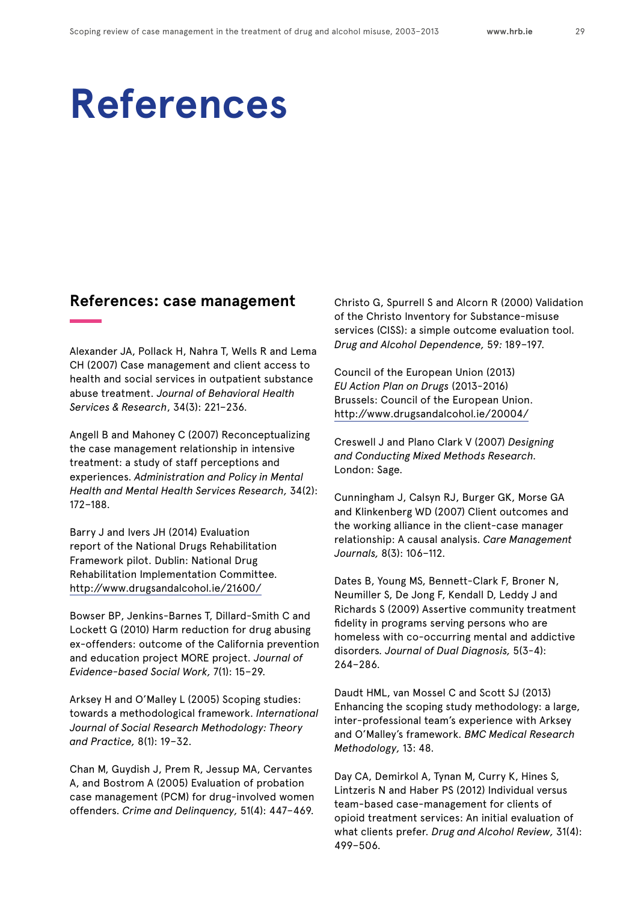# References

## References: case management

Alexander JA, Pollack H, Nahra T, Wells R and Lema CH (2007) Case management and client access to health and social services in outpatient substance abuse treatment. *Journal of Behavioral Health Services & Research*, 34(3): 221–236.

Angell B and Mahoney C (2007) Reconceptualizing the case management relationship in intensive treatment: a study of staff perceptions and experiences. *Administration and Policy in Mental Health and Mental Health Services Research,* 34(2): 172–188.

Barry J and Ivers JH (2014) Evaluation report of the National Drugs Rehabilitation Framework pilot. Dublin: National Drug Rehabilitation Implementation Committee. http://www.drugsandalcohol.ie/21600/

Bowser BP, Jenkins-Barnes T, Dillard-Smith C and Lockett G (2010) Harm reduction for drug abusing ex-offenders: outcome of the California prevention and education project MORE project. *Journal of Evidence-based Social Work,* 7(1): 15–29.

Arksey H and O'Malley L (2005) Scoping studies: towards a methodological framework. *International Journal of Social Research Methodology: Theory and Practice,* 8(1): 19–32.

Chan M, Guydish J, Prem R, Jessup MA, Cervantes A, and Bostrom A (2005) Evaluation of probation case management (PCM) for drug-involved women offenders. *Crime and Delinquency,* 51(4): 447–469.

Christo G, Spurrell S and Alcorn R (2000) Validation of the Christo Inventory for Substance-misuse services (CISS): a simple outcome evaluation tool. *Drug and Alcohol Dependence,* 59: 189–197.

Council of the European Union (2013) *EU Action Plan on Drugs* (2013-2016) Brussels: Council of the European Union. http://www.drugsandalcohol.ie/20004/

Creswell J and Plano Clark V (2007) *Designing and Conducting Mixed Methods Research*. London: Sage.

Cunningham J, Calsyn RJ, Burger GK, Morse GA and Klinkenberg WD (2007) Client outcomes and the working alliance in the client-case manager relationship: A causal analysis. *Care Management Journals,* 8(3): 106–112.

Dates B, Young MS, Bennett-Clark F, Broner N, Neumiller S, De Jong F, Kendall D, Leddy J and Richards S (2009) Assertive community treatment fidelity in programs serving persons who are homeless with co-occurring mental and addictive disorders. *Journal of Dual Diagnosis,* 5(3-4): 264–286.

Daudt HML, van Mossel C and Scott SJ (2013) Enhancing the scoping study methodology: a large, inter-professional team's experience with Arksey and O'Malley's framework. *BMC Medical Research Methodology,* 13: 48.

Day CA, Demirkol A, Tynan M, Curry K, Hines S, Lintzeris N and Haber PS (2012) Individual versus team-based case-management for clients of opioid treatment services: An initial evaluation of what clients prefer. *Drug and Alcohol Review,* 31(4): 499–506.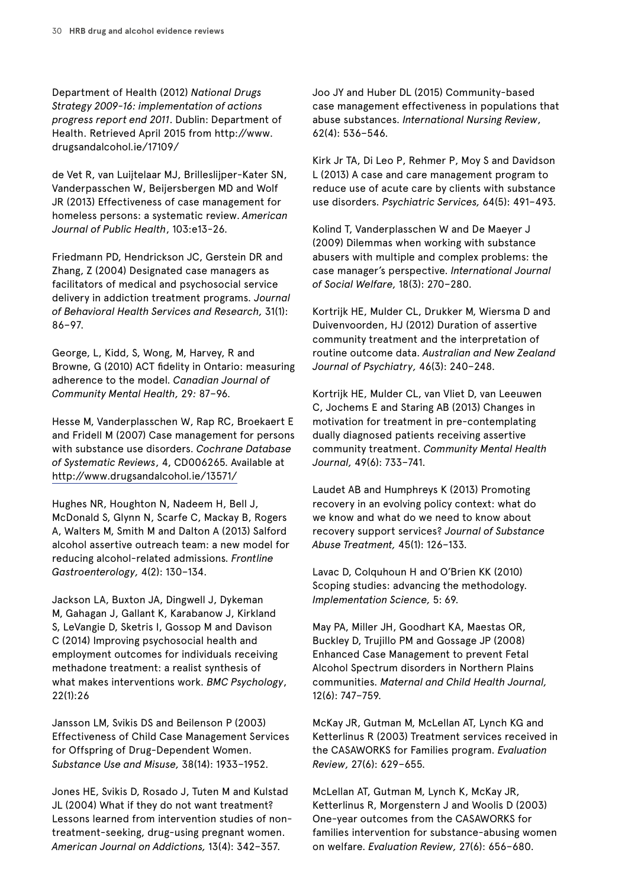Department of Health (2012) *National Drugs Strategy 2009-16: implementation of actions progress report end 2011*. Dublin: Department of Health. Retrieved April 2015 from http://www.drugsandalcohol.ie/17109/

de Vet R, van Luijtelaar MJ, Brilleslijper-Kater SN, Vanderpasschen W, Beijersbergen MD and Wolf JR (2013) Effectiveness of case management for homeless persons: a systematic review. *American Journal of Public Health*, 103:e13-26.

Friedmann PD, Hendrickson JC, Gerstein DR and Zhang, Z (2004) Designated case managers as facilitators of medical and psychosocial service delivery in addiction treatment programs. *Journal of Behavioral Health Services and Research,* 31(1): 86–97.

George, L, Kidd, S, Wong, M, Harvey, R and Browne, G (2010) ACT fidelity in Ontario: measuring adherence to the model. *Canadian Journal of Community Mental Health,* 29: 87–96.

Hesse M, Vanderplasschen W, Rap RC, Broekaert E and Fridell M (2007) Case management for persons with substance use disorders. *Cochrane Database of Systematic Reviews*, 4, CD006265. Available at http://www.drugsandalcohol.ie/13571/

Hughes NR, Houghton N, Nadeem H, Bell J, McDonald S, Glynn N, Scarfe C, Mackay B, Rogers A, Walters M, Smith M and Dalton A (2013) Salford alcohol assertive outreach team: a new model for reducing alcohol-related admissions. *Frontline Gastroenterology,* 4(2): 130–134.

Jackson LA, Buxton JA, Dingwell J, Dykeman M, Gahagan J, Gallant K, Karabanow J, Kirkland S, LeVangie D, Sketris I, Gossop M and Davison C (2014) Improving psychosocial health and employment outcomes for individuals receiving methadone treatment: a realist synthesis of what makes interventions work. *BMC Psychology*, 22(1):26

Jansson LM, Svikis DS and Beilenson P (2003) Effectiveness of Child Case Management Services for Offspring of Drug-Dependent Women. *Substance Use and Misuse,* 38(14): 1933–1952.

Jones HE, Svikis D, Rosado J, Tuten M and Kulstad JL (2004) What if they do not want treatment? Lessons learned from intervention studies of non-treatment-seeking, drug-using pregnant women. *American Journal on Addictions,* 13(4): 342–357.

Joo JY and Huber DL (2015) Community-based case management effectiveness in populations that abuse substances. *International Nursing Review*, 62(4): 536–546.

Kirk Jr TA, Di Leo P, Rehmer P, Moy S and Davidson L (2013) A case and care management program to reduce use of acute care by clients with substance use disorders. *Psychiatric Services,* 64(5): 491–493.

Kolind T, Vanderplasschen W and De Maeyer J (2009) Dilemmas when working with substance abusers with multiple and complex problems: the case manager's perspective. *International Journal of Social Welfare,* 18(3): 270–280.

Kortrijk HE, Mulder CL, Drukker M, Wiersma D and Duivenvoorden, HJ (2012) Duration of assertive community treatment and the interpretation of routine outcome data. *Australian and New Zealand Journal of Psychiatry,* 46(3): 240–248.

Kortrijk HE, Mulder CL, van Vliet D, van Leeuwen C, Jochems E and Staring AB (2013) Changes in motivation for treatment in pre-contemplating dually diagnosed patients receiving assertive community treatment. *Community Mental Health Journal,* 49(6): 733–741.

Laudet AB and Humphreys K (2013) Promoting recovery in an evolving policy context: what do we know and what do we need to know about recovery support services? *Journal of Substance Abuse Treatment,* 45(1): 126–133.

Lavac D, Colquhoun H and O'Brien KK (2010) Scoping studies: advancing the methodology. *Implementation Science,* 5: 69.

May PA, Miller JH, Goodhart KA, Maestas OR, Buckley D, Trujillo PM and Gossage JP (2008) Enhanced Case Management to prevent Fetal Alcohol Spectrum disorders in Northern Plains communities. *Maternal and Child Health Journal,* 12(6): 747–759.

McKay JR, Gutman M, McLellan AT, Lynch KG and Ketterlinus R (2003) Treatment services received in the CASAWORKS for Families program. *Evaluation Review,* 27(6): 629–655.

McLellan AT, Gutman M, Lynch K, McKay JR, Ketterlinus R, Morgenstern J and Woolis D (2003) One-year outcomes from the CASAWORKS for families intervention for substance-abusing women on welfare. *Evaluation Review,* 27(6): 656–680.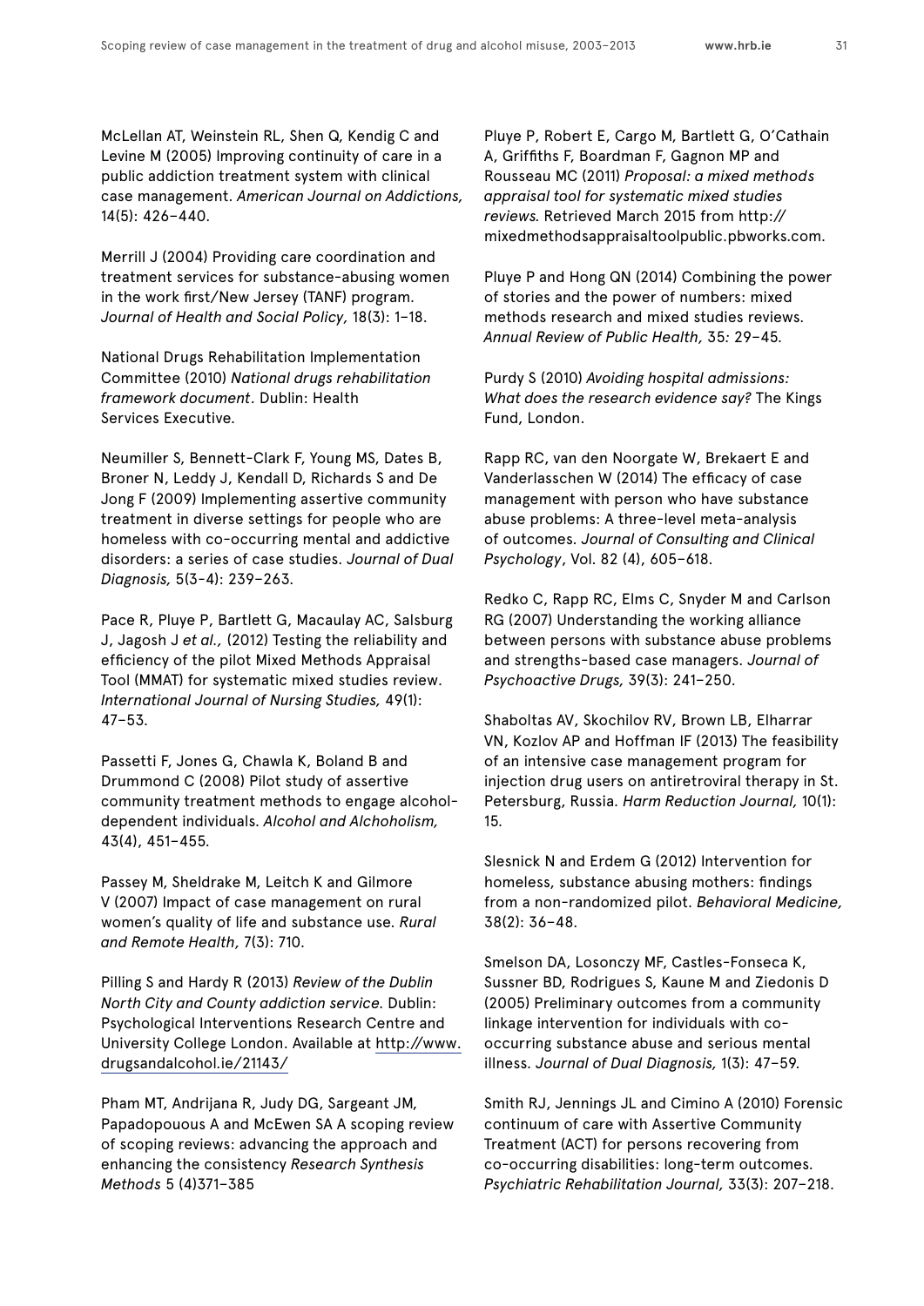McLellan AT, Weinstein RL, Shen Q, Kendig C and Levine M (2005) Improving continuity of care in a public addiction treatment system with clinical case management. *American Journal on Addictions,* 14(5): 426–440.

Merrill J (2004) Providing care coordination and treatment services for substance-abusing women in the work first/New Jersey (TANF) program. *Journal of Health and Social Policy,* 18(3): 1–18.

National Drugs Rehabilitation Implementation Committee (2010) *National drugs rehabilitation framework document*. Dublin: Health Services Executive.

Neumiller S, Bennett-Clark F, Young MS, Dates B, Broner N, Leddy J, Kendall D, Richards S and De Jong F (2009) Implementing assertive community treatment in diverse settings for people who are homeless with co-occurring mental and addictive disorders: a series of case studies. *Journal of Dual Diagnosis,* 5(3-4): 239–263.

Pace R, Pluye P, Bartlett G, Macaulay AC, Salsburg J, Jagosh J *et al.,* (2012) Testing the reliability and efficiency of the pilot Mixed Methods Appraisal Tool (MMAT) for systematic mixed studies review. *International Journal of Nursing Studies,* 49(1): 47–53.

Passetti F, Jones G, Chawla K, Boland B and Drummond C (2008) Pilot study of assertive community treatment methods to engage alcohol-dependent individuals. *Alcohol and Alchoholism,* 43(4), 451–455.

Passey M, Sheldrake M, Leitch K and Gilmore V (2007) Impact of case management on rural women's quality of life and substance use. *Rural and Remote Health,* 7(3): 710.

Pilling S and Hardy R (2013) *Review of the Dublin North City and County addiction service.* Dublin: Psychological Interventions Research Centre and University College London. Available at http://www.drugsandalcohol.ie/21143/

Pham MT, Andrijana R, Judy DG, Sargeant JM, Papadopouous A and McEwen SA A scoping review of scoping reviews: advancing the approach and enhancing the consistency *Research Synthesis Methods* 5 (4)371–385

Pluye P, Robert E, Cargo M, Bartlett G, O'Cathain A, Griffiths F, Boardman F, Gagnon MP and Rousseau MC (2011) *Proposal: a mixed methods appraisal tool for systematic mixed studies reviews.* Retrieved March 2015 from http://mixedmethodsappraisaltoolpublic.pbworks.com.

Pluye P and Hong QN (2014) Combining the power of stories and the power of numbers: mixed methods research and mixed studies reviews. *Annual Review of Public Health,* 35: 29–45.

Purdy S (2010) *Avoiding hospital admissions: What does the research evidence say?* The Kings Fund, London.

Rapp RC, van den Noorgate W, Brekaert E and Vanderlasschen W (2014) The efficacy of case management with person who have substance abuse problems: A three-level meta-analysis of outcomes. *Journal of Consulting and Clinical Psychology*, Vol. 82 (4), 605–618.

Redko C, Rapp RC, Elms C, Snyder M and Carlson RG (2007) Understanding the working alliance between persons with substance abuse problems and strengths-based case managers. *Journal of Psychoactive Drugs,* 39(3): 241–250.

Shaboltas AV, Skochilov RV, Brown LB, Elharrar VN, Kozlov AP and Hoffman IF (2013) The feasibility of an intensive case management program for injection drug users on antiretroviral therapy in St. Petersburg, Russia. *Harm Reduction Journal,* 10(1): 15.

Slesnick N and Erdem G (2012) Intervention for homeless, substance abusing mothers: findings from a non-randomized pilot. *Behavioral Medicine,* 38(2): 36–48.

Smelson DA, Losonczy MF, Castles-Fonseca K, Sussner BD, Rodrigues S, Kaune M and Ziedonis D (2005) Preliminary outcomes from a community linkage intervention for individuals with co-occurring substance abuse and serious mental illness. *Journal of Dual Diagnosis,* 1(3): 47–59.

Smith RJ, Jennings JL and Cimino A (2010) Forensic continuum of care with Assertive Community Treatment (ACT) for persons recovering from co-occurring disabilities: long-term outcomes. *Psychiatric Rehabilitation Journal,* 33(3): 207–218.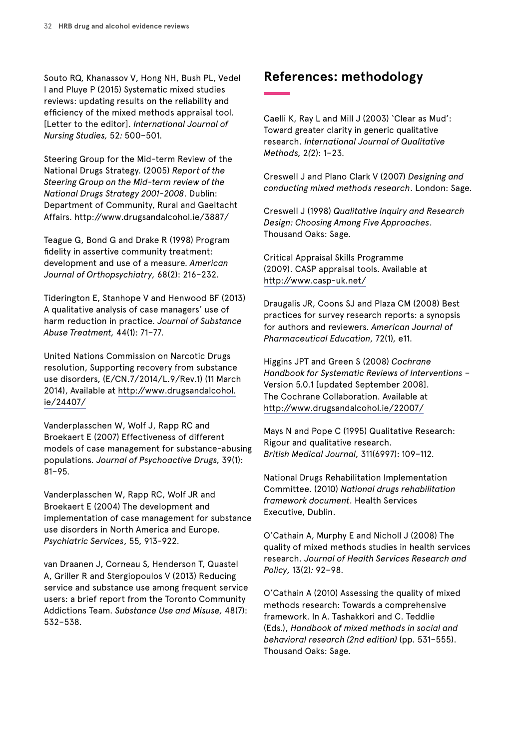Souto RQ, Khanassov V, Hong NH, Bush PL, Vedel I and Pluye P (2015) Systematic mixed studies reviews: updating results on the reliability and efficiency of the mixed methods appraisal tool. [Letter to the editor]. *International Journal of Nursing Studies,* 52*:* 500–501.

Steering Group for the Mid-term Review of the National Drugs Strategy. (2005) *Report of the Steering Group on the Mid-term review of the National Drugs Strategy 2001-2008*. Dublin: Department of Community, Rural and Gaeltacht Affairs. http://www.drugsandalcohol.ie/3887/

Teague G, Bond G and Drake R (1998) Program fidelity in assertive community treatment: development and use of a measure. *American Journal of Orthopsychiatry,* 68(2): 216–232.

Tiderington E, Stanhope V and Henwood BF (2013) A qualitative analysis of case managers' use of harm reduction in practice. *Journal of Substance Abuse Treatment,* 44(1): 71–77.

United Nations Commission on Narcotic Drugs resolution, Supporting recovery from substance use disorders, (E/CN.7/2014/L.9/Rev.1) (11 March 2014), Available at http://www.drugsandalcohol.ie/24407/

Vanderplasschen W, Wolf J, Rapp RC and Broekaert E (2007) Effectiveness of different models of case management for substance-abusing populations. *Journal of Psychoactive Drugs,* 39(1): 81–95.

Vanderplasschen W, Rapp RC, Wolf JR and Broekaert E (2004) The development and implementation of case management for substance use disorders in North America and Europe. *Psychiatric Services*, 55, 913-922.

van Draanen J, Corneau S, Henderson T, Quastel A, Griller R and Stergiopoulos V (2013) Reducing service and substance use among frequent service users: a brief report from the Toronto Community Addictions Team. *Substance Use and Misuse,* 48(7): 532–538.

## References: methodology

Caelli K, Ray L and Mill J (2003) 'Clear as Mud': Toward greater clarity in generic qualitative research. *International Journal of Qualitative Methods,* 2*(*2): 1–23.

Creswell J and Plano Clark V (2007) *Designing and conducting mixed methods research*. London: Sage.

Creswell J (1998) *Qualitative Inquiry and Research Design: Choosing Among Five Approaches*. Thousand Oaks: Sage.

Critical Appraisal Skills Programme (2009). CASP appraisal tools. Available at http://www.casp-uk.net/

Draugalis JR, Coons SJ and Plaza CM (2008) Best practices for survey research reports: a synopsis for authors and reviewers. *American Journal of Pharmaceutical Education,* 72(1)*,* e11.

Higgins JPT and Green S (2008) *Cochrane Handbook for Systematic Reviews of Interventions* – Version 5.0.1 [updated September 2008]. The Cochrane Collaboration. Available at http://www.drugsandalcohol.ie/22007/

Mays N and Pope C (1995) Qualitative Research: Rigour and qualitative research. *British Medical Journal,* 311(6997): 109–112.

National Drugs Rehabilitation Implementation Committee. (2010) *National drugs rehabilitation framework document*. Health Services Executive, Dublin.

O'Cathain A, Murphy E and Nicholl J (2008) The quality of mixed methods studies in health services research. *Journal of Health Services Research and Policy,* 13(2)*:* 92–98.

O'Cathain A (2010) Assessing the quality of mixed methods research: Towards a comprehensive framework. In A. Tashakkori and C. Teddlie (Eds.), *Handbook of mixed methods in social and behavioral research (2nd edition)* (pp. 531–555). Thousand Oaks: Sage.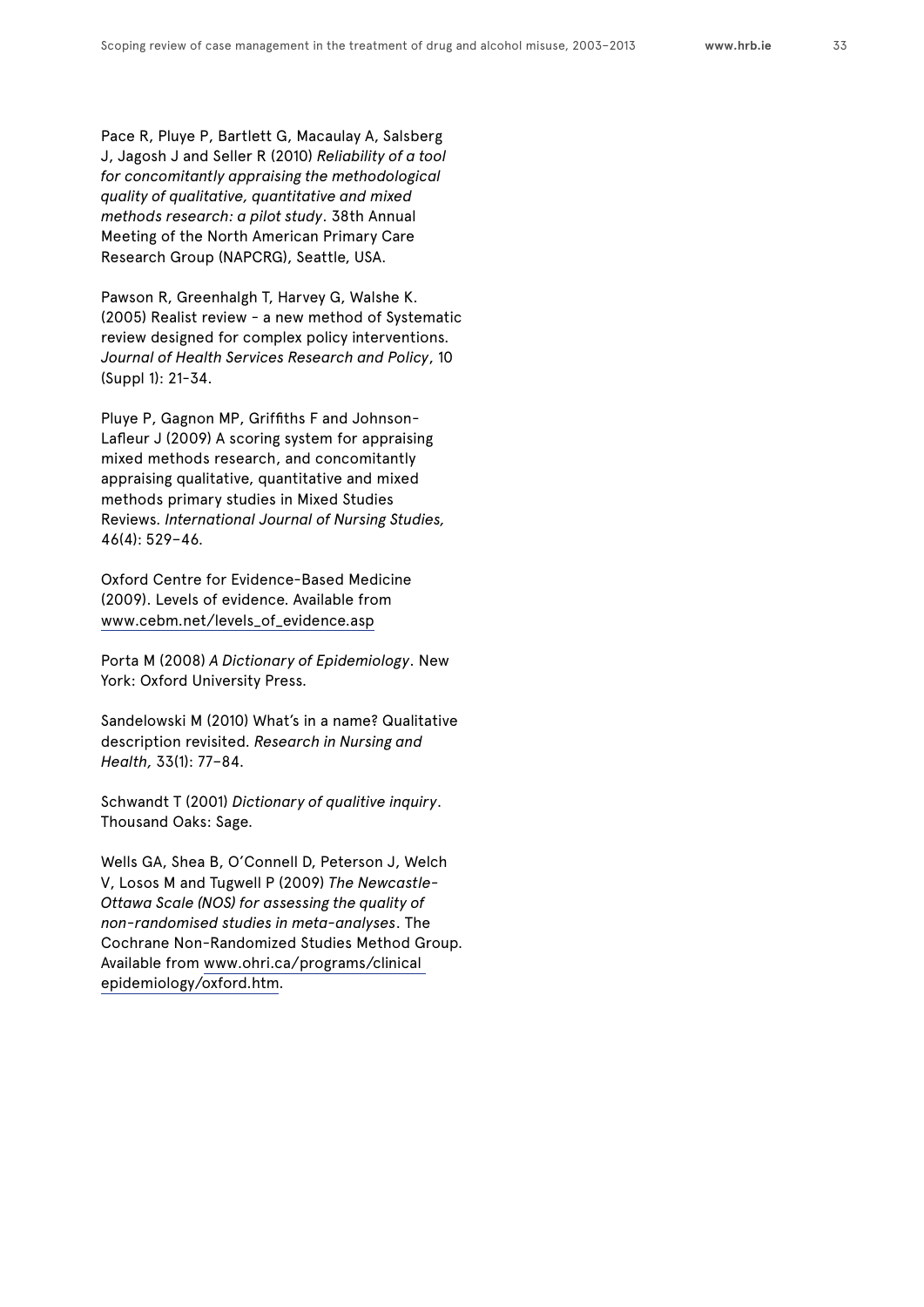Pace R, Pluye P, Bartlett G, Macaulay A, Salsberg J, Jagosh J and Seller R (2010) *Reliability of a tool for concomitantly appraising the methodological quality of qualitative, quantitative and mixed methods research: a pilot study*. 38th Annual Meeting of the North American Primary Care Research Group (NAPCRG), Seattle, USA.

Pawson R, Greenhalgh T, Harvey G, Walshe K. (2005) Realist review - a new method of Systematic review designed for complex policy interventions. *Journal of Health Services Research and Policy*, 10 (Suppl 1): 21-34.

Pluye P, Gagnon MP, Griffiths F and Johnson-Lafleur J (2009) A scoring system for appraising mixed methods research, and concomitantly appraising qualitative, quantitative and mixed methods primary studies in Mixed Studies Reviews. *International Journal of Nursing Studies,* 46(4): 529–46.

Oxford Centre for Evidence-Based Medicine (2009). Levels of evidence. Available from www.cebm.net/levels_of_evidence.asp

Porta M (2008) *A Dictionary of Epidemiology*. New York: Oxford University Press.

Sandelowski M (2010) What's in a name? Qualitative description revisited. *Research in Nursing and Health,* 33(1): 77–84.

Schwandt T (2001) *Dictionary of qualitive inquiry*. Thousand Oaks: Sage.

Wells GA, Shea B, O'Connell D, Peterson J, Welch V, Losos M and Tugwell P (2009) *The Newcastle-Ottawa Scale (NOS) for assessing the quality of non-randomised studies in meta-analyses*. The Cochrane Non-Randomized Studies Method Group. Available from www.ohri.ca/programs/clinical epidemiology/oxford.htm.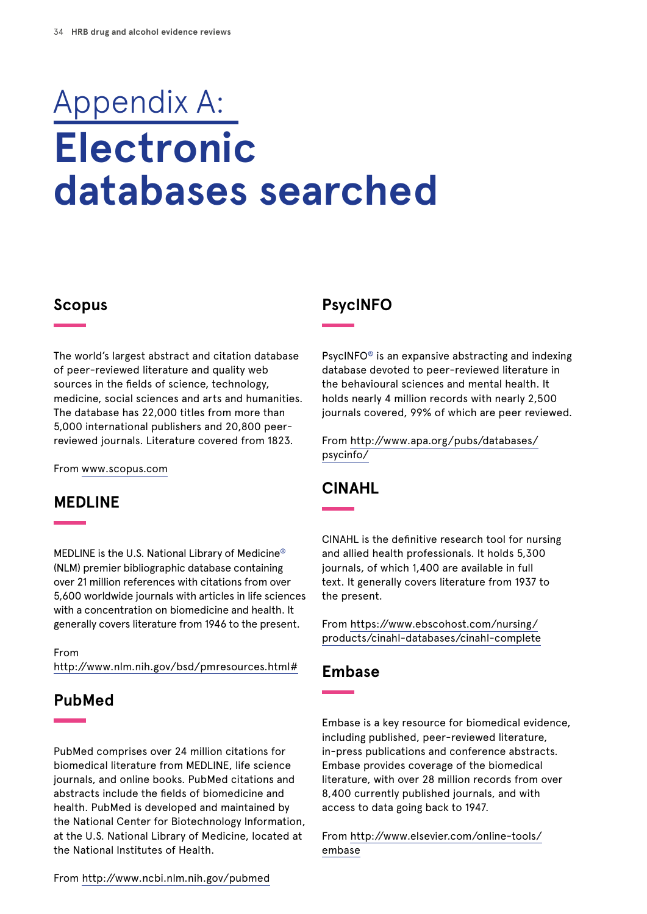# Appendix A: Electronic databases searched

## Scopus

The world's largest abstract and citation database of peer-reviewed literature and quality web sources in the fields of science, technology, medicine, social sciences and arts and humanities. The database has 22,000 titles from more than 5,000 international publishers and 20,800 peer-reviewed journals. Literature covered from 1823.

From www.scopus.com

## MEDLINE

MEDLINE is the U.S. National Library of Medicine® (NLM) premier bibliographic database containing over 21 million references with citations from over 5,600 worldwide journals with articles in life sciences with a concentration on biomedicine and health. It generally covers literature from 1946 to the present.

From http://www.nlm.nih.gov/bsd/pmresources.html#

## PubMed

PubMed comprises over 24 million citations for biomedical literature from MEDLINE, life science journals, and online books. PubMed citations and abstracts include the fields of biomedicine and health. PubMed is developed and maintained by the National Center for Biotechnology Information, at the U.S. National Library of Medicine, located at the National Institutes of Health.

From http://www.ncbi.nlm.nih.gov/pubmed

## PsycINFO

PsycINFO® is an expansive abstracting and indexing database devoted to peer-reviewed literature in the behavioural sciences and mental health. It holds nearly 4 million records with nearly 2,500 journals covered, 99% of which are peer reviewed.

From http://www.apa.org/pubs/databases/psycinfo/

## CINAHL

CINAHL is the definitive research tool for nursing and allied health professionals. It holds 5,300 journals, of which 1,400 are available in full text. It generally covers literature from 1937 to the present.

From https://www.ebscohost.com/nursing/products/cinahl-databases/cinahl-complete

## Embase

Embase is a key resource for biomedical evidence, including published, peer-reviewed literature, in-press publications and conference abstracts. Embase provides coverage of the biomedical literature, with over 28 million records from over 8,400 currently published journals, and with access to data going back to 1947.

From http://www.elsevier.com/online-tools/embase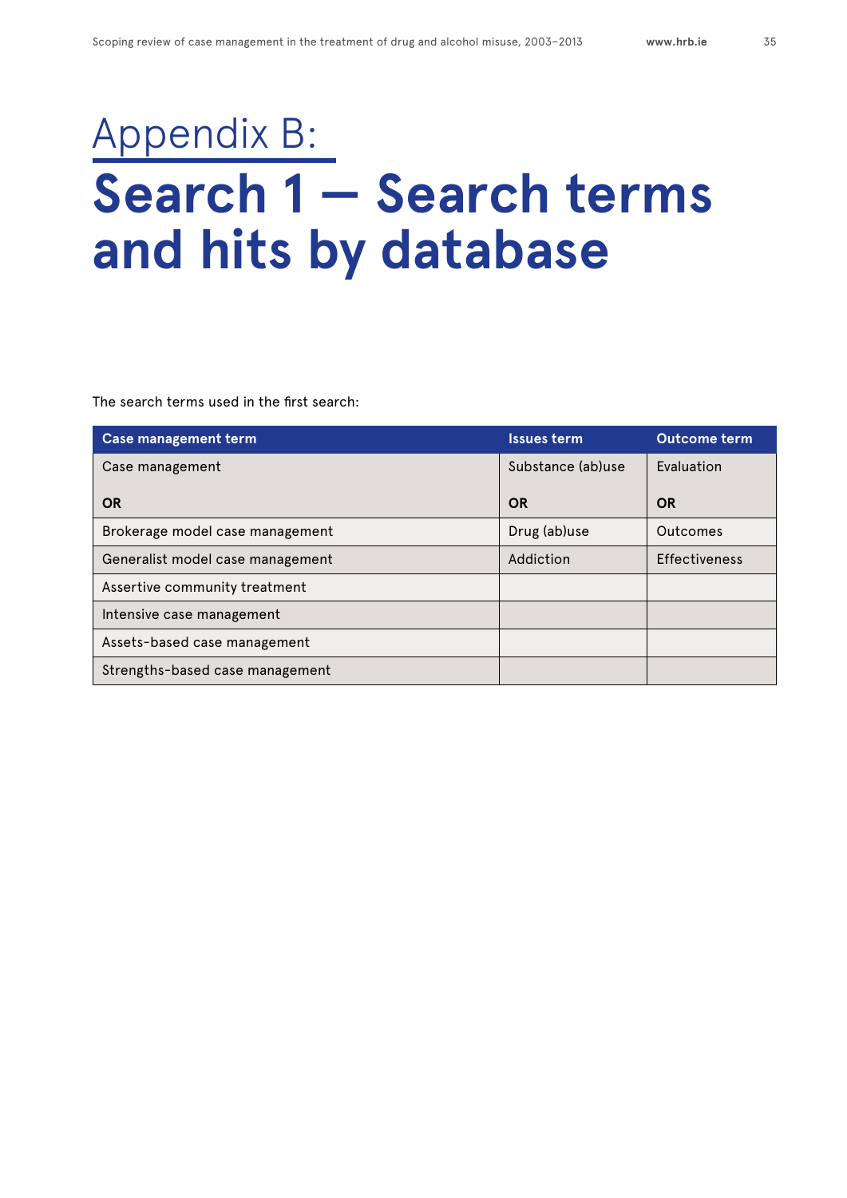# Appendix B:

# Search 1 — Search terms and hits by database

The search terms used in the first search:

| Case management term | Issues term | Outcome term |
|---|---|---|
| Case management<br><br>**OR** | Substance (ab)use<br><br>**OR** | Evaluation<br><br>**OR** |
| Brokerage model case management | Drug (ab)use | Outcomes |
| Generalist model case management | Addiction | Effectiveness |
| Assertive community treatment | | |
| Intensive case management | | |
| Assets-based case management | | |
| Strengths-based case management | | |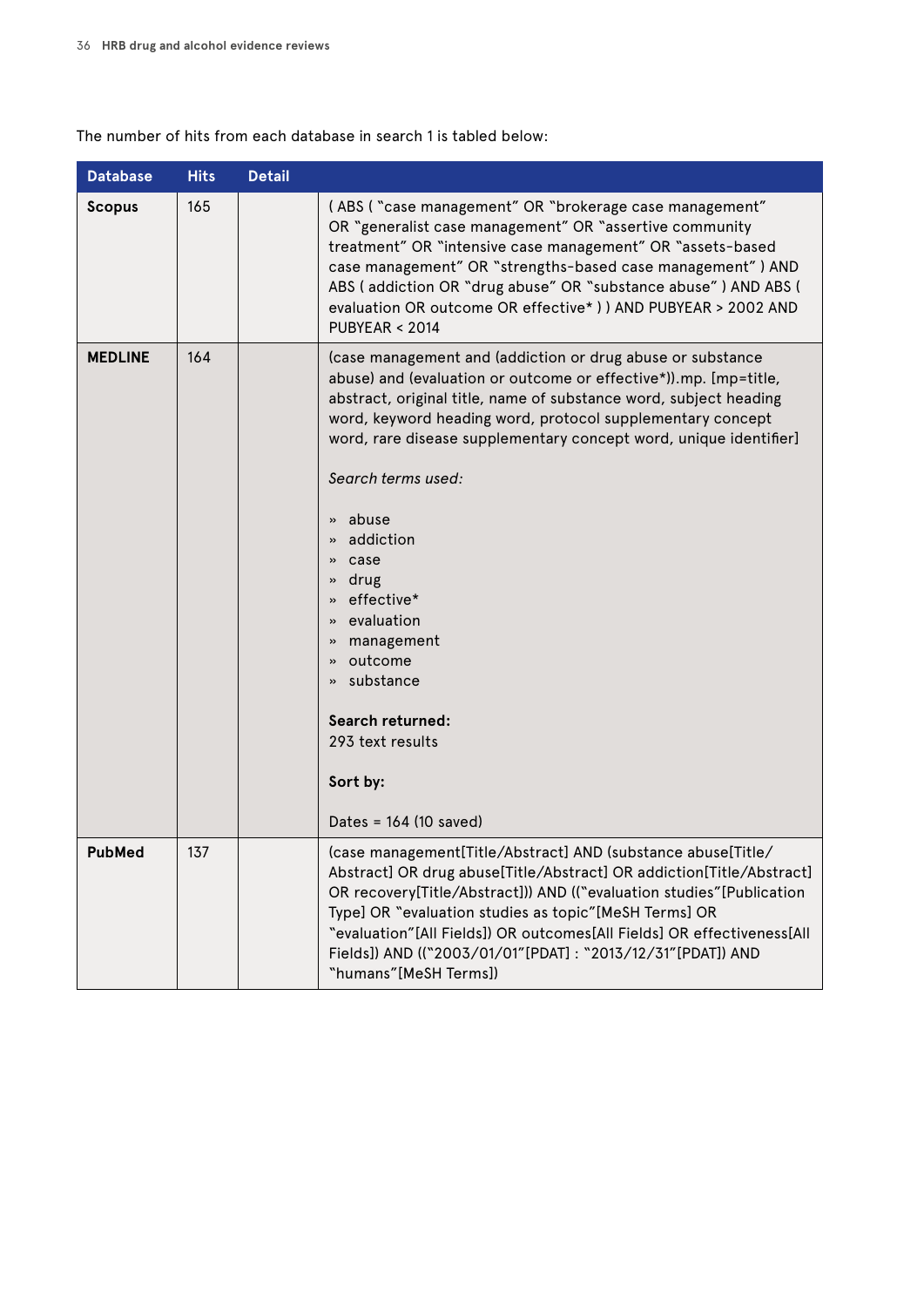The number of hits from each database in search 1 is tabled below:

| Database | Hits | Detail | |
|---|---|---|---|
| **Scopus** | 165 | | ( ABS ( "case management" OR "brokerage case management" OR "generalist case management" OR "assertive community treatment" OR "intensive case management" OR "assets-based case management" OR "strengths-based case management" ) AND ABS ( addiction OR "drug abuse" OR "substance abuse" ) AND ABS ( evaluation OR outcome OR effective* ) ) AND PUBYEAR > 2002 AND PUBYEAR < 2014 |
| **MEDLINE** | 164 | | (case management and (addiction or drug abuse or substance abuse) and (evaluation or outcome or effective*)).mp. [mp=title, abstract, original title, name of substance word, subject heading word, keyword heading word, protocol supplementary concept word, rare disease supplementary concept word, unique identifier]<br><br>*Search terms used:*<br><br>» abuse<br>» addiction<br>» case<br>» drug<br>» effective*<br>» evaluation<br>» management<br>» outcome<br>» substance<br><br>**Search returned:**<br>293 text results<br><br>**Sort by:**<br><br>Dates = 164 (10 saved) |
| **PubMed** | 137 | | (case management[Title/Abstract] AND (substance abuse[Title/Abstract] OR drug abuse[Title/Abstract] OR addiction[Title/Abstract] OR recovery[Title/Abstract])) AND (("evaluation studies"[Publication Type] OR "evaluation studies as topic"[MeSH Terms] OR "evaluation"[All Fields]) OR outcomes[All Fields] OR effectiveness[All Fields]) AND (("2003/01/01"[PDAT] : "2013/12/31"[PDAT]) AND "humans"[MeSH Terms]) |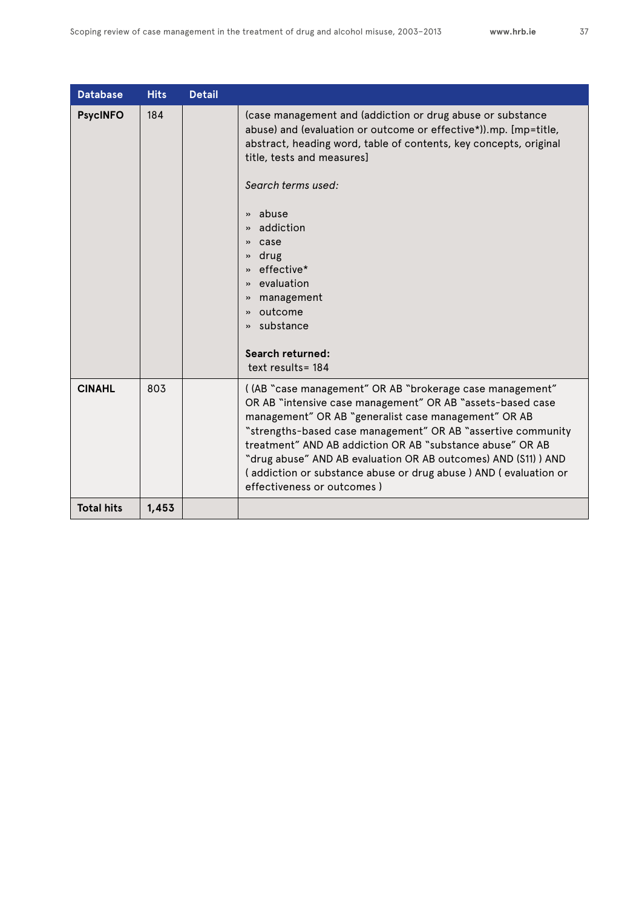| Database | Hits | Detail | |
|---|---|---|---|
| **PsycINFO** | 184 | | (case management and (addiction or drug abuse or substance abuse) and (evaluation or outcome or effective*)).mp. [mp=title, abstract, heading word, table of contents, key concepts, original title, tests and measures]<br><br>*Search terms used:*<br><br>» abuse<br>» addiction<br>» case<br>» drug<br>» effective*<br>» evaluation<br>» management<br>» outcome<br>» substance<br><br>**Search returned:**<br>text results= 184 |
| **CINAHL** | 803 | | ( (AB "case management" OR AB "brokerage case management" OR AB "intensive case management" OR AB "assets-based case management" OR AB "generalist case management" OR AB "strengths-based case management" OR AB "assertive community treatment" AND AB addiction OR AB "substance abuse" OR AB "drug abuse" AND AB evaluation OR AB outcomes) AND (S11) ) AND ( addiction or substance abuse or drug abuse ) AND ( evaluation or effectiveness or outcomes ) |
| **Total hits** | **1,453** | | |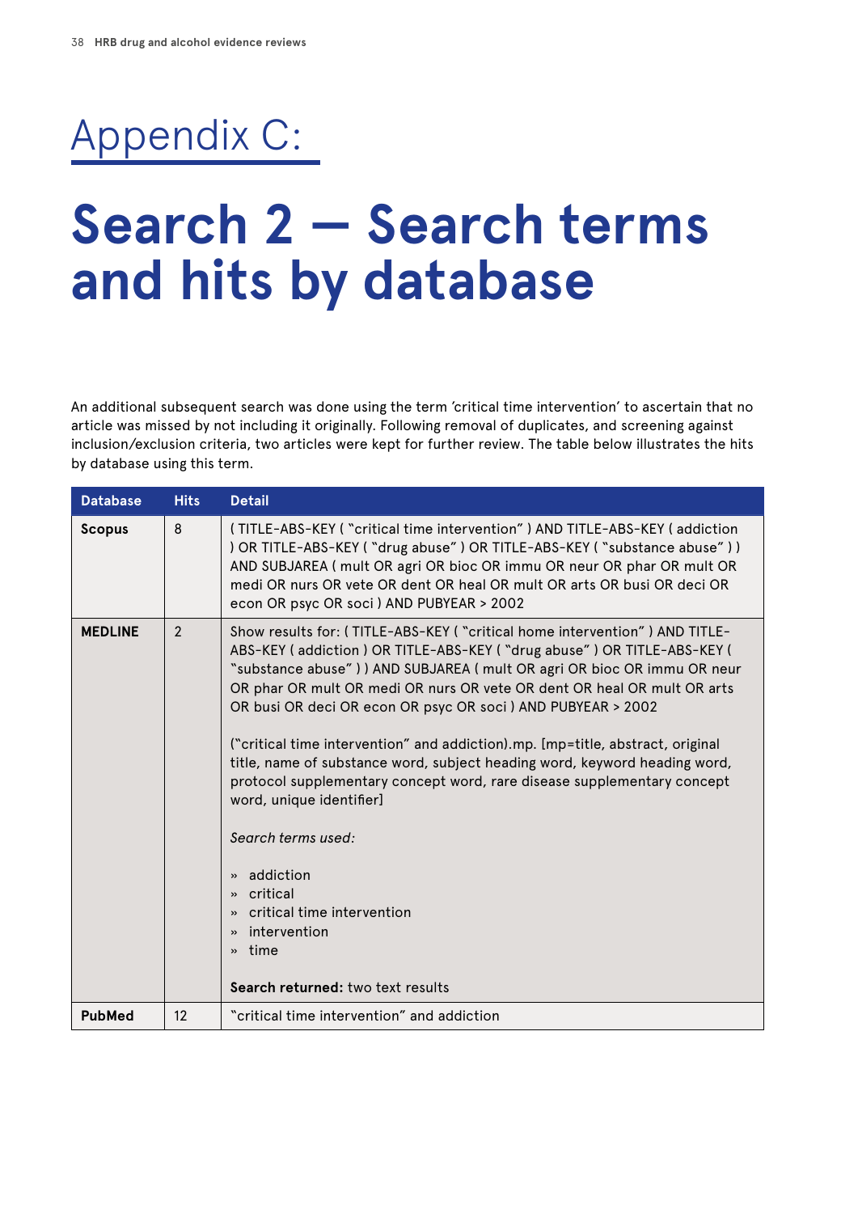# Appendix C:

# Search 2 – Search terms and hits by database

An additional subsequent search was done using the term 'critical time intervention' to ascertain that no article was missed by not including it originally. Following removal of duplicates, and screening against inclusion/exclusion criteria, two articles were kept for further review. The table below illustrates the hits by database using this term.

| Database | Hits | Detail |
|---|---|---|
| **Scopus** | 8 | ( TITLE-ABS-KEY ( "critical time intervention" ) AND TITLE-ABS-KEY ( addiction ) OR TITLE-ABS-KEY ( "drug abuse" ) OR TITLE-ABS-KEY ( "substance abuse" ) ) AND SUBJAREA ( mult OR agri OR bioc OR immu OR neur OR phar OR mult OR medi OR nurs OR vete OR dent OR heal OR mult OR arts OR busi OR deci OR econ OR psyc OR soci ) AND PUBYEAR > 2002 |
| **MEDLINE** | 2 | Show results for: ( TITLE-ABS-KEY ( "critical home intervention" ) AND TITLE-ABS-KEY ( addiction ) OR TITLE-ABS-KEY ( "drug abuse" ) OR TITLE-ABS-KEY ( "substance abuse" ) ) AND SUBJAREA ( mult OR agri OR bioc OR immu OR neur OR phar OR mult OR medi OR nurs OR vete OR dent OR heal OR mult OR arts OR busi OR deci OR econ OR psyc OR soci ) AND PUBYEAR > 2002<br><br>("critical time intervention" and addiction).mp. [mp=title, abstract, original title, name of substance word, subject heading word, keyword heading word, protocol supplementary concept word, rare disease supplementary concept word, unique identifier]<br><br>*Search terms used:*<br><br>» addiction<br>» critical<br>» critical time intervention<br>» intervention<br>» time<br><br>**Search returned:** two text results |
| **PubMed** | 12 | "critical time intervention" and addiction |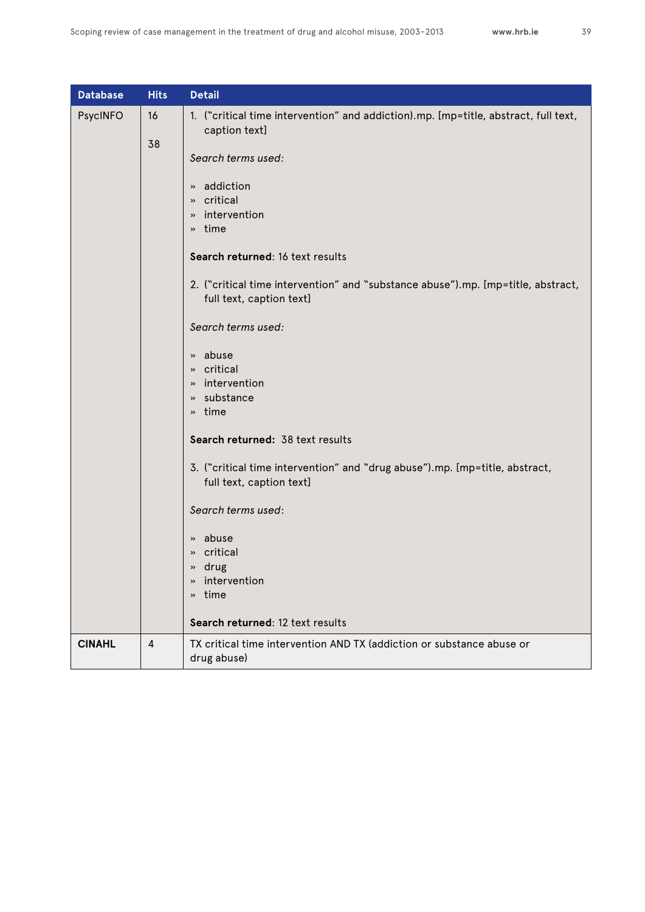| Database | Hits | Detail |
|---|---|---|
| PsycINFO | 16<br><br>38 | 1. ("critical time intervention" and addiction).mp. [mp=title, abstract, full text, caption text]<br><br>*Search terms used:*<br><br>» addiction<br>» critical<br>» intervention<br>» time<br><br>**Search returned**: 16 text results<br><br>2. ("critical time intervention" and "substance abuse").mp. [mp=title, abstract, full text, caption text]<br><br>*Search terms used:*<br><br>» abuse<br>» critical<br>» intervention<br>» substance<br>» time<br><br>**Search returned:** 38 text results<br><br>3. ("critical time intervention" and "drug abuse").mp. [mp=title, abstract, full text, caption text]<br><br>*Search terms used*:<br><br>» abuse<br>» critical<br>» drug<br>» intervention<br>» time<br><br>**Search returned**: 12 text results |
| **CINAHL** | 4 | TX critical time intervention AND TX (addiction or substance abuse or drug abuse) |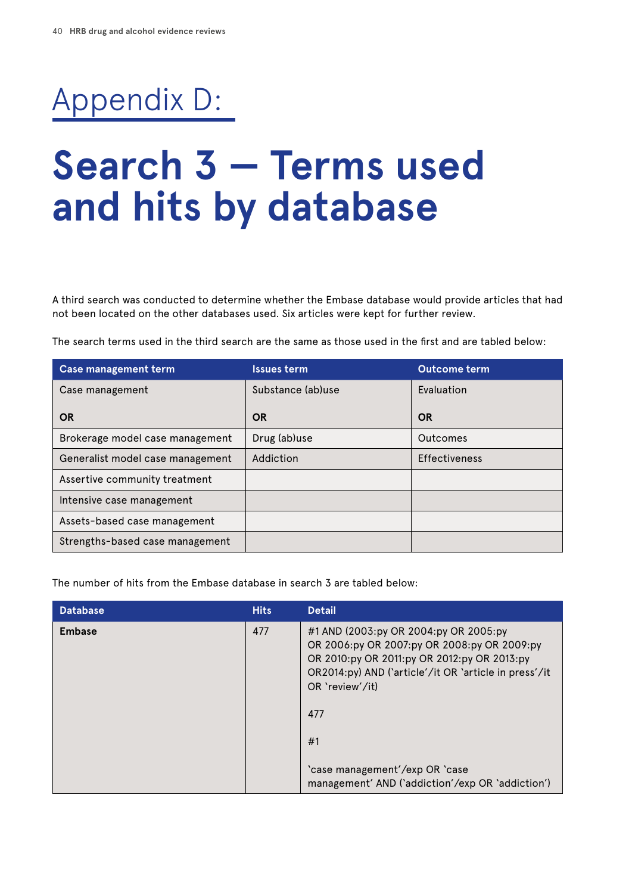# Appendix D:

# Search 3 – Terms used and hits by database

A third search was conducted to determine whether the Embase database would provide articles that had not been located on the other databases used. Six articles were kept for further review.

The search terms used in the third search are the same as those used in the first and are tabled below:

| Case management term | Issues term | Outcome term |
|---|---|---|
| Case management<br><br>**OR** | Substance (ab)use<br><br>**OR** | Evaluation<br><br>**OR** |
| Brokerage model case management | Drug (ab)use | Outcomes |
| Generalist model case management | Addiction | Effectiveness |
| Assertive community treatment | | |
| Intensive case management | | |
| Assets-based case management | | |
| Strengths-based case management | | |

The number of hits from the Embase database in search 3 are tabled below:

| Database | Hits | Detail |
|---|---|---|
| **Embase** | 477 | #1 AND (2003:py OR 2004:py OR 2005:py OR 2006:py OR 2007:py OR 2008:py OR 2009:py OR 2010:py OR 2011:py OR 2012:py OR 2013:py OR2014:py) AND ('article'/it OR 'article in press'/it OR 'review'/it)<br><br>477<br><br>#1<br><br>'case management'/exp OR 'case management' AND ('addiction'/exp OR 'addiction') |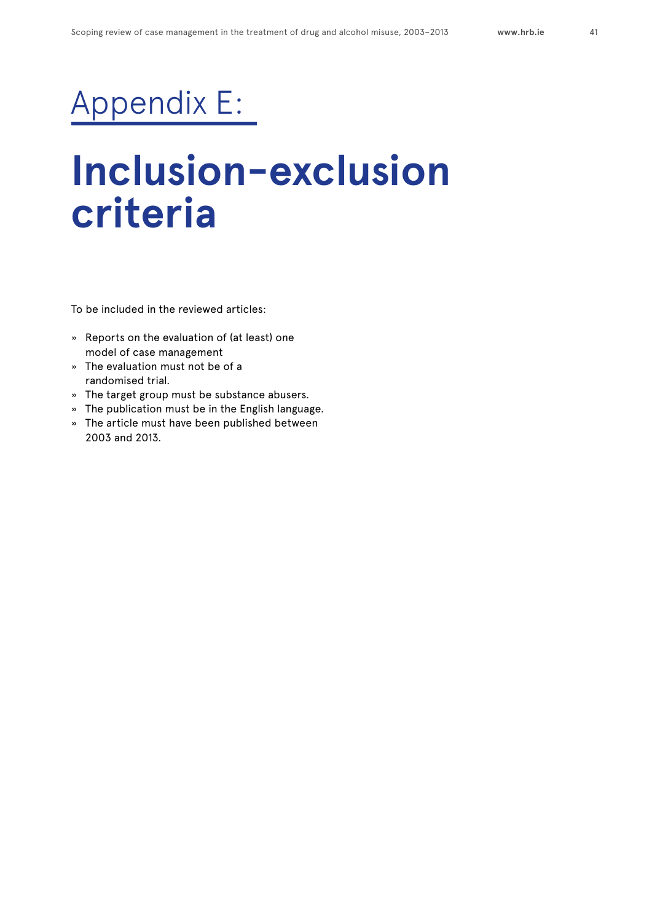# Appendix E:

# Inclusion-exclusion criteria

To be included in the reviewed articles:

- Reports on the evaluation of (at least) one model of case management
- The evaluation must not be of a randomised trial.
- The target group must be substance abusers.
- The publication must be in the English language.
- The article must have been published between 2003 and 2013.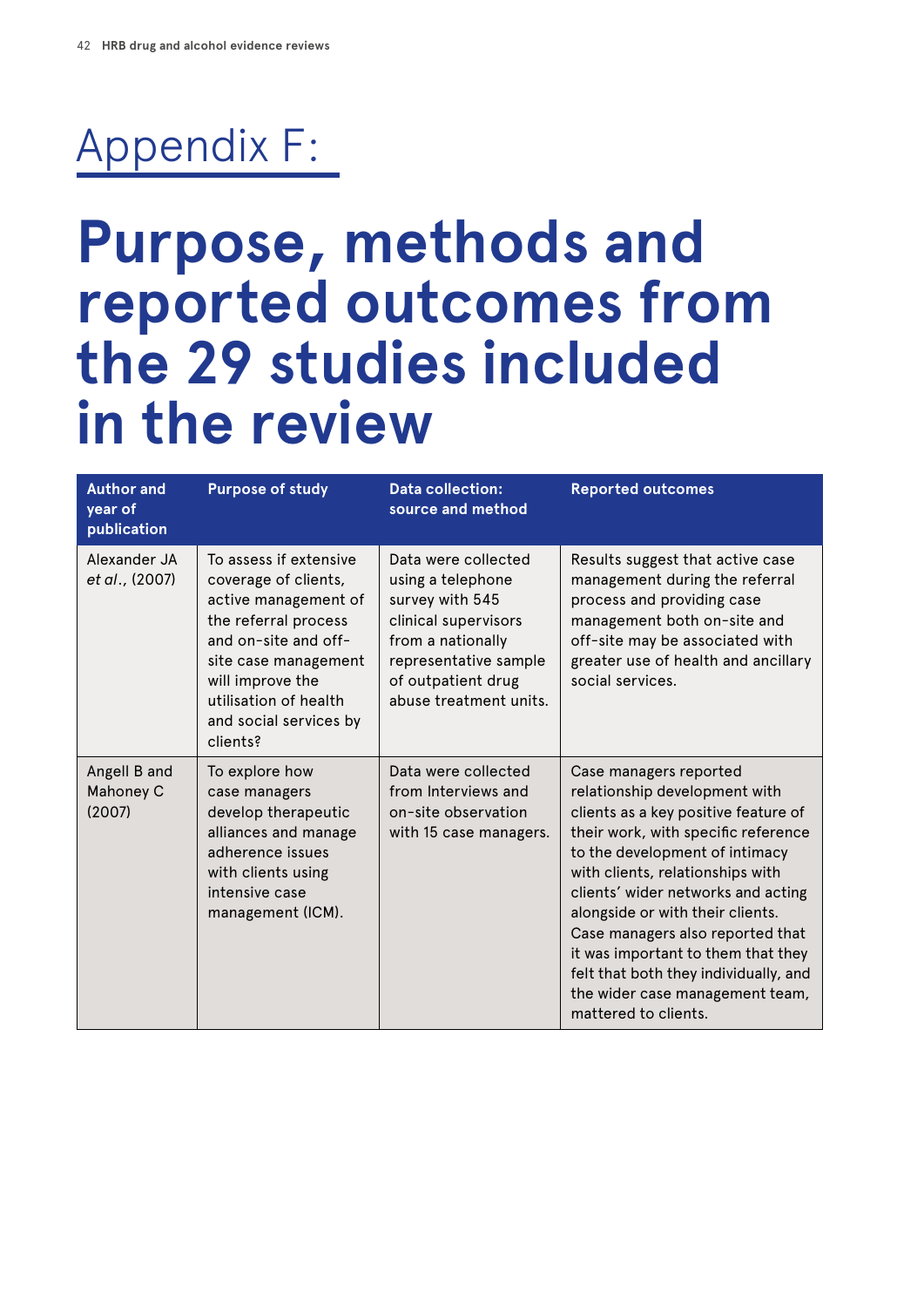# Appendix F:

# Purpose, methods and reported outcomes from the 29 studies included in the review

| Author and year of publication | Purpose of study | Data collection: source and method | Reported outcomes |
|---|---|---|---|
| Alexander JA *et al*., (2007) | To assess if extensive coverage of clients, active management of the referral process and on-site and off-site case management will improve the utilisation of health and social services by clients? | Data were collected using a telephone survey with 545 clinical supervisors from a nationally representative sample of outpatient drug abuse treatment units. | Results suggest that active case management during the referral process and providing case management both on-site and off-site may be associated with greater use of health and ancillary social services. |
| Angell B and Mahoney C (2007) | To explore how case managers develop therapeutic alliances and manage adherence issues with clients using intensive case management (ICM). | Data were collected from Interviews and on-site observation with 15 case managers. | Case managers reported relationship development with clients as a key positive feature of their work, with specific reference to the development of intimacy with clients, relationships with clients' wider networks and acting alongside or with their clients. Case managers also reported that it was important to them that they felt that both they individually, and the wider case management team, mattered to clients. |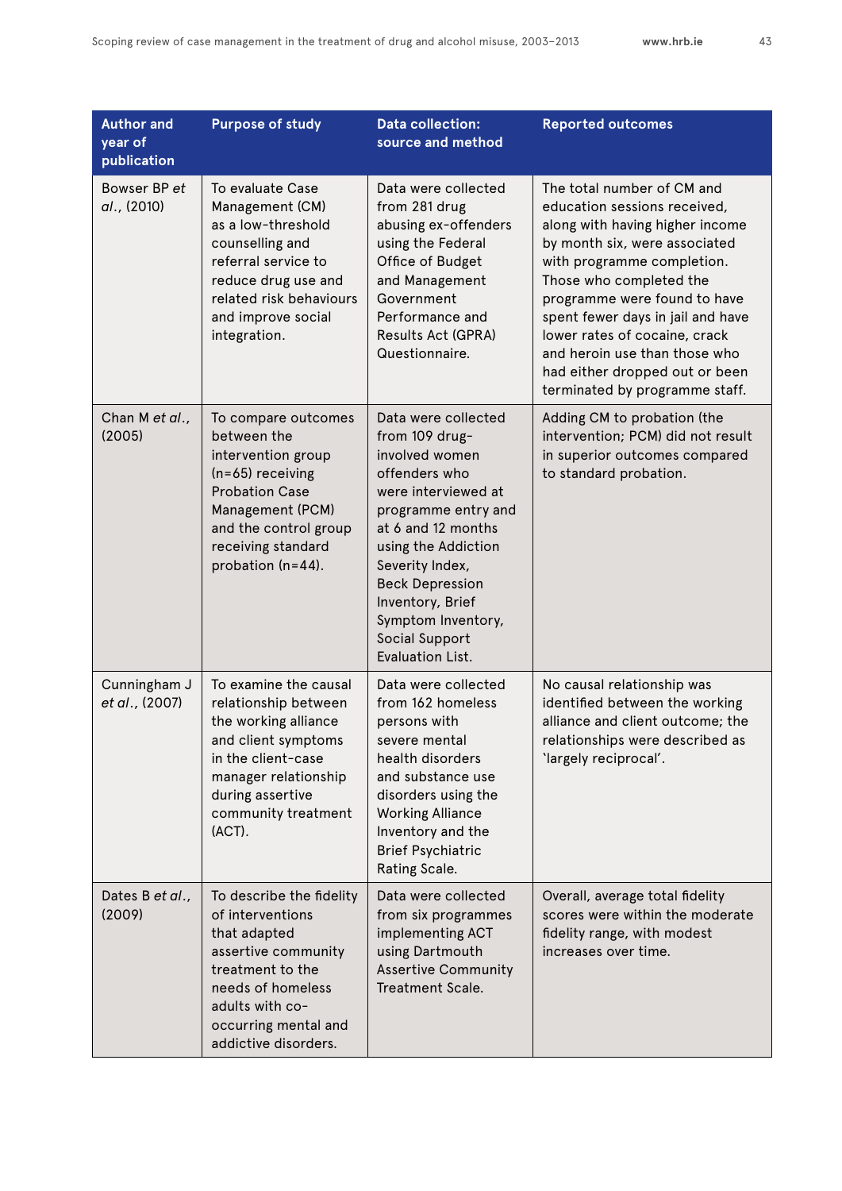| Author and year of publication | Purpose of study | Data collection: source and method | Reported outcomes |
|---|---|---|---|
| Bowser BP *et al*., (2010) | To evaluate Case Management (CM) as a low-threshold counselling and referral service to reduce drug use and related risk behaviours and improve social integration. | Data were collected from 281 drug abusing ex-offenders using the Federal Office of Budget and Management Government Performance and Results Act (GPRA) Questionnaire. | The total number of CM and education sessions received, along with having higher income by month six, were associated with programme completion. Those who completed the programme were found to have spent fewer days in jail and have lower rates of cocaine, crack and heroin use than those who had either dropped out or been terminated by programme staff. |
| Chan M *et al*., (2005) | To compare outcomes between the intervention group (n=65) receiving Probation Case Management (PCM) and the control group receiving standard probation (n=44). | Data were collected from 109 drug-involved women offenders who were interviewed at programme entry and at 6 and 12 months using the Addiction Severity Index, Beck Depression Inventory, Brief Symptom Inventory, Social Support Evaluation List. | Adding CM to probation (the intervention; PCM) did not result in superior outcomes compared to standard probation. |
| Cunningham J *et al*., (2007) | To examine the causal relationship between the working alliance and client symptoms in the client-case manager relationship during assertive community treatment (ACT). | Data were collected from 162 homeless persons with severe mental health disorders and substance use disorders using the Working Alliance Inventory and the Brief Psychiatric Rating Scale. | No causal relationship was identified between the working alliance and client outcome; the relationships were described as 'largely reciprocal'. |
| Dates B *et al*., (2009) | To describe the fidelity of interventions that adapted assertive community treatment to the needs of homeless adults with co-occurring mental and addictive disorders. | Data were collected from six programmes implementing ACT using Dartmouth Assertive Community Treatment Scale. | Overall, average total fidelity scores were within the moderate fidelity range, with modest increases over time. |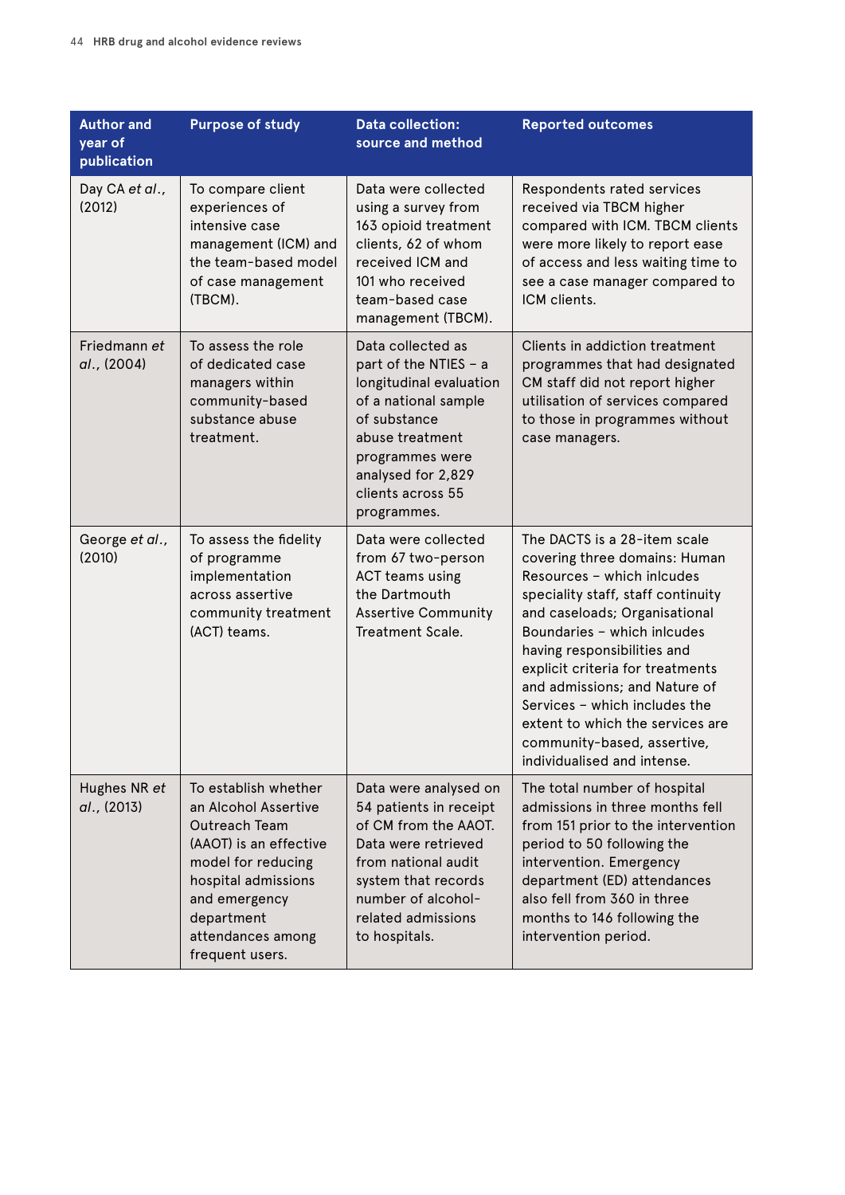| Author and year of publication | Purpose of study | Data collection: source and method | Reported outcomes |
|---|---|---|---|
| Day CA *et al*., (2012) | To compare client experiences of intensive case management (ICM) and the team-based model of case management (TBCM). | Data were collected using a survey from 163 opioid treatment clients, 62 of whom received ICM and 101 who received team-based case management (TBCM). | Respondents rated services received via TBCM higher compared with ICM. TBCM clients were more likely to report ease of access and less waiting time to see a case manager compared to ICM clients. |
| Friedmann *et al*., (2004) | To assess the role of dedicated case managers within community-based substance abuse treatment. | Data collected as part of the NTIES – a longitudinal evaluation of a national sample of substance abuse treatment programmes were analysed for 2,829 clients across 55 programmes. | Clients in addiction treatment programmes that had designated CM staff did not report higher utilisation of services compared to those in programmes without case managers. |
| George *et al*., (2010) | To assess the fidelity of programme implementation across assertive community treatment (ACT) teams. | Data were collected from 67 two-person ACT teams using the Dartmouth Assertive Community Treatment Scale. | The DACTS is a 28-item scale covering three domains: Human Resources – which inlcudes speciality staff, staff continuity and caseloads; Organisational Boundaries – which inlcudes having responsibilities and explicit criteria for treatments and admissions; and Nature of Services – which includes the extent to which the services are community-based, assertive, individualised and intense. |
| Hughes NR *et al*., (2013) | To establish whether an Alcohol Assertive Outreach Team (AAOT) is an effective model for reducing hospital admissions and emergency department attendances among frequent users. | Data were analysed on 54 patients in receipt of CM from the AAOT. Data were retrieved from national audit system that records number of alcohol-related admissions to hospitals. | The total number of hospital admissions in three months fell from 151 prior to the intervention period to 50 following the intervention. Emergency department (ED) attendances also fell from 360 in three months to 146 following the intervention period. |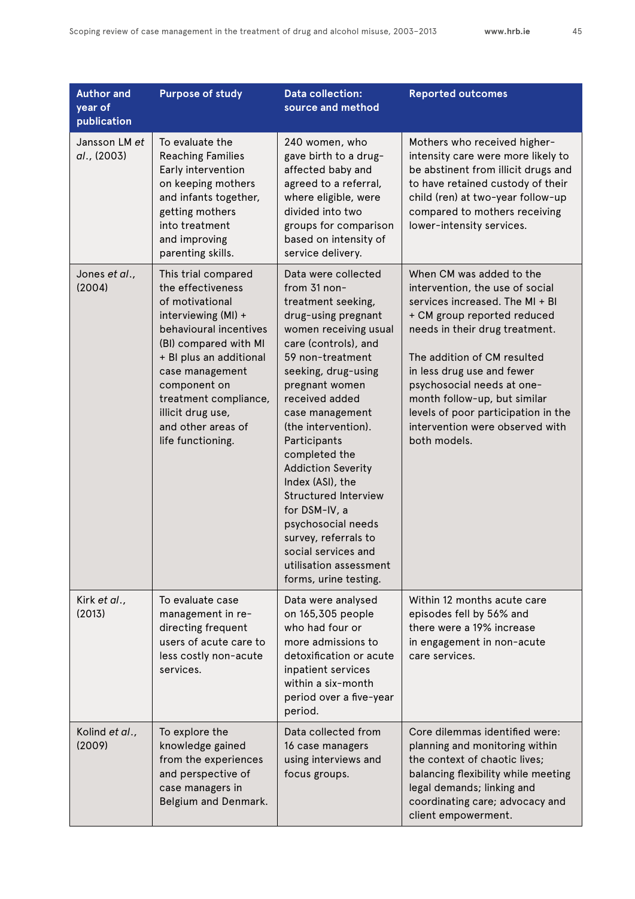| Author and year of publication | Purpose of study | Data collection: source and method | Reported outcomes |
|---|---|---|---|
| Jansson LM *et al*., (2003) | To evaluate the Reaching Families Early intervention on keeping mothers and infants together, getting mothers into treatment and improving parenting skills. | 240 women, who gave birth to a drug-affected baby and agreed to a referral, where eligible, were divided into two groups for comparison based on intensity of service delivery. | Mothers who received higher-intensity care were more likely to be abstinent from illicit drugs and to have retained custody of their child (ren) at two-year follow-up compared to mothers receiving lower-intensity services. |
| Jones *et al*., (2004) | This trial compared the effectiveness of motivational interviewing (MI) + behavioural incentives (BI) compared with MI + BI plus an additional case management component on treatment compliance, illicit drug use, and other areas of life functioning. | Data were collected from 31 non-treatment seeking, drug-using pregnant women receiving usual care (controls), and 59 non-treatment seeking, drug-using pregnant women received added case management (the intervention). Participants completed the Addiction Severity Index (ASI), the Structured Interview for DSM-IV, a psychosocial needs survey, referrals to social services and utilisation assessment forms, urine testing. | When CM was added to the intervention, the use of social services increased. The MI + BI + CM group reported reduced needs in their drug treatment.<br><br>The addition of CM resulted in less drug use and fewer psychosocial needs at one-month follow-up, but similar levels of poor participation in the intervention were observed with both models. |
| Kirk *et al*., (2013) | To evaluate case management in re-directing frequent users of acute care to less costly non-acute services. | Data were analysed on 165,305 people who had four or more admissions to detoxification or acute inpatient services within a six-month period over a five-year period. | Within 12 months acute care episodes fell by 56% and there were a 19% increase in engagement in non-acute care services. |
| Kolind *et al*., (2009) | To explore the knowledge gained from the experiences and perspective of case managers in Belgium and Denmark. | Data collected from 16 case managers using interviews and focus groups. | Core dilemmas identified were: planning and monitoring within the context of chaotic lives; balancing flexibility while meeting legal demands; linking and coordinating care; advocacy and client empowerment. |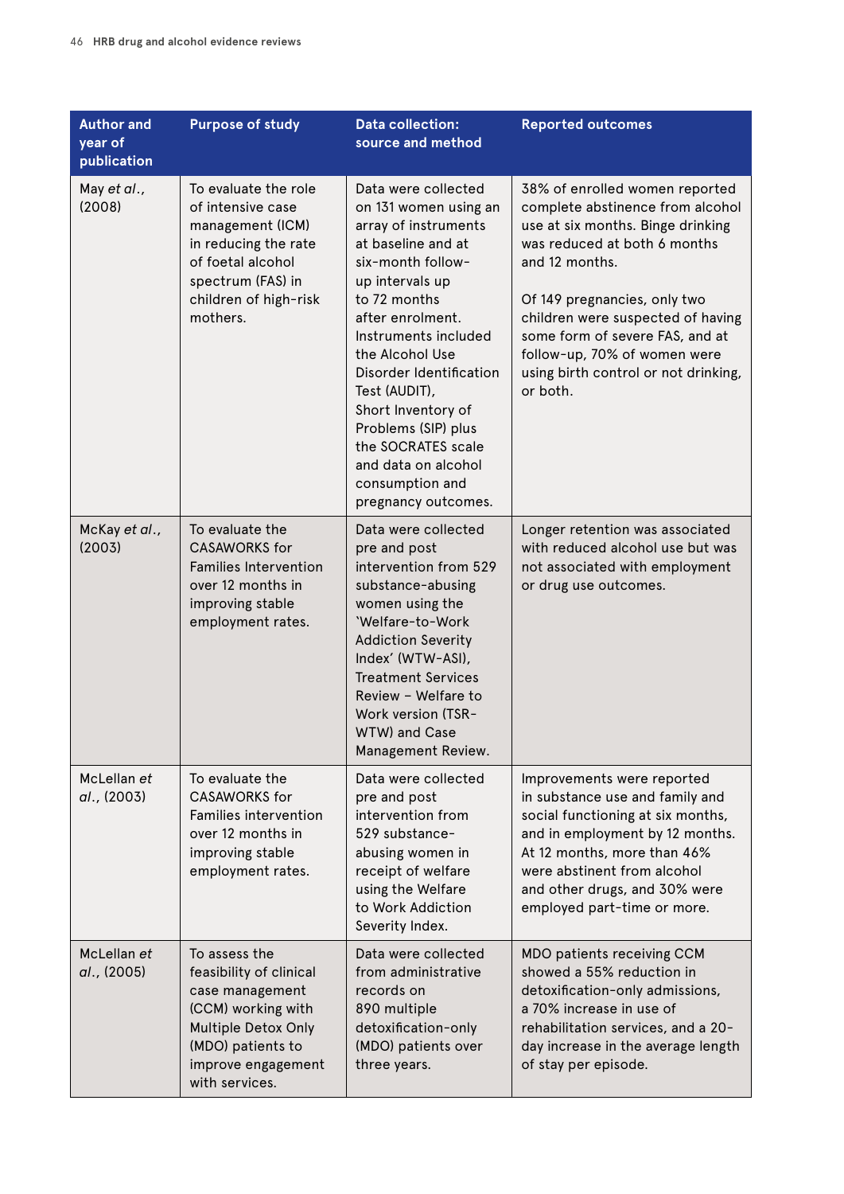| Author and year of publication | Purpose of study | Data collection: source and method | Reported outcomes |
|---|---|---|---|
| May *et al*., (2008) | To evaluate the role of intensive case management (ICM) in reducing the rate of foetal alcohol spectrum (FAS) in children of high-risk mothers. | Data were collected on 131 women using an array of instruments at baseline and at six-month follow-up intervals up to 72 months after enrolment. Instruments included the Alcohol Use Disorder Identification Test (AUDIT), Short Inventory of Problems (SIP) plus the SOCRATES scale and data on alcohol consumption and pregnancy outcomes. | 38% of enrolled women reported complete abstinence from alcohol use at six months. Binge drinking was reduced at both 6 months and 12 months.<br><br>Of 149 pregnancies, only two children were suspected of having some form of severe FAS, and at follow-up, 70% of women were using birth control or not drinking, or both. |
| McKay *et al*., (2003) | To evaluate the CASAWORKS for Families Intervention over 12 months in improving stable employment rates. | Data were collected pre and post intervention from 529 substance-abusing women using the 'Welfare-to-Work Addiction Severity Index' (WTW-ASI), Treatment Services Review – Welfare to Work version (TSR-WTW) and Case Management Review. | Longer retention was associated with reduced alcohol use but was not associated with employment or drug use outcomes. |
| McLellan *et al*., (2003) | To evaluate the CASAWORKS for Families intervention over 12 months in improving stable employment rates. | Data were collected pre and post intervention from 529 substance-abusing women in receipt of welfare using the Welfare to Work Addiction Severity Index. | Improvements were reported in substance use and family and social functioning at six months, and in employment by 12 months. At 12 months, more than 46% were abstinent from alcohol and other drugs, and 30% were employed part-time or more. |
| McLellan *et al*., (2005) | To assess the feasibility of clinical case management (CCM) working with Multiple Detox Only (MDO) patients to improve engagement with services. | Data were collected from administrative records on 890 multiple detoxification-only (MDO) patients over three years. | MDO patients receiving CCM showed a 55% reduction in detoxification-only admissions, a 70% increase in use of rehabilitation services, and a 20-day increase in the average length of stay per episode. |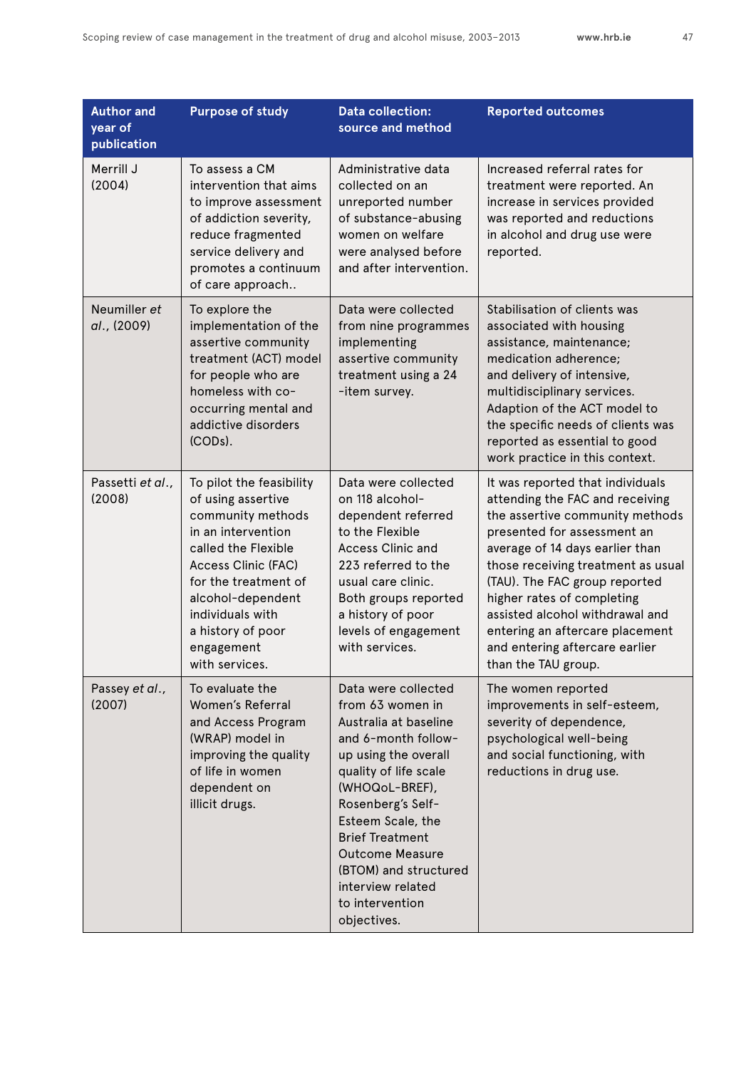| Author and year of publication | Purpose of study | Data collection: source and method | Reported outcomes |
|---|---|---|---|
| Merrill J (2004) | To assess a CM intervention that aims to improve assessment of addiction severity, reduce fragmented service delivery and promotes a continuum of care approach.. | Administrative data collected on an unreported number of substance-abusing women on welfare were analysed before and after intervention. | Increased referral rates for treatment were reported. An increase in services provided was reported and reductions in alcohol and drug use were reported. |
| Neumiller *et al*., (2009) | To explore the implementation of the assertive community treatment (ACT) model for people who are homeless with co-occurring mental and addictive disorders (CODs). | Data were collected from nine programmes implementing assertive community treatment using a 24 -item survey. | Stabilisation of clients was associated with housing assistance, maintenance; medication adherence; and delivery of intensive, multidisciplinary services. Adaption of the ACT model to the specific needs of clients was reported as essential to good work practice in this context. |
| Passetti *et al*., (2008) | To pilot the feasibility of using assertive community methods in an intervention called the Flexible Access Clinic (FAC) for the treatment of alcohol-dependent individuals with a history of poor engagement with services. | Data were collected on 118 alcohol-dependent referred to the Flexible Access Clinic and 223 referred to the usual care clinic. Both groups reported a history of poor levels of engagement with services. | It was reported that individuals attending the FAC and receiving the assertive community methods presented for assessment an average of 14 days earlier than those receiving treatment as usual (TAU). The FAC group reported higher rates of completing assisted alcohol withdrawal and entering an aftercare placement and entering aftercare earlier than the TAU group. |
| Passey *et al*., (2007) | To evaluate the Women's Referral and Access Program (WRAP) model in improving the quality of life in women dependent on illicit drugs. | Data were collected from 63 women in Australia at baseline and 6-month follow-up using the overall quality of life scale (WHOQoL-BREF), Rosenberg's Self-Esteem Scale, the Brief Treatment Outcome Measure (BTOM) and structured interview related to intervention objectives. | The women reported improvements in self-esteem, severity of dependence, psychological well-being and social functioning, with reductions in drug use. |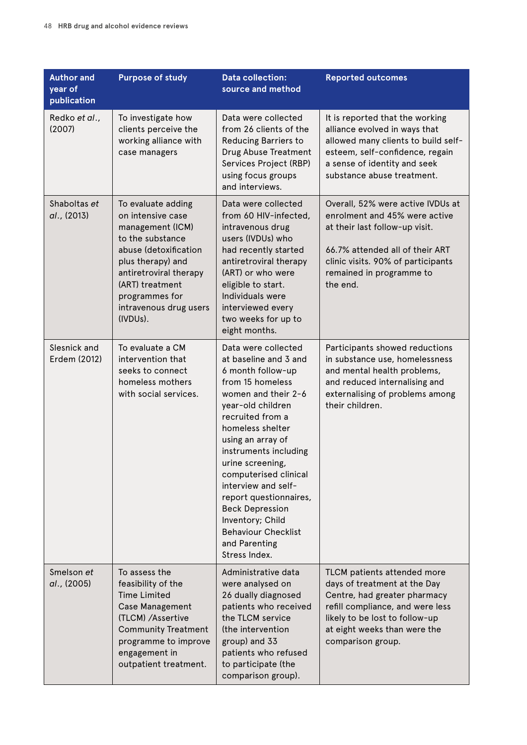| Author and year of publication | Purpose of study | Data collection: source and method | Reported outcomes |
|---|---|---|---|
| Redko *et al*., (2007) | To investigate how clients perceive the working alliance with case managers | Data were collected from 26 clients of the Reducing Barriers to Drug Abuse Treatment Services Project (RBP) using focus groups and interviews. | It is reported that the working alliance evolved in ways that allowed many clients to build self-esteem, self-confidence, regain a sense of identity and seek substance abuse treatment. |
| Shaboltas *et al*., (2013) | To evaluate adding on intensive case management (ICM) to the substance abuse (detoxification plus therapy) and antiretroviral therapy (ART) treatment programmes for intravenous drug users (IVDUs). | Data were collected from 60 HIV-infected, intravenous drug users (IVDUs) who had recently started antiretroviral therapy (ART) or who were eligible to start. Individuals were interviewed every two weeks for up to eight months. | Overall, 52% were active IVDUs at enrolment and 45% were active at their last follow-up visit.<br><br>66.7% attended all of their ART clinic visits. 90% of participants remained in programme to the end. |
| Slesnick and Erdem (2012) | To evaluate a CM intervention that seeks to connect homeless mothers with social services. | Data were collected at baseline and 3 and 6 month follow-up from 15 homeless women and their 2-6 year-old children recruited from a homeless shelter using an array of instruments including urine screening, computerised clinical interview and self-report questionnaires, Beck Depression Inventory; Child Behaviour Checklist and Parenting Stress Index. | Participants showed reductions in substance use, homelessness and mental health problems, and reduced internalising and externalising of problems among their children. |
| Smelson *et al*., (2005) | To assess the feasibility of the Time Limited Case Management (TLCM) /Assertive Community Treatment programme to improve engagement in outpatient treatment. | Administrative data were analysed on 26 dually diagnosed patients who received the TLCM service (the intervention group) and 33 patients who refused to participate (the comparison group). | TLCM patients attended more days of treatment at the Day Centre, had greater pharmacy refill compliance, and were less likely to be lost to follow-up at eight weeks than were the comparison group. |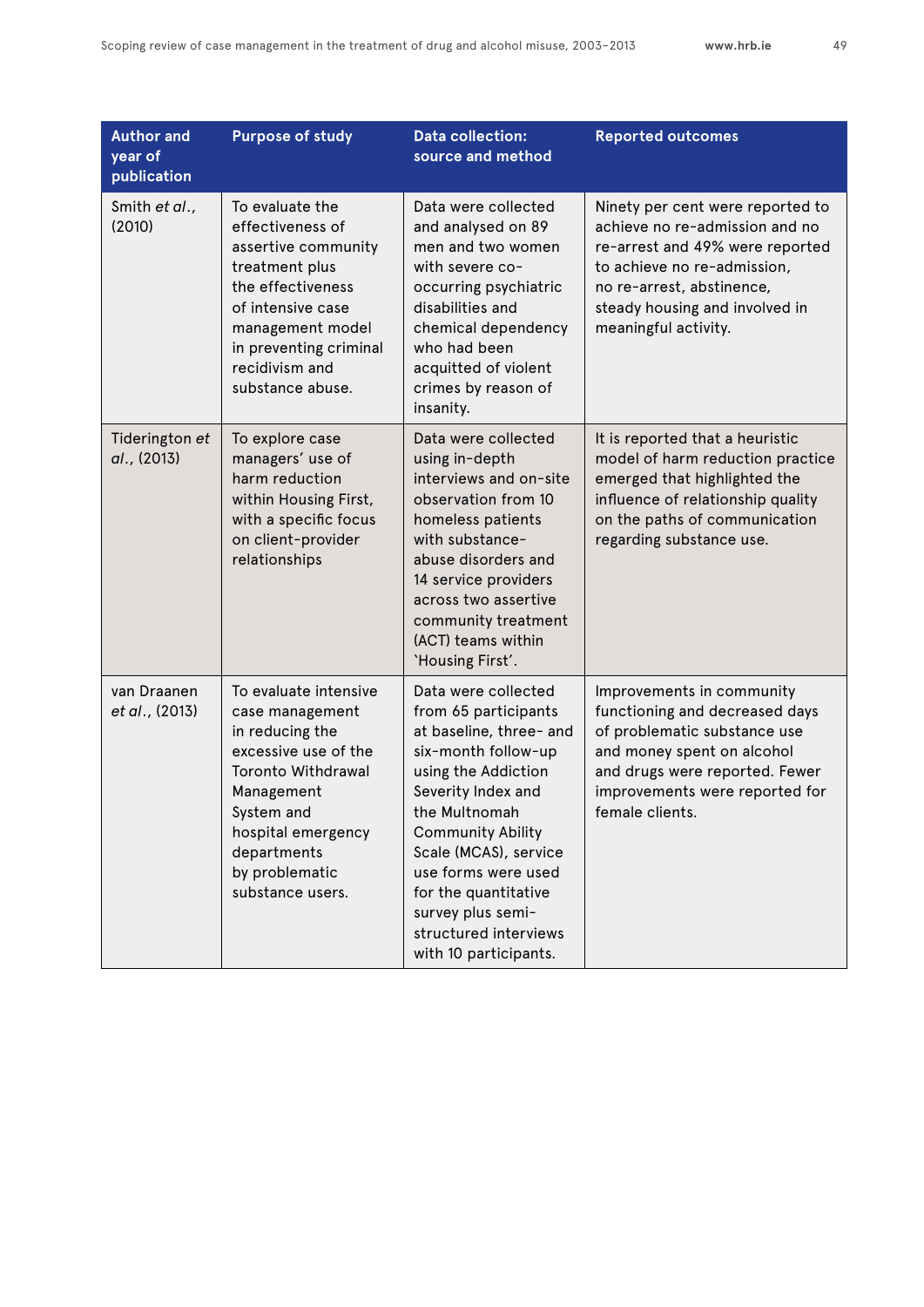| Author and year of publication | Purpose of study | Data collection: source and method | Reported outcomes |
|---|---|---|---|
| Smith *et al*., (2010) | To evaluate the effectiveness of assertive community treatment plus the effectiveness of intensive case management model in preventing criminal recidivism and substance abuse. | Data were collected and analysed on 89 men and two women with severe co-occurring psychiatric disabilities and chemical dependency who had been acquitted of violent crimes by reason of insanity. | Ninety per cent were reported to achieve no re-admission and no re-arrest and 49% were reported to achieve no re-admission, no re-arrest, abstinence, steady housing and involved in meaningful activity. |
| Tiderington *et al*., (2013) | To explore case managers' use of harm reduction within Housing First, with a specific focus on client-provider relationships | Data were collected using in-depth interviews and on-site observation from 10 homeless patients with substance-abuse disorders and 14 service providers across two assertive community treatment (ACT) teams within 'Housing First'. | It is reported that a heuristic model of harm reduction practice emerged that highlighted the influence of relationship quality on the paths of communication regarding substance use. |
| van Draanen *et al*., (2013) | To evaluate intensive case management in reducing the excessive use of the Toronto Withdrawal Management System and hospital emergency departments by problematic substance users. | Data were collected from 65 participants at baseline, three- and six-month follow-up using the Addiction Severity Index and the Multnomah Community Ability Scale (MCAS), service use forms were used for the quantitative survey plus semi-structured interviews with 10 participants. | Improvements in community functioning and decreased days of problematic substance use and money spent on alcohol and drugs were reported. Fewer improvements were reported for female clients. |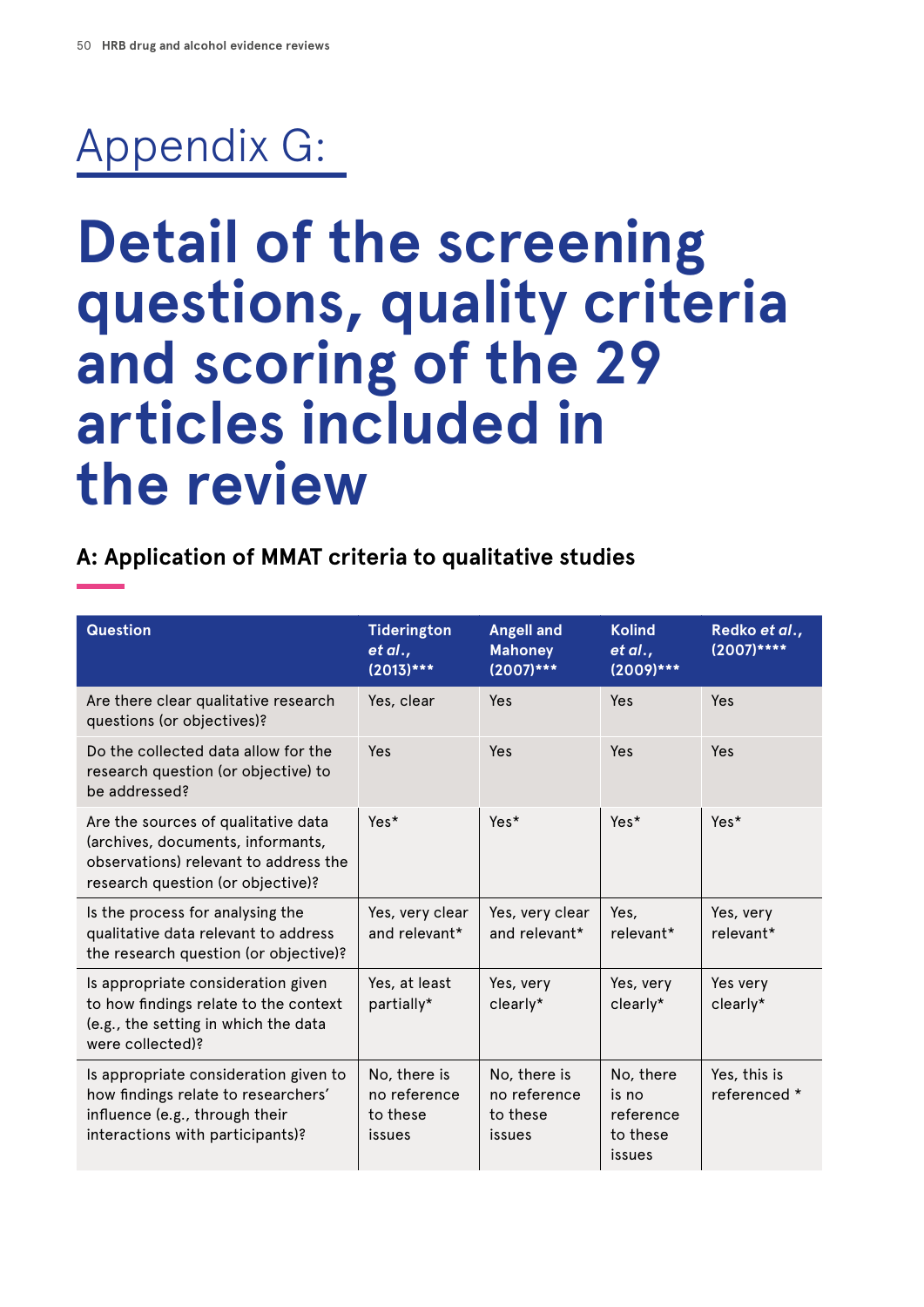# Appendix G:

# Detail of the screening questions, quality criteria and scoring of the 29 articles included in the review

## A: Application of MMAT criteria to qualitative studies

| Question | Tiderington *et al.*, (2013)*** | Angell and Mahoney (2007)*** | Kolind *et al.*, (2009)*** | Redko *et al.*, (2007)**** |
|---|---|---|---|---|
| Are there clear qualitative research questions (or objectives)? | Yes, clear | Yes | Yes | Yes |
| Do the collected data allow for the research question (or objective) to be addressed? | Yes | Yes | Yes | Yes |
| Are the sources of qualitative data (archives, documents, informants, observations) relevant to address the research question (or objective)? | Yes* | Yes* | Yes* | Yes* |
| Is the process for analysing the qualitative data relevant to address the research question (or objective)? | Yes, very clear and relevant* | Yes, very clear and relevant* | Yes, relevant* | Yes, very relevant* |
| Is appropriate consideration given to how findings relate to the context (e.g., the setting in which the data were collected)? | Yes, at least partially* | Yes, very clearly* | Yes, very clearly* | Yes very clearly* |
| Is appropriate consideration given to how findings relate to researchers' influence (e.g., through their interactions with participants)? | No, there is no reference to these issues | No, there is no reference to these issues | No, there is no reference to these issues | Yes, this is referenced * |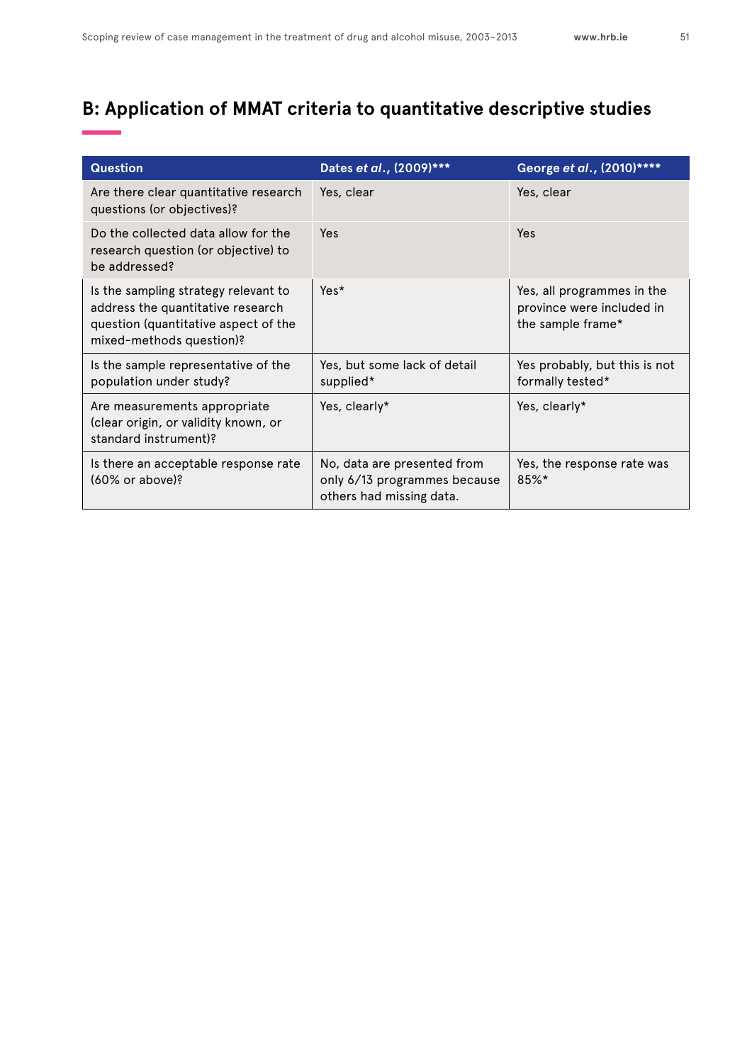## B: Application of MMAT criteria to quantitative descriptive studies

| Question | Dates *et al.*, (2009)*** | George *et al.*, (2010)**** |
|---|---|---|
| Are there clear quantitative research questions (or objectives)? | Yes, clear | Yes, clear |
| Do the collected data allow for the research question (or objective) to be addressed? | Yes | Yes |
| Is the sampling strategy relevant to address the quantitative research question (quantitative aspect of the mixed-methods question)? | Yes* | Yes, all programmes in the province were included in the sample frame* |
| Is the sample representative of the population under study? | Yes, but some lack of detail supplied* | Yes probably, but this is not formally tested* |
| Are measurements appropriate (clear origin, or validity known, or standard instrument)? | Yes, clearly* | Yes, clearly* |
| Is there an acceptable response rate (60% or above)? | No, data are presented from only 6/13 programmes because others had missing data. | Yes, the response rate was 85%* |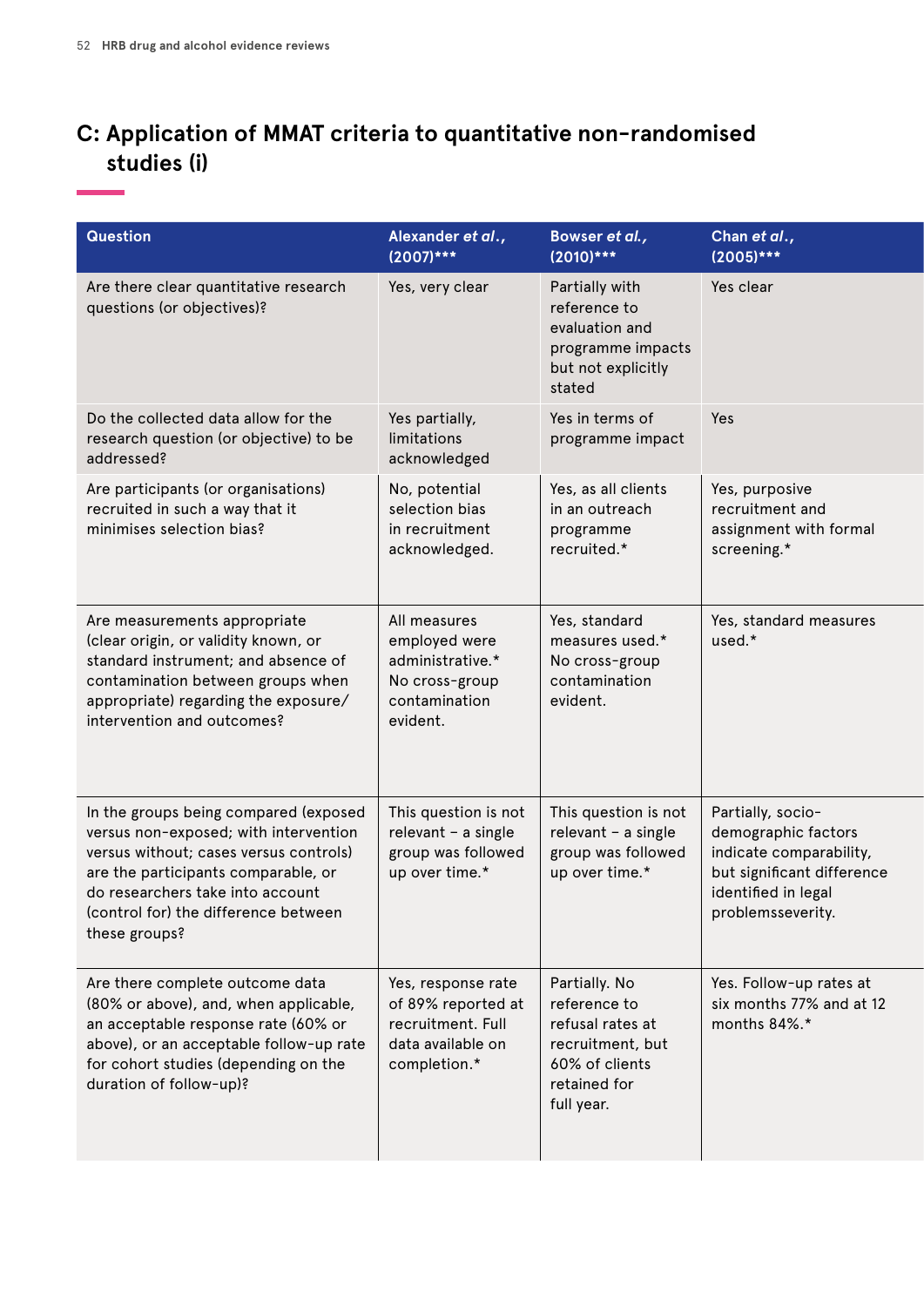## C: Application of MMAT criteria to quantitative non-randomised studies (i)

| Question | Alexander *et al.*, (2007)*** | Bowser *et al.*, (2010)*** | Chan *et al.*, (2005)*** |
|---|---|---|---|
| Are there clear quantitative research questions (or objectives)? | Yes, very clear | Partially with reference to evaluation and programme impacts but not explicitly stated | Yes clear |
| Do the collected data allow for the research question (or objective) to be addressed? | Yes partially, limitations acknowledged | Yes in terms of programme impact | Yes |
| Are participants (or organisations) recruited in such a way that it minimises selection bias? | No, potential selection bias in recruitment acknowledged. | Yes, as all clients in an outreach programme recruited.* | Yes, purposive recruitment and assignment with formal screening.* |
| Are measurements appropriate (clear origin, or validity known, or standard instrument; and absence of contamination between groups when appropriate) regarding the exposure/ intervention and outcomes? | All measures employed were administrative.* No cross-group contamination evident. | Yes, standard measures used.* No cross-group contamination evident. | Yes, standard measures used.* |
| In the groups being compared (exposed versus non-exposed; with intervention versus without; cases versus controls) are the participants comparable, or do researchers take into account (control for) the difference between these groups? | This question is not relevant – a single group was followed up over time.* | This question is not relevant – a single group was followed up over time.* | Partially, socio-demographic factors indicate comparability, but significant difference identified in legal problemsseverity. |
| Are there complete outcome data (80% or above), and, when applicable, an acceptable response rate (60% or above), or an acceptable follow-up rate for cohort studies (depending on the duration of follow-up)? | Yes, response rate of 89% reported at recruitment. Full data available on completion.* | Partially. No reference to refusal rates at recruitment, but 60% of clients retained for full year. | Yes. Follow-up rates at six months 77% and at 12 months 84%.* |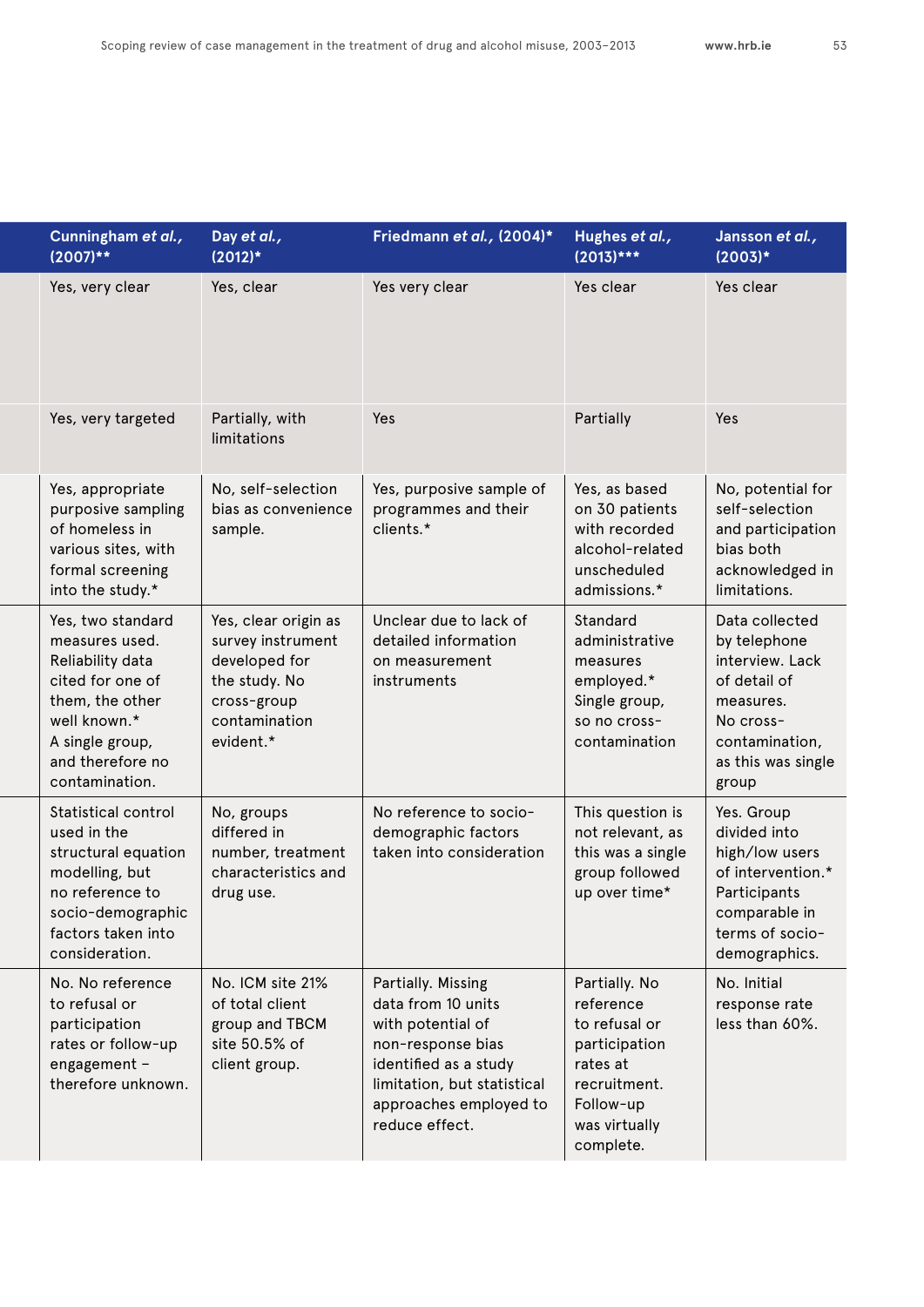| | Cunningham *et al.*, (2007)** | Day *et al.*, (2012)* | Friedmann *et al.*, (2004)* | Hughes *et al.*, (2013)*** | Jansson *et al.*, (2003)* |
|---|---|---|---|---|---|
| | Yes, very clear | Yes, clear | Yes very clear | Yes clear | Yes clear |
| | Yes, very targeted | Partially, with limitations | Yes | Partially | Yes |
| | Yes, appropriate purposive sampling of homeless in various sites, with formal screening into the study.* | No, self-selection bias as convenience sample. | Yes, purposive sample of programmes and their clients.* | Yes, as based on 30 patients with recorded alcohol-related unscheduled admissions.* | No, potential for self-selection and participation bias both acknowledged in limitations. |
| | Yes, two standard measures used. Reliability data cited for one of them, the other well known.* A single group, and therefore no contamination. | Yes, clear origin as survey instrument developed for the study. No cross-group contamination evident.* | Unclear due to lack of detailed information on measurement instruments | Standard administrative measures employed.* Single group, so no cross-contamination | Data collected by telephone interview. Lack of detail of measures. No cross-contamination, as this was single group |
| | Statistical control used in the structural equation modelling, but no reference to socio-demographic factors taken into consideration. | No, groups differed in number, treatment characteristics and drug use. | No reference to socio-demographic factors taken into consideration | This question is not relevant, as this was a single group followed up over time* | Yes. Group divided into high/low users of intervention.* Participants comparable in terms of socio-demographics. |
| | No. No reference to refusal or participation rates or follow-up engagement – therefore unknown. | No. ICM site 21% of total client group and TBCM site 50.5% of client group. | Partially. Missing data from 10 units with potential of non-response bias identified as a study limitation, but statistical approaches employed to reduce effect. | Partially. No reference to refusal or participation rates at recruitment. Follow-up was virtually complete. | No. Initial response rate less than 60%. |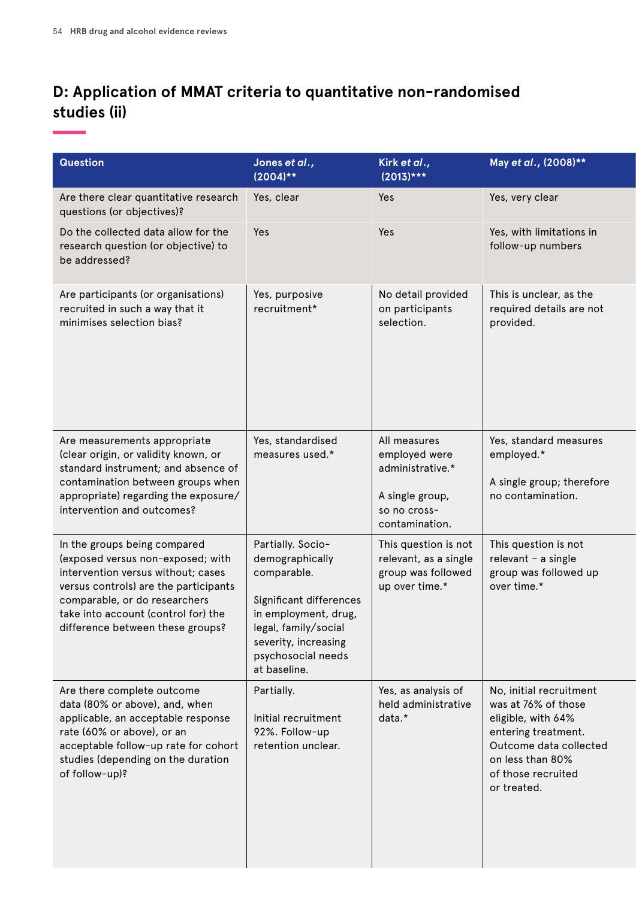## D: Application of MMAT criteria to quantitative non-randomised studies (ii)

| Question | Jones *et al.*, (2004)** | Kirk *et al.*, (2013)*** | May *et al.*, (2008)** |
|---|---|---|---|
| Are there clear quantitative research questions (or objectives)? | Yes, clear | Yes | Yes, very clear |
| Do the collected data allow for the research question (or objective) to be addressed? | Yes | Yes | Yes, with limitations in follow-up numbers |
| Are participants (or organisations) recruited in such a way that it minimises selection bias? | Yes, purposive recruitment* | No detail provided on participants selection. | This is unclear, as the required details are not provided. |
| Are measurements appropriate (clear origin, or validity known, or standard instrument; and absence of contamination between groups when appropriate) regarding the exposure/intervention and outcomes? | Yes, standardised measures used.* | All measures employed were administrative.*<br><br>A single group, so no cross-contamination. | Yes, standard measures employed.*<br><br>A single group; therefore no contamination. |
| In the groups being compared (exposed versus non-exposed; with intervention versus without; cases versus controls) are the participants comparable, or do researchers take into account (control for) the difference between these groups? | Partially. Socio-demographically comparable.<br><br>Significant differences in employment, drug, legal, family/social severity, increasing psychosocial needs at baseline. | This question is not relevant, as a single group was followed up over time.* | This question is not relevant – a single group was followed up over time.* |
| Are there complete outcome data (80% or above), and, when applicable, an acceptable response rate (60% or above), or an acceptable follow-up rate for cohort studies (depending on the duration of follow-up)? | Partially.<br><br>Initial recruitment 92%. Follow-up retention unclear. | Yes, as analysis of held administrative data.* | No, initial recruitment was at 76% of those eligible, with 64% entering treatment. Outcome data collected on less than 80% of those recruited or treated. |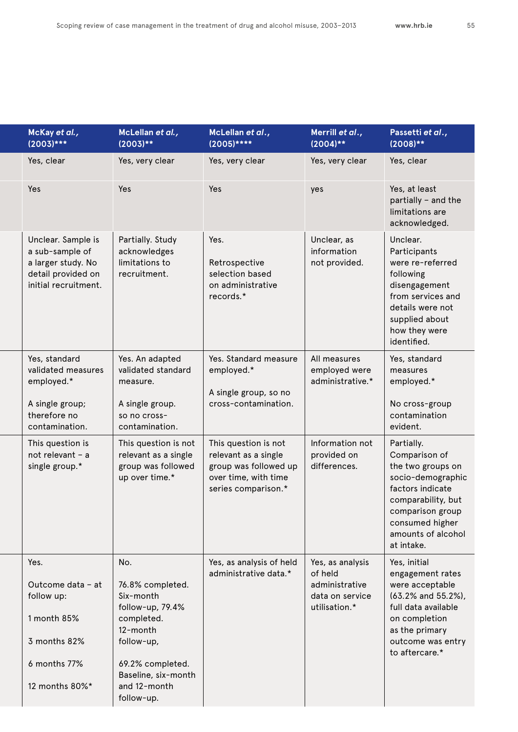| | McKay *et al.*, (2003)*** | McLellan *et al.*, (2003)** | McLellan *et al.*, (2005)**** | Merrill *et al.*, (2004)** | Passetti *et al.*, (2008)** |
|---|---|---|---|---|---|
| | Yes, clear | Yes, very clear | Yes, very clear | Yes, very clear | Yes, clear |
| | Yes | Yes | Yes | yes | Yes, at least partially – and the limitations are acknowledged. |
| | Unclear. Sample is a sub-sample of a larger study. No detail provided on initial recruitment. | Partially. Study acknowledges limitations to recruitment. | Yes.<br><br>Retrospective selection based on administrative records.* | Unclear, as information not provided. | Unclear. Participants were re-referred following disengagement from services and details were not supplied about how they were identified. |
| | Yes, standard validated measures employed.*<br><br>A single group; therefore no contamination. | Yes. An adapted validated standard measure.<br><br>A single group. so no cross-contamination. | Yes. Standard measure employed.*<br><br>A single group, so no cross-contamination. | All measures employed were administrative.* | Yes, standard measures employed.*<br><br>No cross-group contamination evident. |
| | This question is not relevant – a single group.* | This question is not relevant as a single group was followed up over time.* | This question is not relevant as a single group was followed up over time, with time series comparison.* | Information not provided on differences. | Partially. Comparison of the two groups on socio-demographic factors indicate comparability, but comparison group consumed higher amounts of alcohol at intake. |
| | Yes.<br><br>Outcome data – at follow up:<br><br>1 month 85%<br><br>3 months 82%<br><br>6 months 77%<br><br>12 months 80%* | No.<br><br>76.8% completed. Six-month follow-up, 79.4% completed. 12-month follow-up,<br><br>69.2% completed. Baseline, six-month and 12-month follow-up. | Yes, as analysis of held administrative data.* | Yes, as analysis of held administrative data on service utilisation.* | Yes, initial engagement rates were acceptable (63.2% and 55.2%), full data available on completion as the primary outcome was entry to aftercare.* |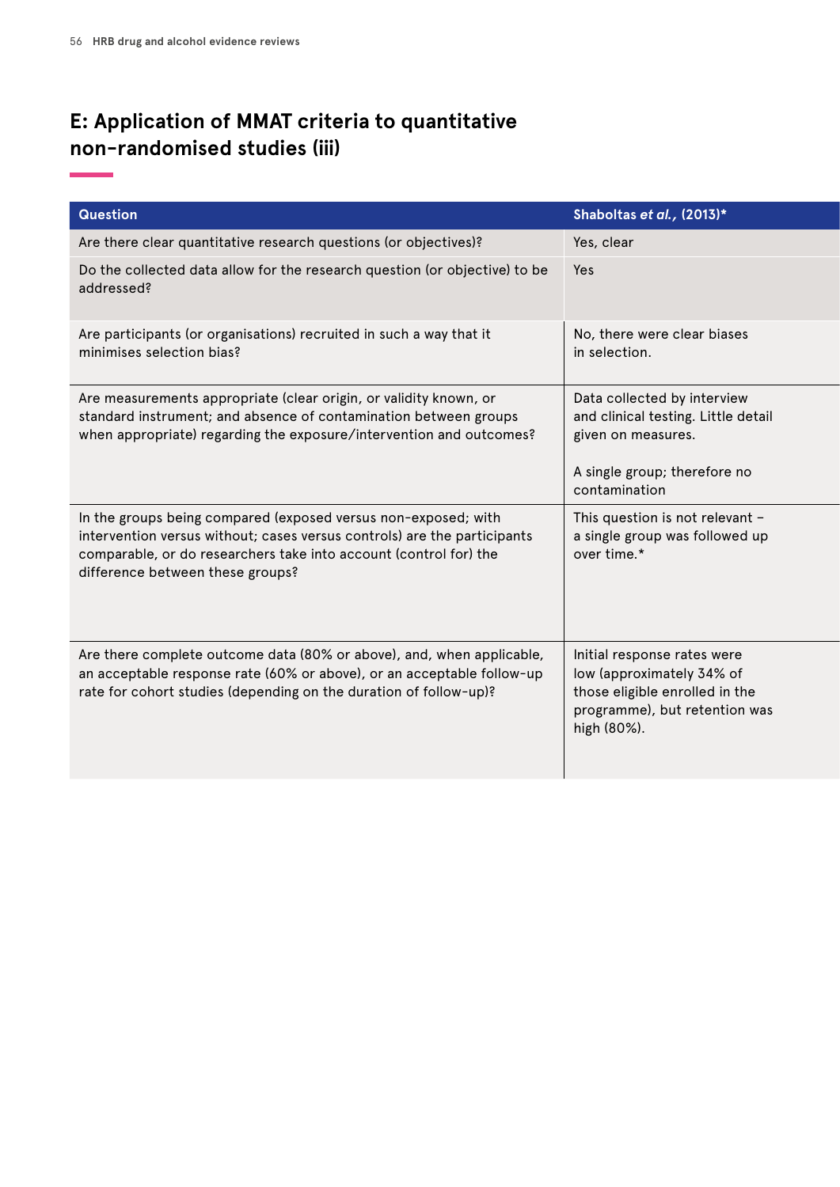## E: Application of MMAT criteria to quantitative non-randomised studies (iii)

| Question | Shaboltas *et al.*, (2013)* |
| --- | --- |
| Are there clear quantitative research questions (or objectives)? | Yes, clear |
| Do the collected data allow for the research question (or objective) to be addressed? | Yes |
| Are participants (or organisations) recruited in such a way that it minimises selection bias? | No, there were clear biases in selection. |
| Are measurements appropriate (clear origin, or validity known, or standard instrument; and absence of contamination between groups when appropriate) regarding the exposure/intervention and outcomes? | Data collected by interview and clinical testing. Little detail given on measures.<br><br>A single group; therefore no contamination |
| In the groups being compared (exposed versus non-exposed; with intervention versus without; cases versus controls) are the participants comparable, or do researchers take into account (control for) the difference between these groups? | This question is not relevant – a single group was followed up over time.* |
| Are there complete outcome data (80% or above), and, when applicable, an acceptable response rate (60% or above), or an acceptable follow-up rate for cohort studies (depending on the duration of follow-up)? | Initial response rates were low (approximately 34% of those eligible enrolled in the programme), but retention was high (80%). |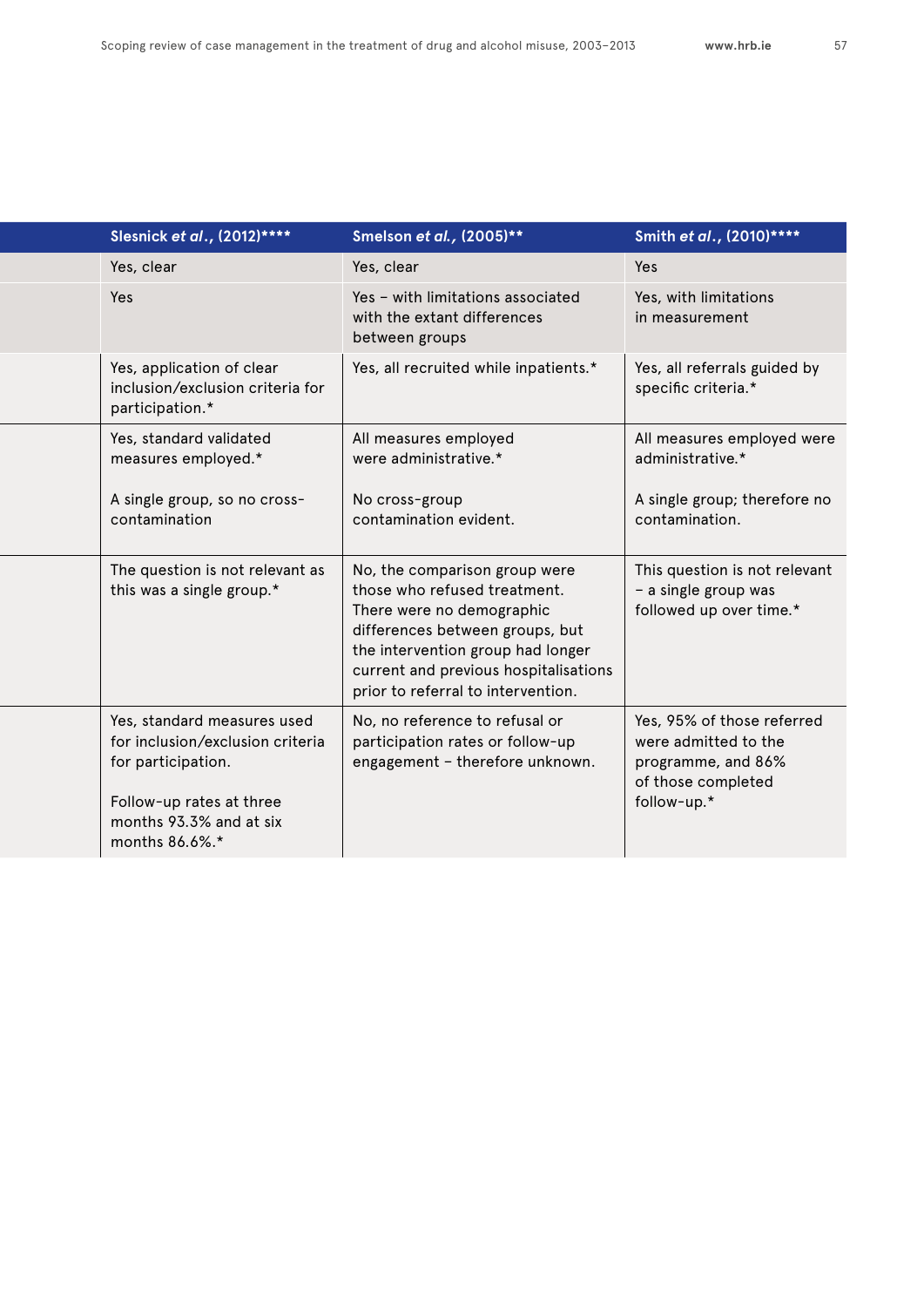| | Slesnick *et al*., (2012)**** | Smelson *et al.*, (2005)** | Smith *et al*., (2010)**** |
|---|---|---|---|
| | Yes, clear | Yes, clear | Yes |
| | Yes | Yes – with limitations associated with the extant differences between groups | Yes, with limitations in measurement |
| | Yes, application of clear inclusion/exclusion criteria for participation.* | Yes, all recruited while inpatients.* | Yes, all referrals guided by specific criteria.* |
| | Yes, standard validated measures employed.*<br><br>A single group, so no cross-contamination | All measures employed were administrative.*<br><br>No cross-group contamination evident. | All measures employed were administrative.*<br><br>A single group; therefore no contamination. |
| | The question is not relevant as this was a single group.* | No, the comparison group were those who refused treatment. There were no demographic differences between groups, but the intervention group had longer current and previous hospitalisations prior to referral to intervention. | This question is not relevant – a single group was followed up over time.* |
| | Yes, standard measures used for inclusion/exclusion criteria for participation.<br><br>Follow-up rates at three months 93.3% and at six months 86.6%.* | No, no reference to refusal or participation rates or follow-up engagement – therefore unknown. | Yes, 95% of those referred were admitted to the programme, and 86% of those completed follow-up.* |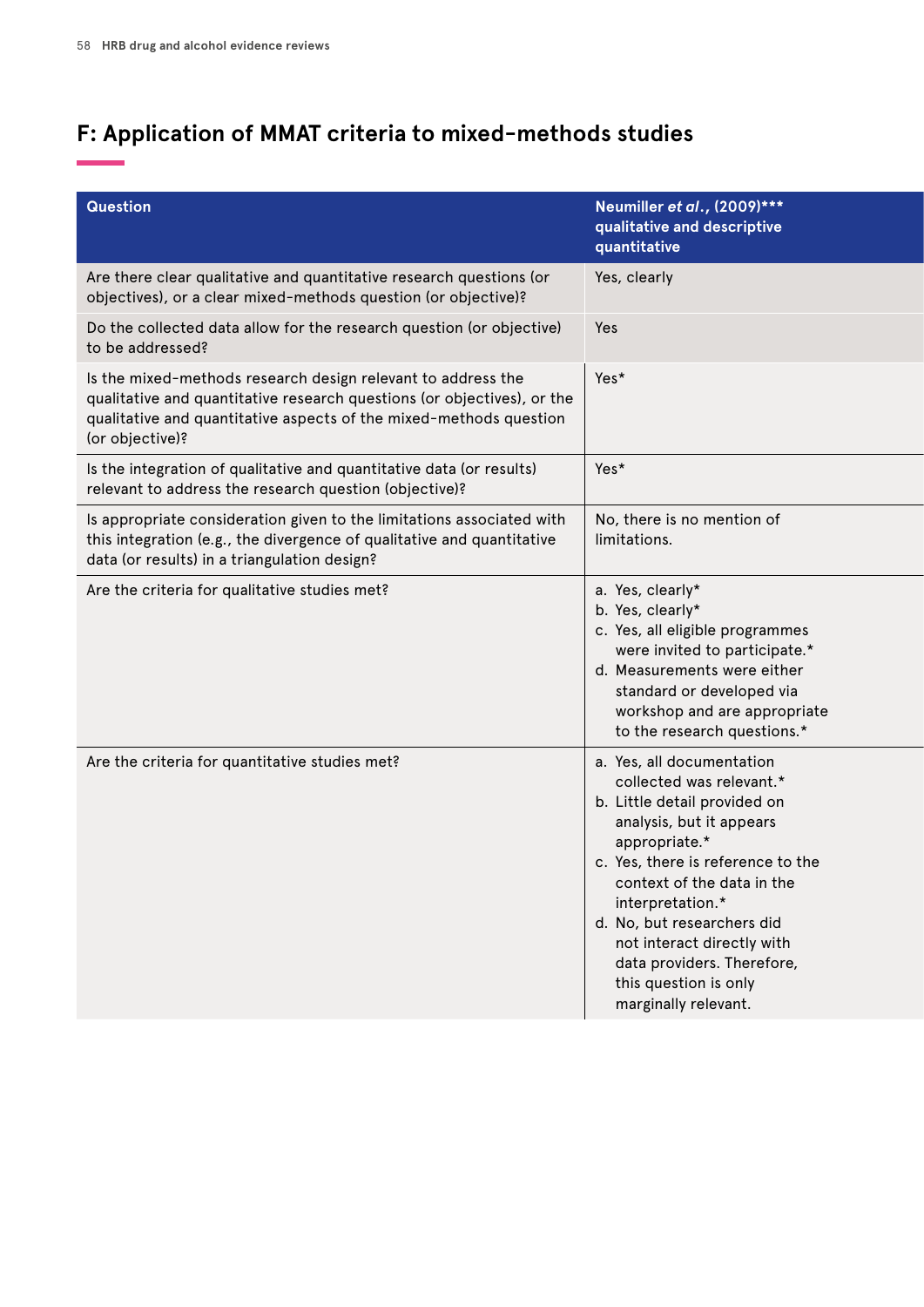## F: Application of MMAT criteria to mixed-methods studies

| Question | Neumiller *et al*., (2009)*** qualitative and descriptive quantitative |
|---|---|
| Are there clear qualitative and quantitative research questions (or objectives), or a clear mixed-methods question (or objective)? | Yes, clearly |
| Do the collected data allow for the research question (or objective) to be addressed? | Yes |
| Is the mixed-methods research design relevant to address the qualitative and quantitative research questions (or objectives), or the qualitative and quantitative aspects of the mixed-methods question (or objective)? | Yes* |
| Is the integration of qualitative and quantitative data (or results) relevant to address the research question (objective)? | Yes* |
| Is appropriate consideration given to the limitations associated with this integration (e.g., the divergence of qualitative and quantitative data (or results) in a triangulation design? | No, there is no mention of limitations. |
| Are the criteria for qualitative studies met? | a. Yes, clearly*<br>b. Yes, clearly*<br>c. Yes, all eligible programmes were invited to participate.*<br>d. Measurements were either standard or developed via workshop and are appropriate to the research questions.* |
| Are the criteria for quantitative studies met? | a. Yes, all documentation collected was relevant.*<br>b. Little detail provided on analysis, but it appears appropriate.*<br>c. Yes, there is reference to the context of the data in the interpretation.*<br>d. No, but researchers did not interact directly with data providers. Therefore, this question is only marginally relevant. |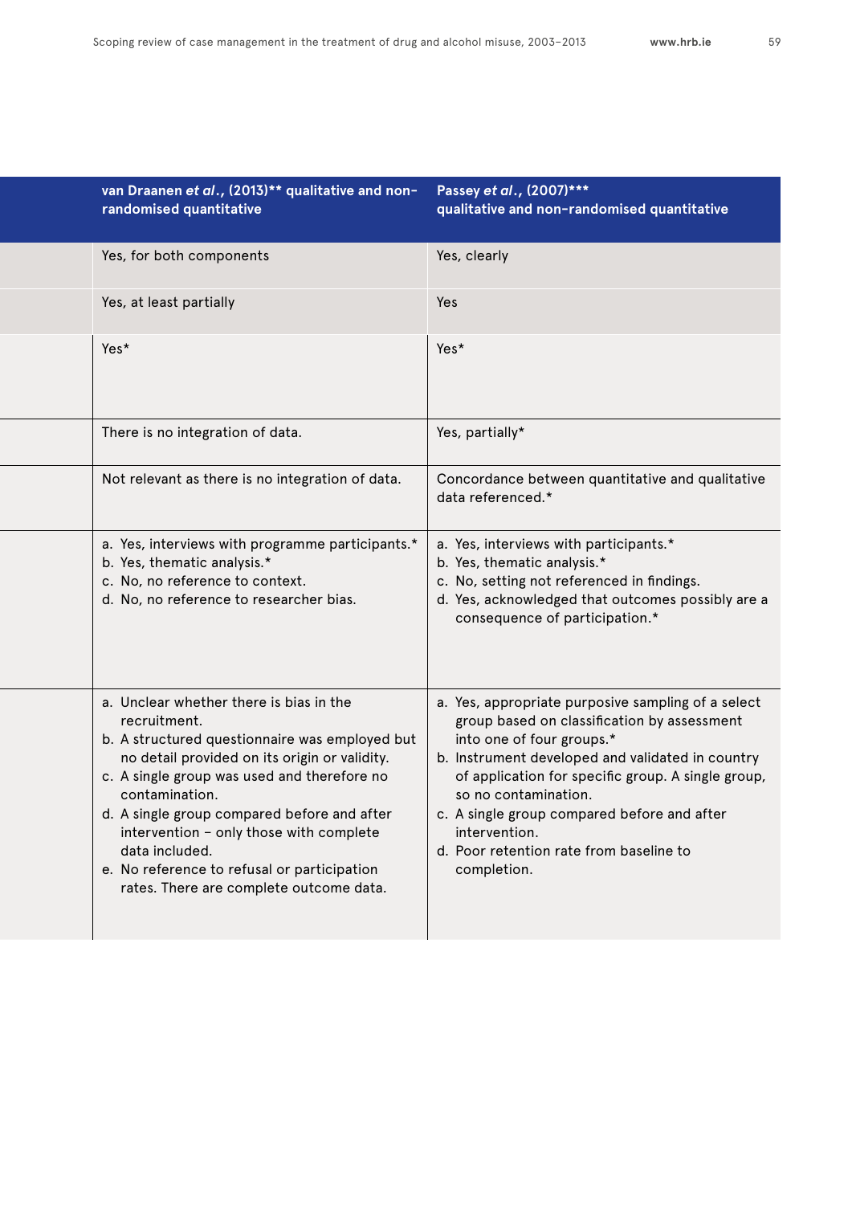| | van Draanen *et al*., (2013)** qualitative and non-randomised quantitative | Passey *et al*., (2007)*** qualitative and non-randomised quantitative |
|---|---|---|
| | Yes, for both components | Yes, clearly |
| | Yes, at least partially | Yes |
| | Yes* | Yes* |
| | There is no integration of data. | Yes, partially* |
| | Not relevant as there is no integration of data. | Concordance between quantitative and qualitative data referenced.* |
| | a. Yes, interviews with programme participants.*<br>b. Yes, thematic analysis.*<br>c. No, no reference to context.<br>d. No, no reference to researcher bias. | a. Yes, interviews with participants.*<br>b. Yes, thematic analysis.*<br>c. No, setting not referenced in findings.<br>d. Yes, acknowledged that outcomes possibly are a consequence of participation.* |
| | a. Unclear whether there is bias in the recruitment.<br>b. A structured questionnaire was employed but no detail provided on its origin or validity.<br>c. A single group was used and therefore no contamination.<br>d. A single group compared before and after intervention – only those with complete data included.<br>e. No reference to refusal or participation rates. There are complete outcome data. | a. Yes, appropriate purposive sampling of a select group based on classification by assessment into one of four groups.*<br>b. Instrument developed and validated in country of application for specific group. A single group, so no contamination.<br>c. A single group compared before and after intervention.<br>d. Poor retention rate from baseline to completion. |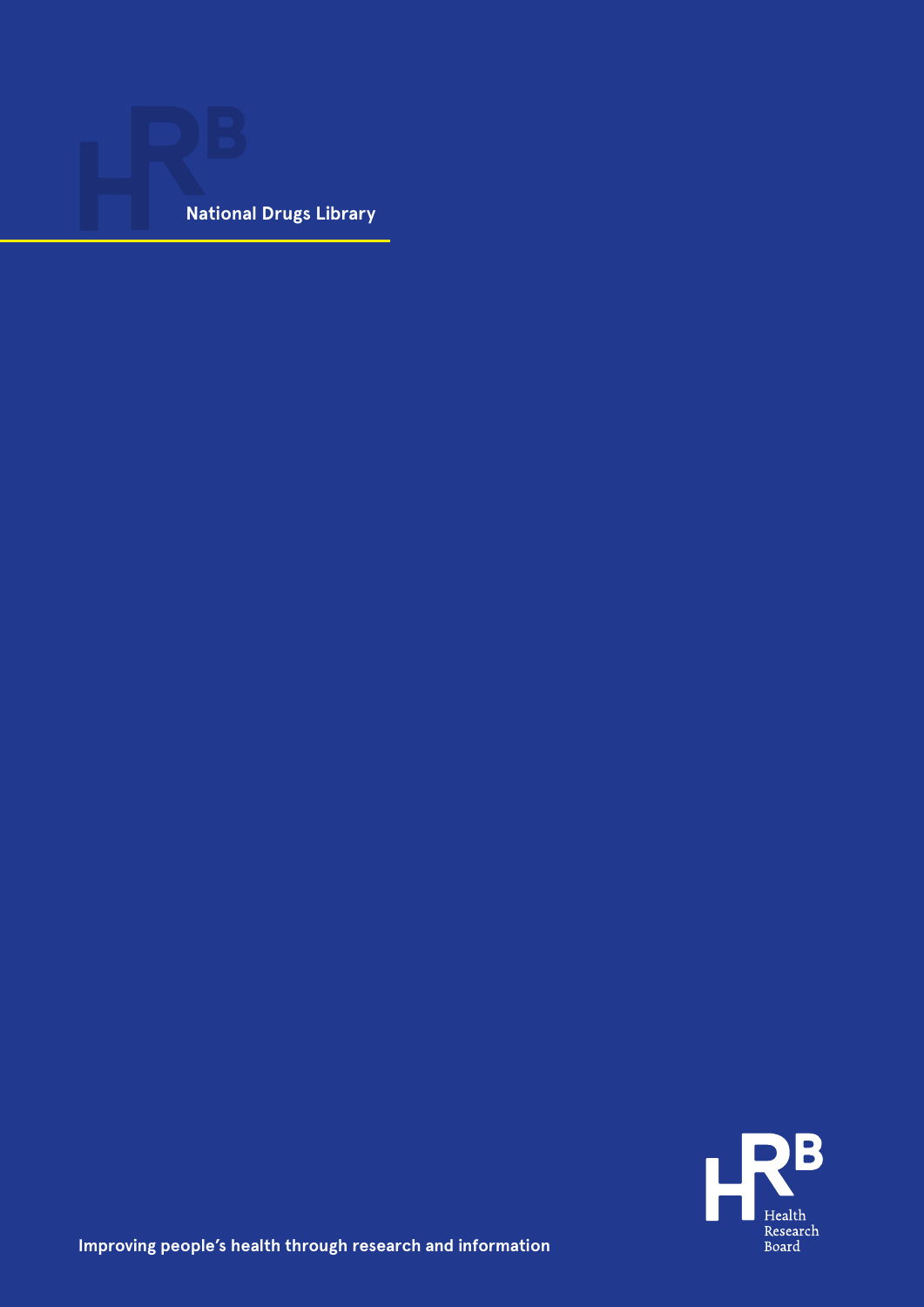National Drugs Library

Improving people's health through research and information

Health Research Board